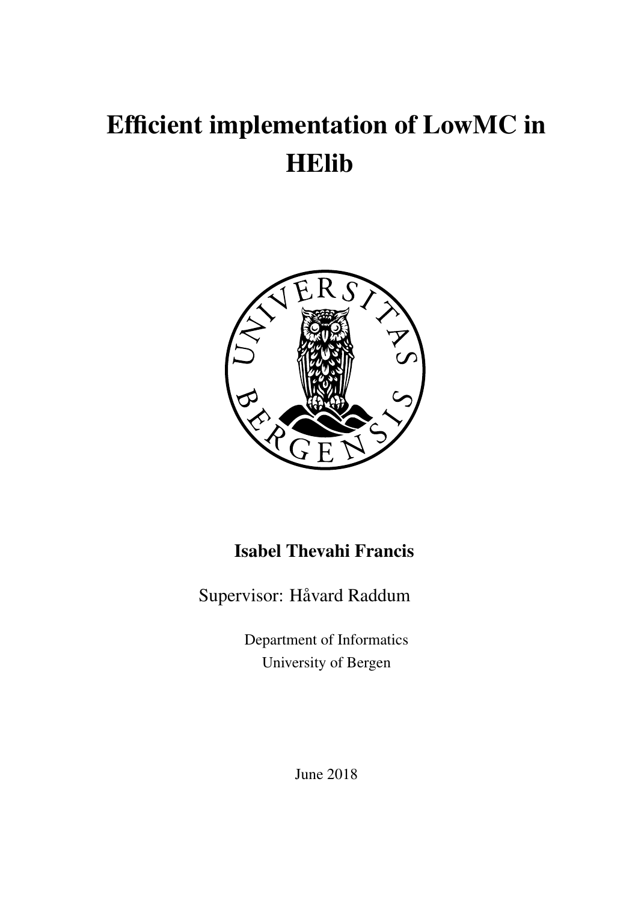# Efficient implementation of LowMC in HElib

**Isabel Thevahi Francis**

Supervisor: Håvard Raddum

Department of Informatics
University of Bergen

June 2018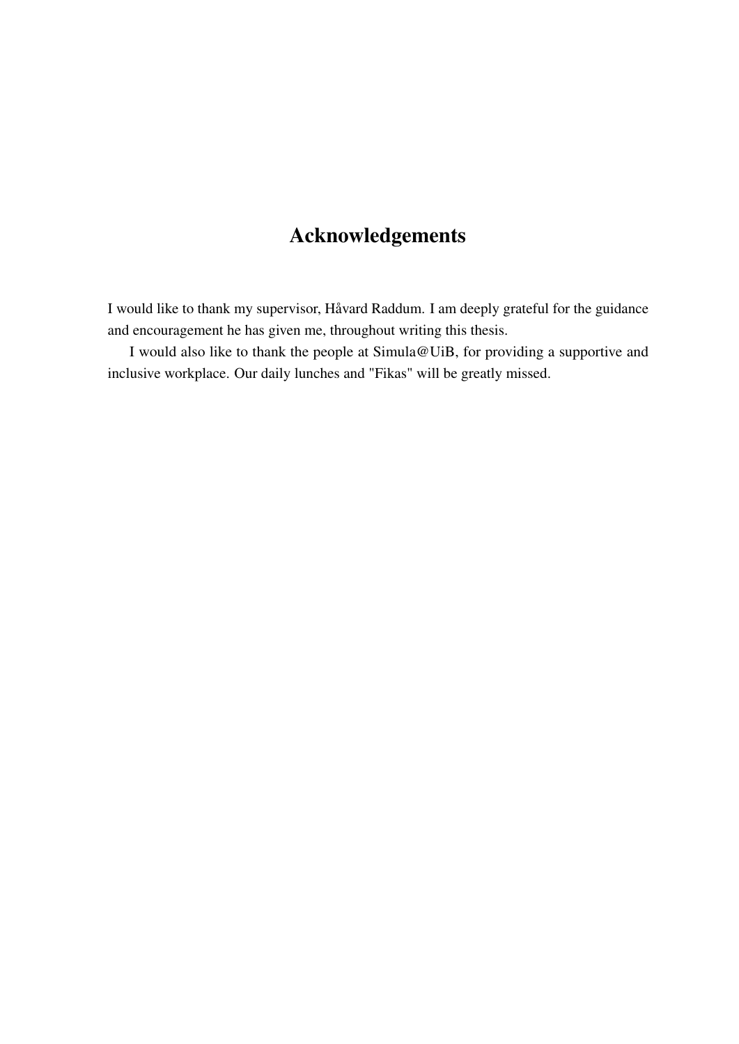# Acknowledgements

I would like to thank my supervisor, Håvard Raddum. I am deeply grateful for the guidance and encouragement he has given me, throughout writing this thesis.

I would also like to thank the people at Simula@UiB, for providing a supportive and inclusive workplace. Our daily lunches and "Fikas" will be greatly missed.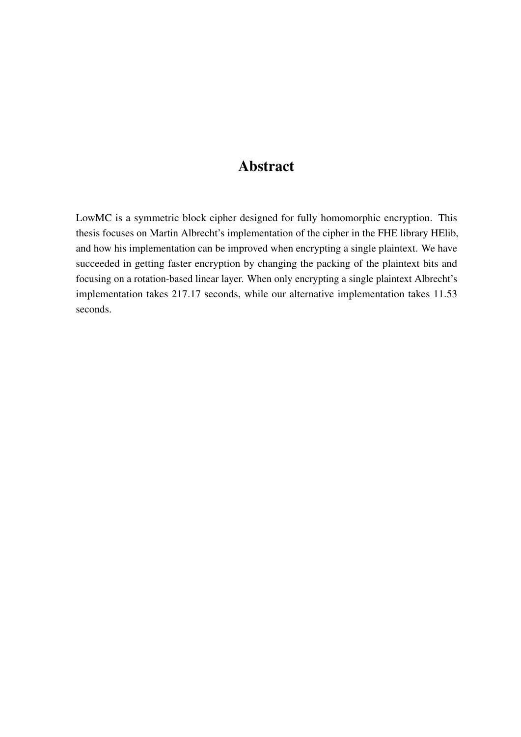# Abstract

LowMC is a symmetric block cipher designed for fully homomorphic encryption. This thesis focuses on Martin Albrecht's implementation of the cipher in the FHE library HElib, and how his implementation can be improved when encrypting a single plaintext. We have succeeded in getting faster encryption by changing the packing of the plaintext bits and focusing on a rotation-based linear layer. When only encrypting a single plaintext Albrecht's implementation takes 217.17 seconds, while our alternative implementation takes 11.53 seconds.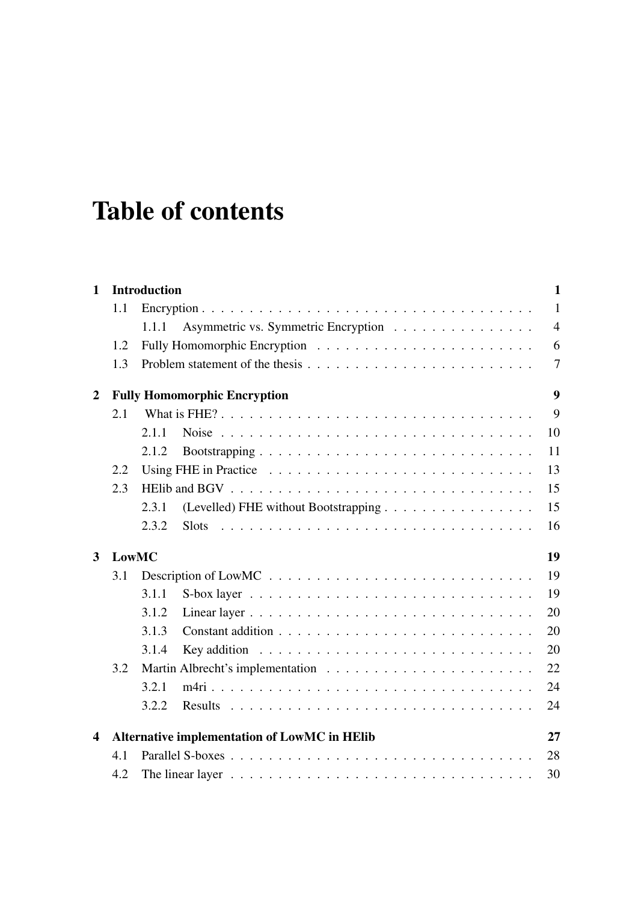# Table of contents

**1 Introduction** **1**

- 1.1 Encryption . . . . . . . . . . 1
  - 1.1.1 Asymmetric vs. Symmetric Encryption . . . . . . . . . . 4
- 1.2 Fully Homomorphic Encryption . . . . . . . . . . 6
- 1.3 Problem statement of the thesis . . . . . . . . . . 7

**2 Fully Homomorphic Encryption** **9**

- 2.1 What is FHE? . . . . . . . . . . 9
  - 2.1.1 Noise . . . . . . . . . . 10
  - 2.1.2 Bootstrapping . . . . . . . . . . 11
- 2.2 Using FHE in Practice . . . . . . . . . . 13
- 2.3 HElib and BGV . . . . . . . . . . 15
  - 2.3.1 (Levelled) FHE without Bootstrapping . . . . . . . . . . 15
  - 2.3.2 Slots . . . . . . . . . . 16

**3 LowMC** **19**

- 3.1 Description of LowMC . . . . . . . . . . 19
  - 3.1.1 S-box layer . . . . . . . . . . 19
  - 3.1.2 Linear layer . . . . . . . . . . 20
  - 3.1.3 Constant addition . . . . . . . . . . 20
  - 3.1.4 Key addition . . . . . . . . . . 20
- 3.2 Martin Albrecht's implementation . . . . . . . . . . 22
  - 3.2.1 m4ri . . . . . . . . . . 24
  - 3.2.2 Results . . . . . . . . . . 24

**4 Alternative implementation of LowMC in HElib** **27**

- 4.1 Parallel S-boxes . . . . . . . . . . 28
- 4.2 The linear layer . . . . . . . . . . 30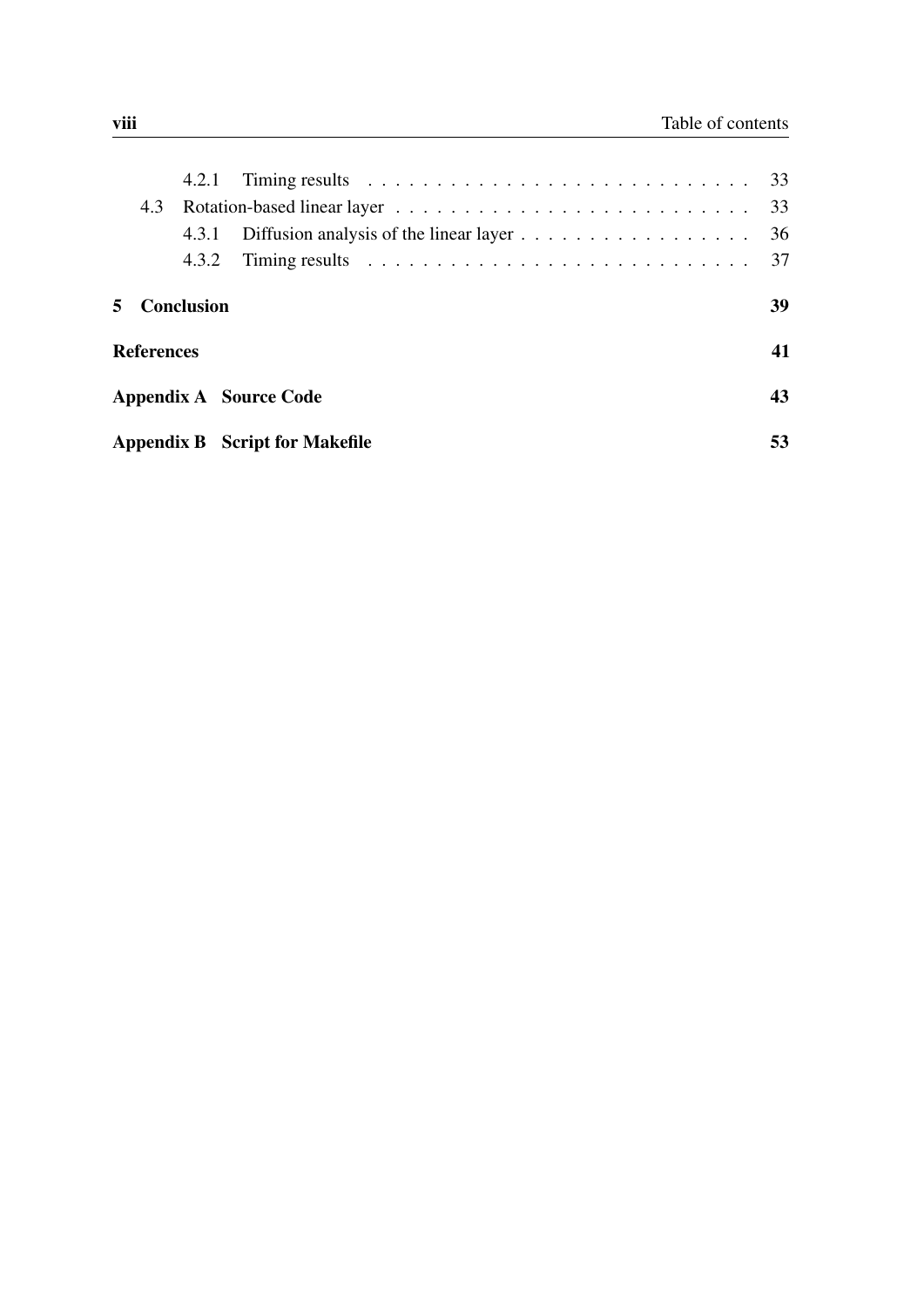- 4.2.1 Timing results . . . . . . . . . . . . . . . . . . . . . . . . . . . . 33
- 4.3 Rotation-based linear layer . . . . . . . . . . . . . . . . . . . . . . . . . . 33
  - 4.3.1 Diffusion analysis of the linear layer . . . . . . . . . . . . . . . . . 36
  - 4.3.2 Timing results . . . . . . . . . . . . . . . . . . . . . . . . . . . . 37

**5 Conclusion** **39**

**References** **41**

**Appendix A Source Code** **43**

**Appendix B Script for Makefile** **53**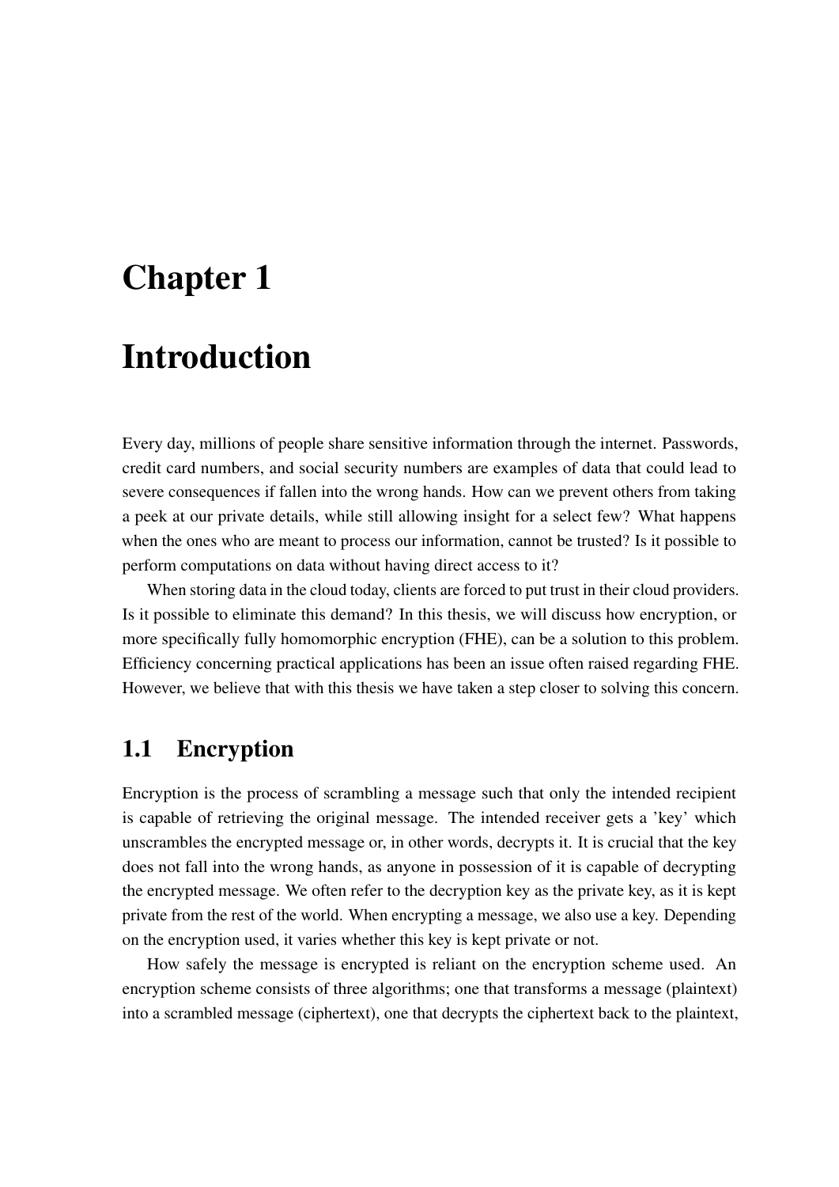# Chapter 1

# Introduction

Every day, millions of people share sensitive information through the internet. Passwords, credit card numbers, and social security numbers are examples of data that could lead to severe consequences if fallen into the wrong hands. How can we prevent others from taking a peek at our private details, while still allowing insight for a select few? What happens when the ones who are meant to process our information, cannot be trusted? Is it possible to perform computations on data without having direct access to it?

When storing data in the cloud today, clients are forced to put trust in their cloud providers. Is it possible to eliminate this demand? In this thesis, we will discuss how encryption, or more specifically fully homomorphic encryption (FHE), can be a solution to this problem. Efficiency concerning practical applications has been an issue often raised regarding FHE. However, we believe that with this thesis we have taken a step closer to solving this concern.

## 1.1 Encryption

Encryption is the process of scrambling a message such that only the intended recipient is capable of retrieving the original message. The intended receiver gets a 'key' which unscrambles the encrypted message or, in other words, decrypts it. It is crucial that the key does not fall into the wrong hands, as anyone in possession of it is capable of decrypting the encrypted message. We often refer to the decryption key as the private key, as it is kept private from the rest of the world. When encrypting a message, we also use a key. Depending on the encryption used, it varies whether this key is kept private or not.

How safely the message is encrypted is reliant on the encryption scheme used. An encryption scheme consists of three algorithms; one that transforms a message (plaintext) into a scrambled message (ciphertext), one that decrypts the ciphertext back to the plaintext,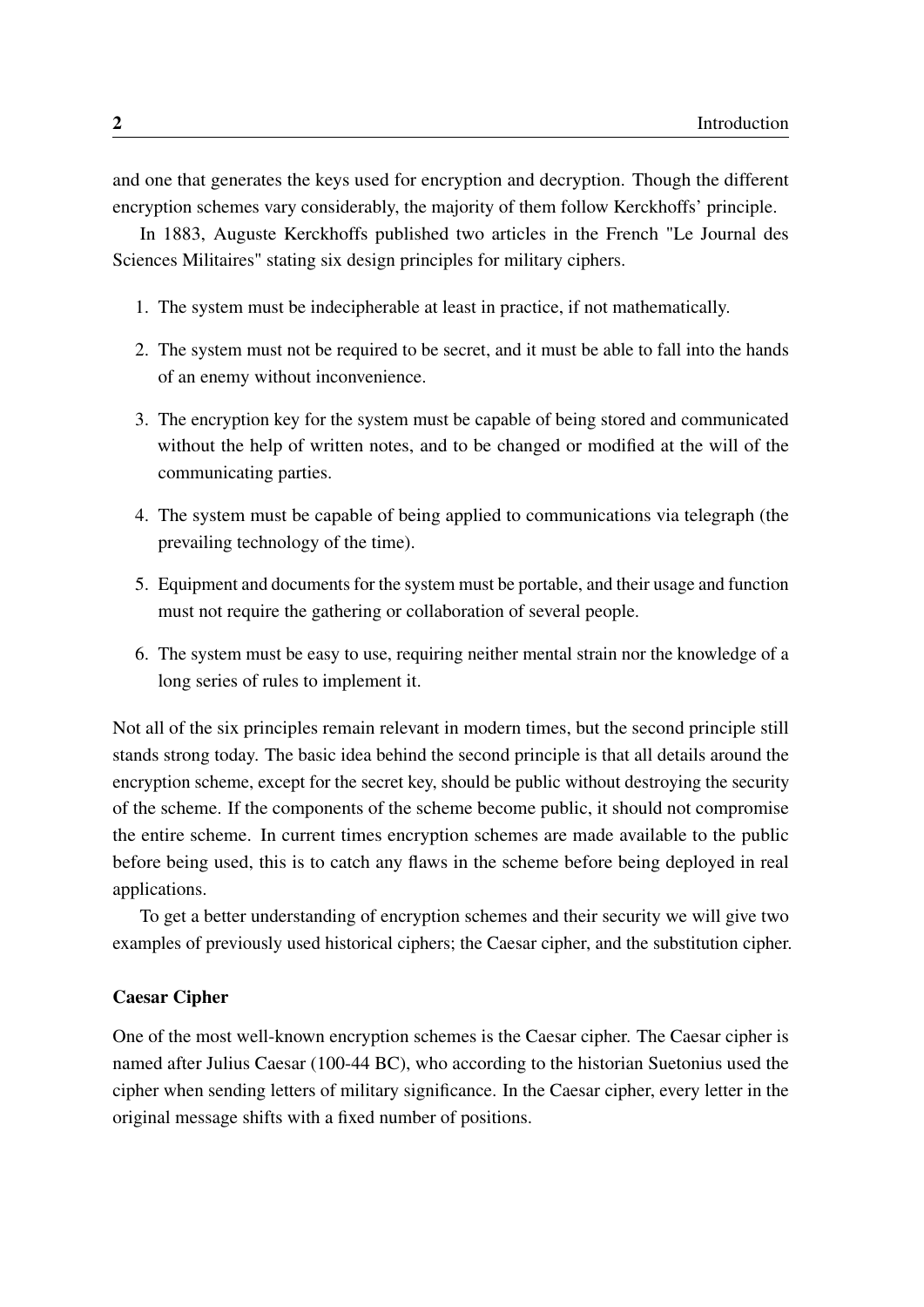and one that generates the keys used for encryption and decryption. Though the different encryption schemes vary considerably, the majority of them follow Kerckhoffs' principle.

In 1883, Auguste Kerckhoffs published two articles in the French "Le Journal des Sciences Militaires" stating six design principles for military ciphers.

1. The system must be indecipherable at least in practice, if not mathematically.
2. The system must not be required to be secret, and it must be able to fall into the hands of an enemy without inconvenience.
3. The encryption key for the system must be capable of being stored and communicated without the help of written notes, and to be changed or modified at the will of the communicating parties.
4. The system must be capable of being applied to communications via telegraph (the prevailing technology of the time).
5. Equipment and documents for the system must be portable, and their usage and function must not require the gathering or collaboration of several people.
6. The system must be easy to use, requiring neither mental strain nor the knowledge of a long series of rules to implement it.

Not all of the six principles remain relevant in modern times, but the second principle still stands strong today. The basic idea behind the second principle is that all details around the encryption scheme, except for the secret key, should be public without destroying the security of the scheme. If the components of the scheme become public, it should not compromise the entire scheme. In current times encryption schemes are made available to the public before being used, this is to catch any flaws in the scheme before being deployed in real applications.

To get a better understanding of encryption schemes and their security we will give two examples of previously used historical ciphers; the Caesar cipher, and the substitution cipher.

#### Caesar Cipher

One of the most well-known encryption schemes is the Caesar cipher. The Caesar cipher is named after Julius Caesar (100-44 BC), who according to the historian Suetonius used the cipher when sending letters of military significance. In the Caesar cipher, every letter in the original message shifts with a fixed number of positions.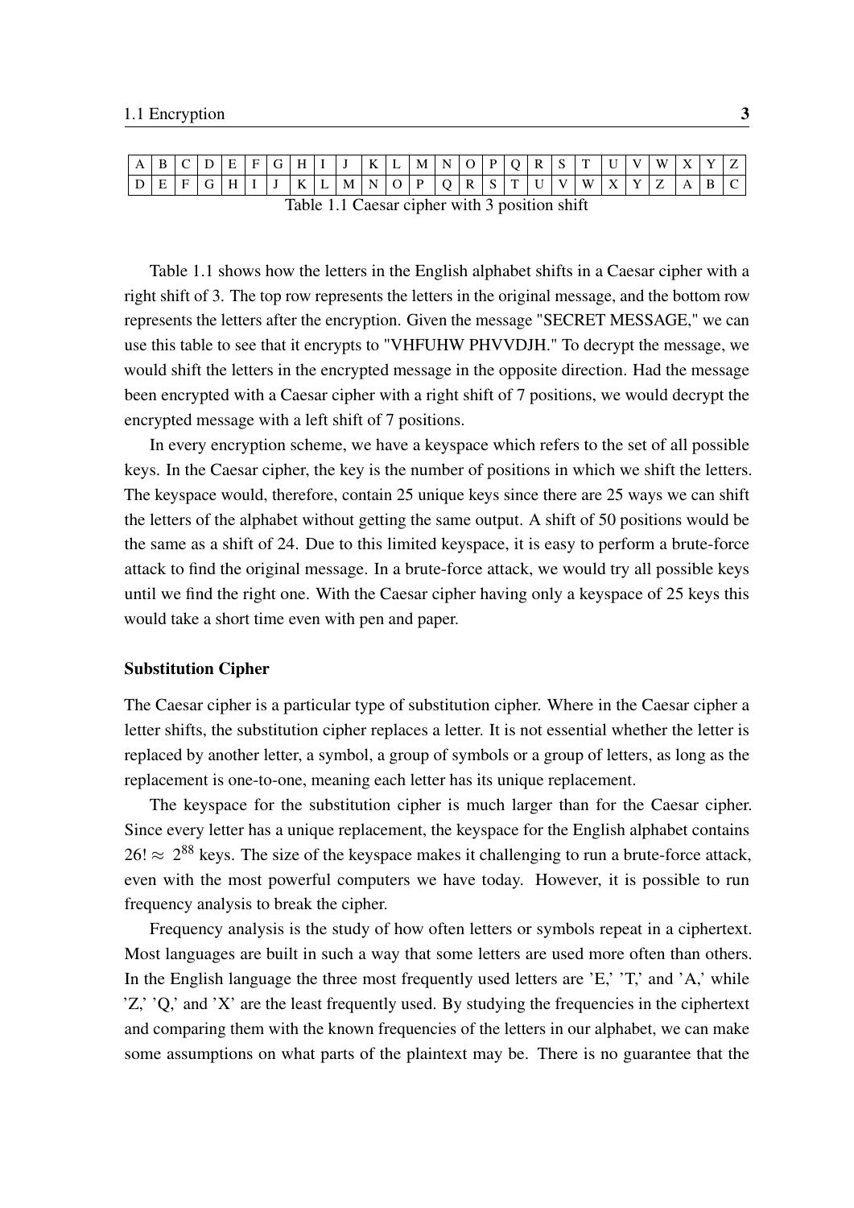| A | B | C | D | E | F | G | H | I | J | K | L | M | N | O | P | Q | R | S | T | U | V | W | X | Y | Z |
|---|---|---|---|---|---|---|---|---|---|---|---|---|---|---|---|---|---|---|---|---|---|---|---|---|---|
| D | E | F | G | H | I | J | K | L | M | N | O | P | Q | R | S | T | U | V | W | X | Y | Z | A | B | C |

Table 1.1 Caesar cipher with 3 position shift

Table 1.1 shows how the letters in the English alphabet shifts in a Caesar cipher with a right shift of 3. The top row represents the letters in the original message, and the bottom row represents the letters after the encryption. Given the message "SECRET MESSAGE," we can use this table to see that it encrypts to "VHFUHW PHVVDJH." To decrypt the message, we would shift the letters in the encrypted message in the opposite direction. Had the message been encrypted with a Caesar cipher with a right shift of 7 positions, we would decrypt the encrypted message with a left shift of 7 positions.

In every encryption scheme, we have a keyspace which refers to the set of all possible keys. In the Caesar cipher, the key is the number of positions in which we shift the letters. The keyspace would, therefore, contain 25 unique keys since there are 25 ways we can shift the letters of the alphabet without getting the same output. A shift of 50 positions would be the same as a shift of 24. Due to this limited keyspace, it is easy to perform a brute-force attack to find the original message. In a brute-force attack, we would try all possible keys until we find the right one. With the Caesar cipher having only a keyspace of 25 keys this would take a short time even with pen and paper.

### Substitution Cipher

The Caesar cipher is a particular type of substitution cipher. Where in the Caesar cipher a letter shifts, the substitution cipher replaces a letter. It is not essential whether the letter is replaced by another letter, a symbol, a group of symbols or a group of letters, as long as the replacement is one-to-one, meaning each letter has its unique replacement.

The keyspace for the substitution cipher is much larger than for the Caesar cipher. Since every letter has a unique replacement, the keyspace for the English alphabet contains $26! \approx 2^{88}$ keys. The size of the keyspace makes it challenging to run a brute-force attack, even with the most powerful computers we have today. However, it is possible to run frequency analysis to break the cipher.

Frequency analysis is the study of how often letters or symbols repeat in a ciphertext. Most languages are built in such a way that some letters are used more often than others. In the English language the three most frequently used letters are 'E,' 'T,' and 'A,' while 'Z,' 'Q,' and 'X' are the least frequently used. By studying the frequencies in the ciphertext and comparing them with the known frequencies of the letters in our alphabet, we can make some assumptions on what parts of the plaintext may be. There is no guarantee that the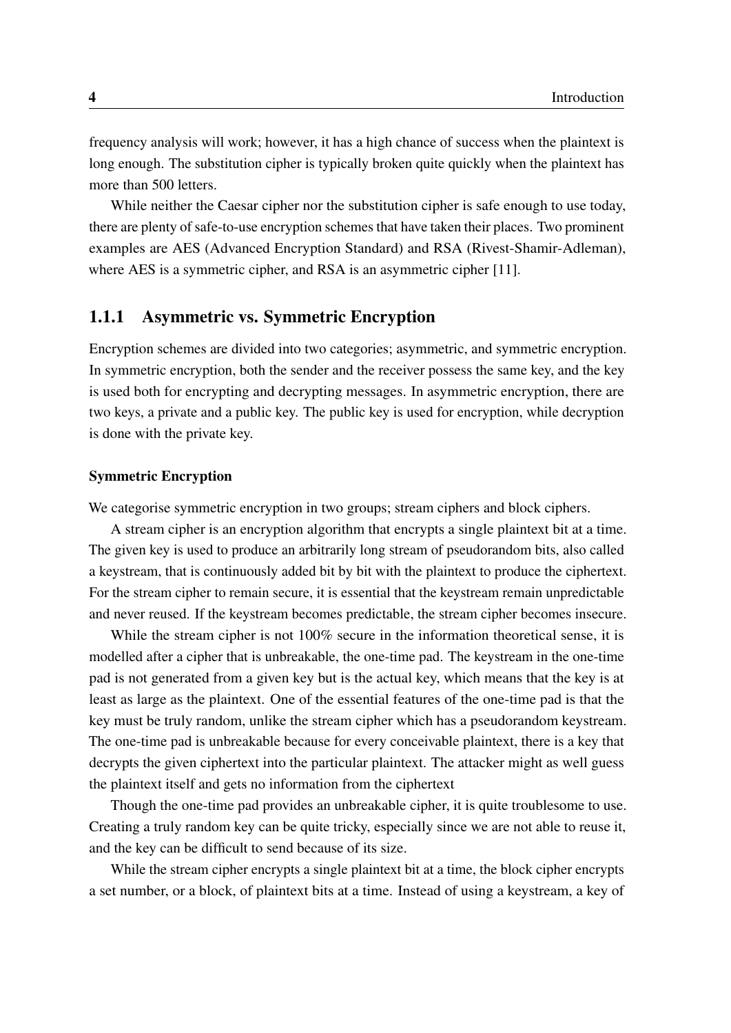frequency analysis will work; however, it has a high chance of success when the plaintext is long enough. The substitution cipher is typically broken quite quickly when the plaintext has more than 500 letters.

While neither the Caesar cipher nor the substitution cipher is safe enough to use today, there are plenty of safe-to-use encryption schemes that have taken their places. Two prominent examples are AES (Advanced Encryption Standard) and RSA (Rivest-Shamir-Adleman), where AES is a symmetric cipher, and RSA is an asymmetric cipher [11].

### 1.1.1 Asymmetric vs. Symmetric Encryption

Encryption schemes are divided into two categories; asymmetric, and symmetric encryption. In symmetric encryption, both the sender and the receiver possess the same key, and the key is used both for encrypting and decrypting messages. In asymmetric encryption, there are two keys, a private and a public key. The public key is used for encryption, while decryption is done with the private key.

#### Symmetric Encryption

We categorise symmetric encryption in two groups; stream ciphers and block ciphers.

A stream cipher is an encryption algorithm that encrypts a single plaintext bit at a time. The given key is used to produce an arbitrarily long stream of pseudorandom bits, also called a keystream, that is continuously added bit by bit with the plaintext to produce the ciphertext. For the stream cipher to remain secure, it is essential that the keystream remain unpredictable and never reused. If the keystream becomes predictable, the stream cipher becomes insecure.

While the stream cipher is not 100% secure in the information theoretical sense, it is modelled after a cipher that is unbreakable, the one-time pad. The keystream in the one-time pad is not generated from a given key but is the actual key, which means that the key is at least as large as the plaintext. One of the essential features of the one-time pad is that the key must be truly random, unlike the stream cipher which has a pseudorandom keystream. The one-time pad is unbreakable because for every conceivable plaintext, there is a key that decrypts the given ciphertext into the particular plaintext. The attacker might as well guess the plaintext itself and gets no information from the ciphertext

Though the one-time pad provides an unbreakable cipher, it is quite troublesome to use. Creating a truly random key can be quite tricky, especially since we are not able to reuse it, and the key can be difficult to send because of its size.

While the stream cipher encrypts a single plaintext bit at a time, the block cipher encrypts a set number, or a block, of plaintext bits at a time. Instead of using a keystream, a key of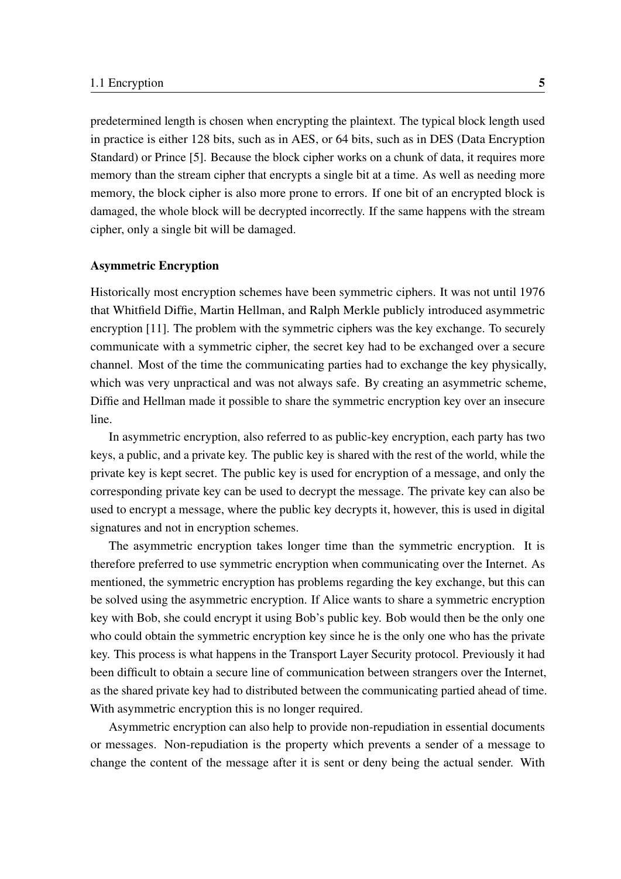predetermined length is chosen when encrypting the plaintext. The typical block length used in practice is either 128 bits, such as in AES, or 64 bits, such as in DES (Data Encryption Standard) or Prince [5]. Because the block cipher works on a chunk of data, it requires more memory than the stream cipher that encrypts a single bit at a time. As well as needing more memory, the block cipher is also more prone to errors. If one bit of an encrypted block is damaged, the whole block will be decrypted incorrectly. If the same happens with the stream cipher, only a single bit will be damaged.

#### Asymmetric Encryption

Historically most encryption schemes have been symmetric ciphers. It was not until 1976 that Whitfield Diffie, Martin Hellman, and Ralph Merkle publicly introduced asymmetric encryption [11]. The problem with the symmetric ciphers was the key exchange. To securely communicate with a symmetric cipher, the secret key had to be exchanged over a secure channel. Most of the time the communicating parties had to exchange the key physically, which was very unpractical and was not always safe. By creating an asymmetric scheme, Diffie and Hellman made it possible to share the symmetric encryption key over an insecure line.

In asymmetric encryption, also referred to as public-key encryption, each party has two keys, a public, and a private key. The public key is shared with the rest of the world, while the private key is kept secret. The public key is used for encryption of a message, and only the corresponding private key can be used to decrypt the message. The private key can also be used to encrypt a message, where the public key decrypts it, however, this is used in digital signatures and not in encryption schemes.

The asymmetric encryption takes longer time than the symmetric encryption. It is therefore preferred to use symmetric encryption when communicating over the Internet. As mentioned, the symmetric encryption has problems regarding the key exchange, but this can be solved using the asymmetric encryption. If Alice wants to share a symmetric encryption key with Bob, she could encrypt it using Bob's public key. Bob would then be the only one who could obtain the symmetric encryption key since he is the only one who has the private key. This process is what happens in the Transport Layer Security protocol. Previously it had been difficult to obtain a secure line of communication between strangers over the Internet, as the shared private key had to distributed between the communicating partied ahead of time. With asymmetric encryption this is no longer required.

Asymmetric encryption can also help to provide non-repudiation in essential documents or messages. Non-repudiation is the property which prevents a sender of a message to change the content of the message after it is sent or deny being the actual sender. With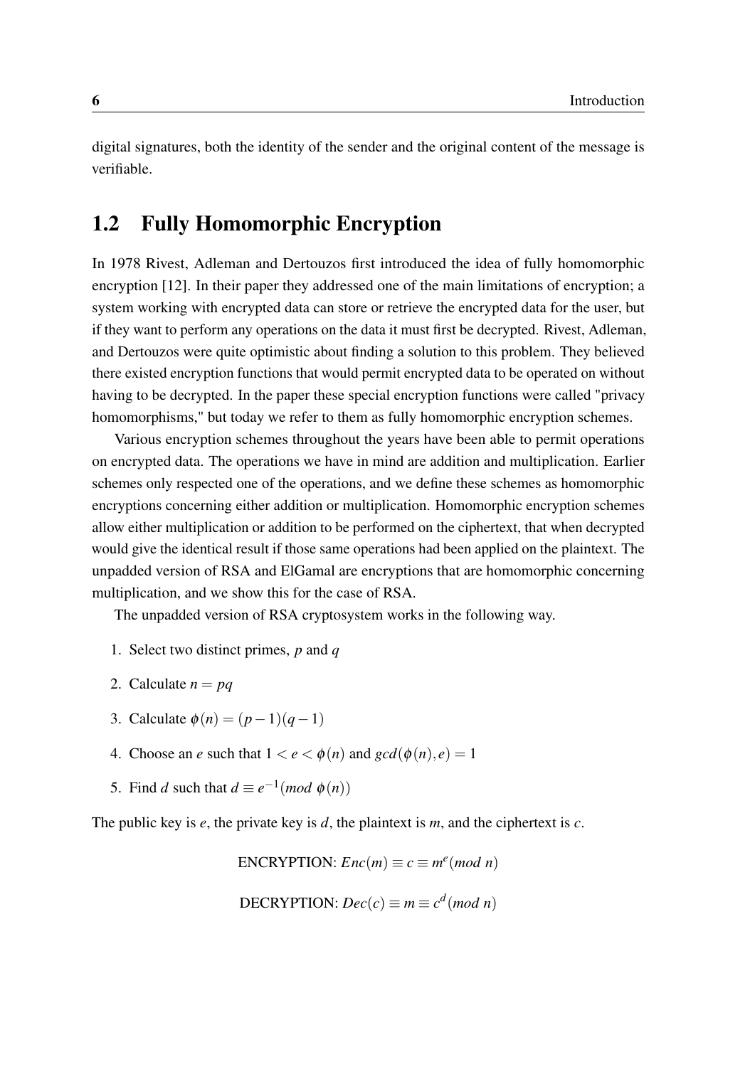digital signatures, both the identity of the sender and the original content of the message is verifiable.

## 1.2 Fully Homomorphic Encryption

In 1978 Rivest, Adleman and Dertouzos first introduced the idea of fully homomorphic encryption [12]. In their paper they addressed one of the main limitations of encryption; a system working with encrypted data can store or retrieve the encrypted data for the user, but if they want to perform any operations on the data it must first be decrypted. Rivest, Adleman, and Dertouzos were quite optimistic about finding a solution to this problem. They believed there existed encryption functions that would permit encrypted data to be operated on without having to be decrypted. In the paper these special encryption functions were called "privacy homomorphisms," but today we refer to them as fully homomorphic encryption schemes.

Various encryption schemes throughout the years have been able to permit operations on encrypted data. The operations we have in mind are addition and multiplication. Earlier schemes only respected one of the operations, and we define these schemes as homomorphic encryptions concerning either addition or multiplication. Homomorphic encryption schemes allow either multiplication or addition to be performed on the ciphertext, that when decrypted would give the identical result if those same operations had been applied on the plaintext. The unpadded version of RSA and ElGamal are encryptions that are homomorphic concerning multiplication, and we show this for the case of RSA.

The unpadded version of RSA cryptosystem works in the following way.

1. Select two distinct primes, $p$ and $q$
2. Calculate $n = pq$
3. Calculate $\phi(n) = (p-1)(q-1)$
4. Choose an $e$ such that $1 < e < \phi(n)$ and $gcd(\phi(n), e) = 1$
5. Find $d$ such that $d \equiv e^{-1} (mod\ \phi(n))$

The public key is $e$, the private key is $d$, the plaintext is $m$, and the ciphertext is $c$.

$$\text{ENCRYPTION: } Enc(m) \equiv c \equiv m^e (mod\ n)$$

$$\text{DECRYPTION: } Dec(c) \equiv m \equiv c^d (mod\ n)$$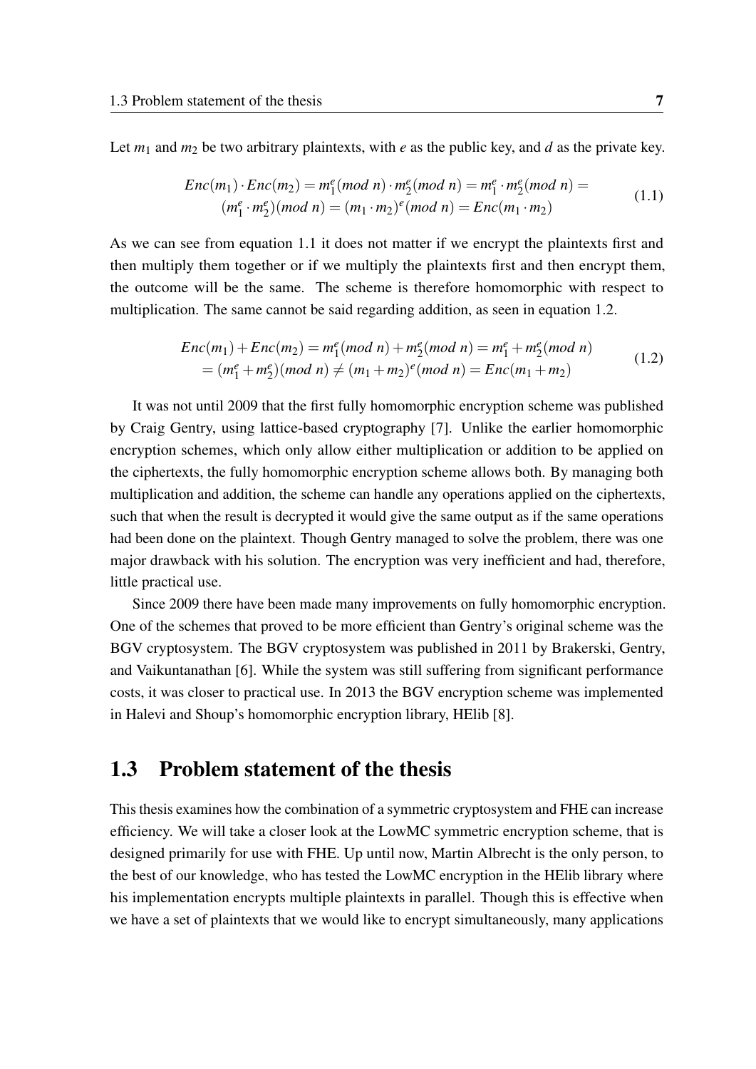Let $m_1$ and $m_2$ be two arbitrary plaintexts, with $e$ as the public key, and $d$ as the private key.

$$\begin{aligned} Enc(m_1) \cdot Enc(m_2) = m_1^e (mod\ n) \cdot m_2^e (mod\ n) = m_1^e \cdot m_2^e (mod\ n) = \\ (m_1^e \cdot m_2^e)(mod\ n) = (m_1 \cdot m_2)^e (mod\ n) = Enc(m_1 \cdot m_2) \end{aligned} \tag{1.1}$$

As we can see from equation 1.1 it does not matter if we encrypt the plaintexts first and then multiply them together or if we multiply the plaintexts first and then encrypt them, the outcome will be the same. The scheme is therefore homomorphic with respect to multiplication. The same cannot be said regarding addition, as seen in equation 1.2.

$$\begin{aligned} Enc(m_1) + Enc(m_2) = m_1^e (mod\ n) + m_2^e (mod\ n) = m_1^e + m_2^e (mod\ n) \\ = (m_1^e + m_2^e)(mod\ n) \neq (m_1 + m_2)^e (mod\ n) = Enc(m_1 + m_2) \end{aligned} \tag{1.2}$$

It was not until 2009 that the first fully homomorphic encryption scheme was published by Craig Gentry, using lattice-based cryptography [7]. Unlike the earlier homomorphic encryption schemes, which only allow either multiplication or addition to be applied on the ciphertexts, the fully homomorphic encryption scheme allows both. By managing both multiplication and addition, the scheme can handle any operations applied on the ciphertexts, such that when the result is decrypted it would give the same output as if the same operations had been done on the plaintext. Though Gentry managed to solve the problem, there was one major drawback with his solution. The encryption was very inefficient and had, therefore, little practical use.

Since 2009 there have been made many improvements on fully homomorphic encryption. One of the schemes that proved to be more efficient than Gentry's original scheme was the BGV cryptosystem. The BGV cryptosystem was published in 2011 by Brakerski, Gentry, and Vaikuntanathan [6]. While the system was still suffering from significant performance costs, it was closer to practical use. In 2013 the BGV encryption scheme was implemented in Halevi and Shoup's homomorphic encryption library, HElib [8].

## 1.3 Problem statement of the thesis

This thesis examines how the combination of a symmetric cryptosystem and FHE can increase efficiency. We will take a closer look at the LowMC symmetric encryption scheme, that is designed primarily for use with FHE. Up until now, Martin Albrecht is the only person, to the best of our knowledge, who has tested the LowMC encryption in the HElib library where his implementation encrypts multiple plaintexts in parallel. Though this is effective when we have a set of plaintexts that we would like to encrypt simultaneously, many applications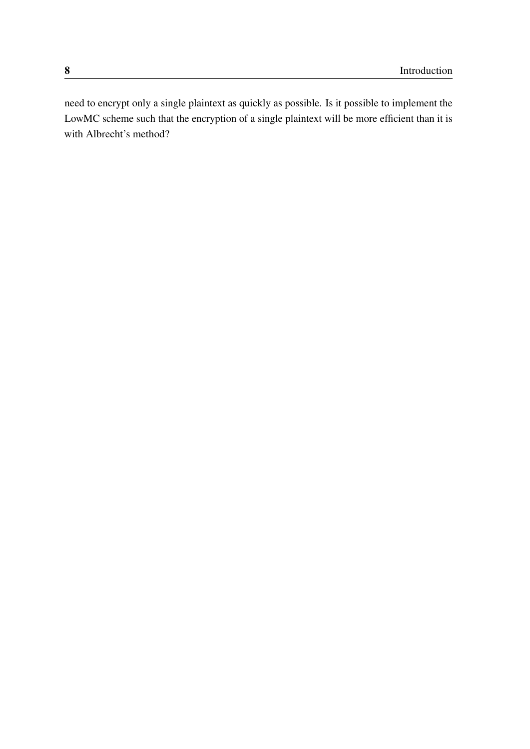need to encrypt only a single plaintext as quickly as possible. Is it possible to implement the LowMC scheme such that the encryption of a single plaintext will be more efficient than it is with Albrecht's method?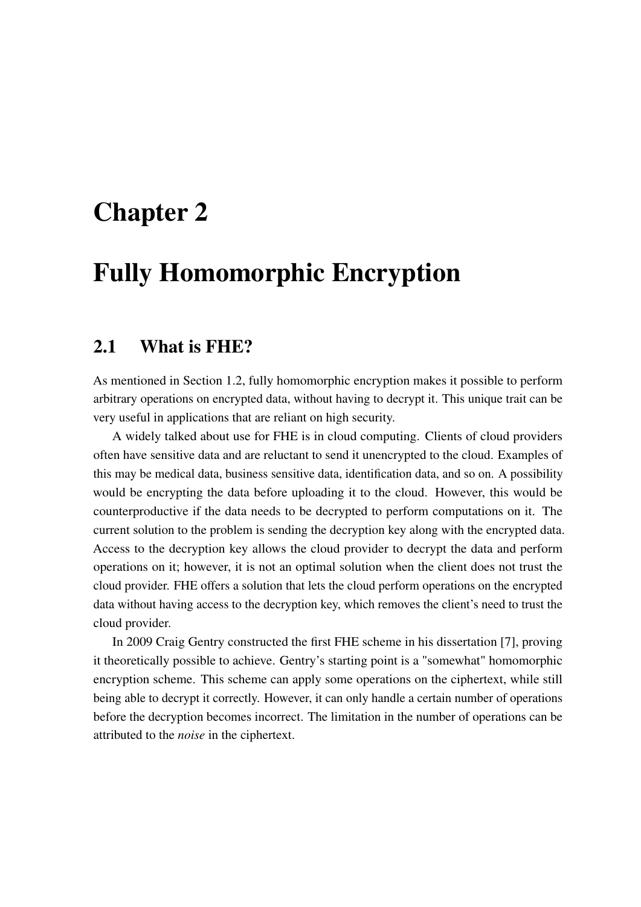# Chapter 2

# Fully Homomorphic Encryption

## 2.1 What is FHE?

As mentioned in Section 1.2, fully homomorphic encryption makes it possible to perform arbitrary operations on encrypted data, without having to decrypt it. This unique trait can be very useful in applications that are reliant on high security.

A widely talked about use for FHE is in cloud computing. Clients of cloud providers often have sensitive data and are reluctant to send it unencrypted to the cloud. Examples of this may be medical data, business sensitive data, identification data, and so on. A possibility would be encrypting the data before uploading it to the cloud. However, this would be counterproductive if the data needs to be decrypted to perform computations on it. The current solution to the problem is sending the decryption key along with the encrypted data. Access to the decryption key allows the cloud provider to decrypt the data and perform operations on it; however, it is not an optimal solution when the client does not trust the cloud provider. FHE offers a solution that lets the cloud perform operations on the encrypted data without having access to the decryption key, which removes the client's need to trust the cloud provider.

In 2009 Craig Gentry constructed the first FHE scheme in his dissertation [7], proving it theoretically possible to achieve. Gentry's starting point is a "somewhat" homomorphic encryption scheme. This scheme can apply some operations on the ciphertext, while still being able to decrypt it correctly. However, it can only handle a certain number of operations before the decryption becomes incorrect. The limitation in the number of operations can be attributed to the *noise* in the ciphertext.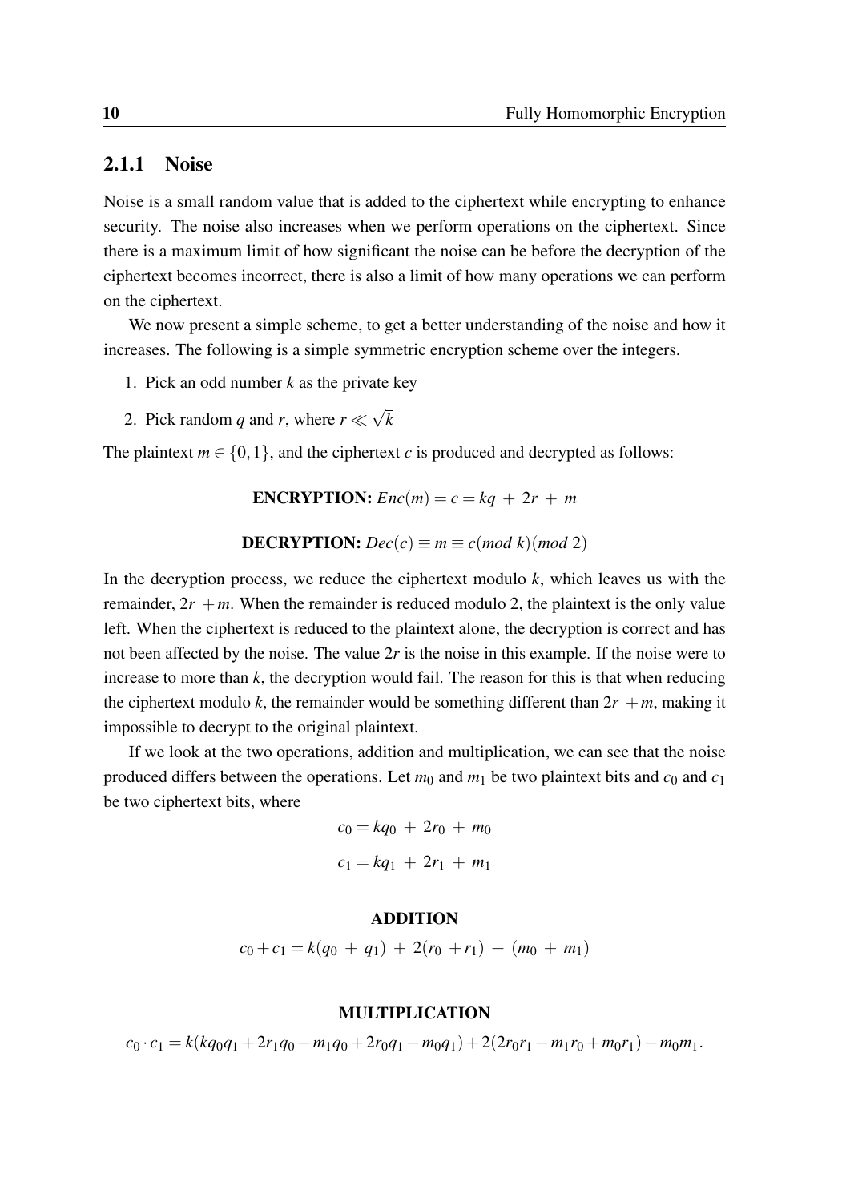### 2.1.1 Noise

Noise is a small random value that is added to the ciphertext while encrypting to enhance security. The noise also increases when we perform operations on the ciphertext. Since there is a maximum limit of how significant the noise can be before the decryption of the ciphertext becomes incorrect, there is also a limit of how many operations we can perform on the ciphertext.

We now present a simple scheme, to get a better understanding of the noise and how it increases. The following is a simple symmetric encryption scheme over the integers.

1. Pick an odd number $k$ as the private key
2. Pick random $q$ and $r$, where $r \ll \sqrt{k}$

The plaintext $m \in \{0,1\}$, and the ciphertext $c$ is produced and decrypted as follows:

$$\textbf{ENCRYPTION: } Enc(m) = c = kq \ + \ 2r \ + \ m$$

$$\textbf{DECRYPTION: } Dec(c) \equiv m \equiv c(mod\ k)(mod\ 2)$$

In the decryption process, we reduce the ciphertext modulo $k$, which leaves us with the remainder, $2r \ + m$. When the remainder is reduced modulo 2, the plaintext is the only value left. When the ciphertext is reduced to the plaintext alone, the decryption is correct and has not been affected by the noise. The value $2r$ is the noise in this example. If the noise were to increase to more than $k$, the decryption would fail. The reason for this is that when reducing the ciphertext modulo $k$, the remainder would be something different than $2r \ + m$, making it impossible to decrypt to the original plaintext.

If we look at the two operations, addition and multiplication, we can see that the noise produced differs between the operations. Let $m_0$ and $m_1$ be two plaintext bits and $c_0$ and $c_1$ be two ciphertext bits, where

$$c_0 = kq_0 \ + \ 2r_0 \ + \ m_0$$

$$c_1 = kq_1 \ + \ 2r_1 \ + \ m_1$$

**ADDITION**

$$c_0 + c_1 = k(q_0 \ + \ q_1) \ + \ 2(r_0 \ + r_1) \ + \ (m_0 \ + \ m_1)$$

**MULTIPLICATION**

$$c_0 \cdot c_1 = k(kq_0q_1 + 2r_1q_0 + m_1q_0 + 2r_0q_1 + m_0q_1) + 2(2r_0r_1 + m_1r_0 + m_0r_1) + m_0m_1.$$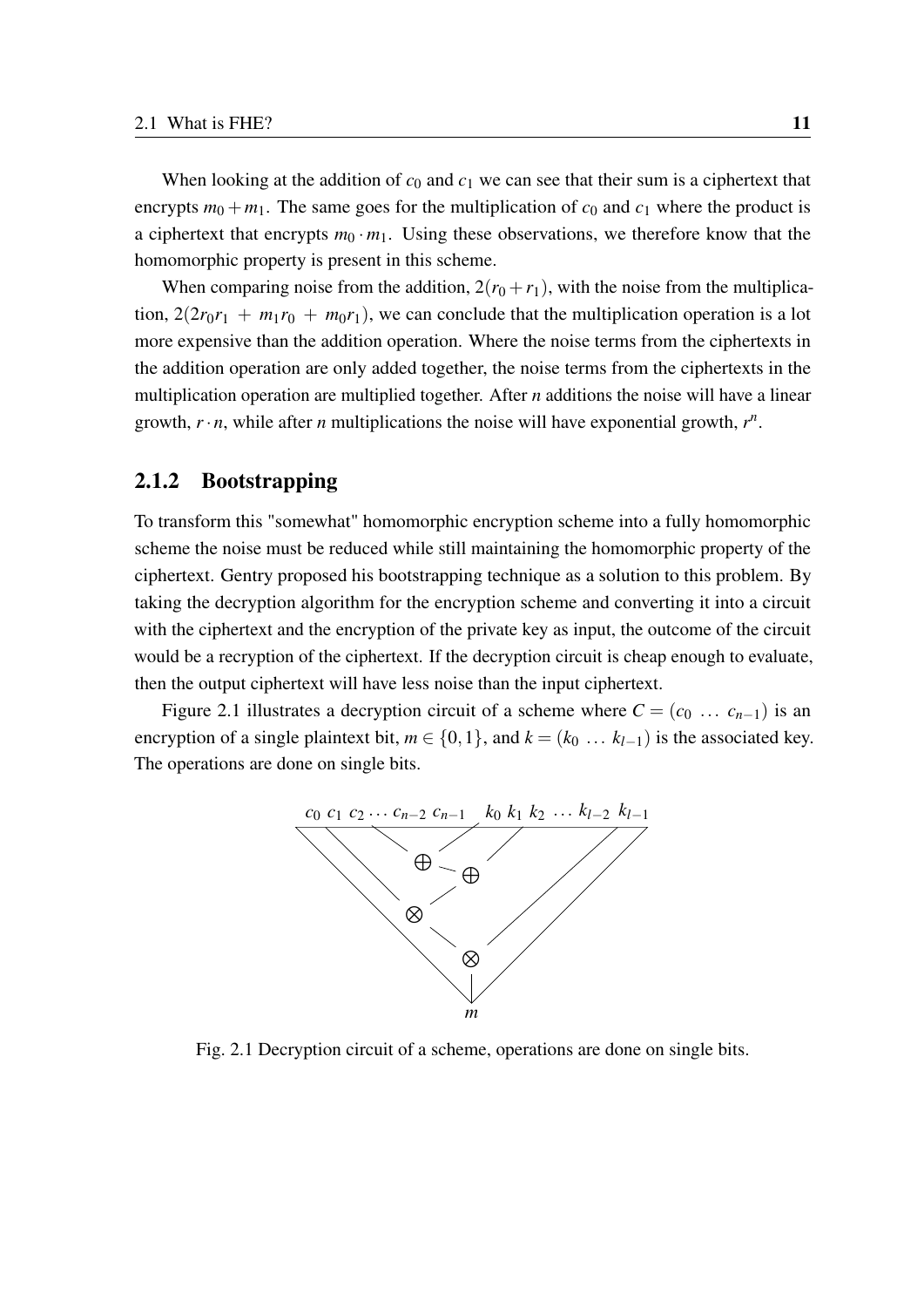When looking at the addition of $c_0$ and $c_1$ we can see that their sum is a ciphertext that encrypts $m_0 + m_1$. The same goes for the multiplication of $c_0$ and $c_1$ where the product is a ciphertext that encrypts $m_0 \cdot m_1$. Using these observations, we therefore know that the homomorphic property is present in this scheme.

When comparing noise from the addition, $2(r_0 + r_1)$, with the noise from the multiplication, $2(2r_0r_1 + m_1r_0 + m_0r_1)$, we can conclude that the multiplication operation is a lot more expensive than the addition operation. Where the noise terms from the ciphertexts in the addition operation are only added together, the noise terms from the ciphertexts in the multiplication operation are multiplied together. After $n$ additions the noise will have a linear growth, $r \cdot n$, while after $n$ multiplications the noise will have exponential growth, $r^n$.

### 2.1.2 Bootstrapping

To transform this "somewhat" homomorphic encryption scheme into a fully homomorphic scheme the noise must be reduced while still maintaining the homomorphic property of the ciphertext. Gentry proposed his bootstrapping technique as a solution to this problem. By taking the decryption algorithm for the encryption scheme and converting it into a circuit with the ciphertext and the encryption of the private key as input, the outcome of the circuit would be a recryption of the ciphertext. If the decryption circuit is cheap enough to evaluate, then the output ciphertext will have less noise than the input ciphertext.

Figure 2.1 illustrates a decryption circuit of a scheme where $C = (c_0 \ \dots \ c_{n-1})$ is an encryption of a single plaintext bit, $m \in \{0,1\}$, and $k = (k_0 \ \dots \ k_{l-1})$ is the associated key. The operations are done on single bits.

$c_0 \ c_1 \ c_2 \cdots c_{n-2} \ c_{n-1} \quad k_0 \ k_1 \ k_2 \ \cdots \ k_{l-2} \ k_{l-1}$

$\oplus \quad \oplus \quad \otimes \quad \otimes$

$m$

Fig. 2.1 Decryption circuit of a scheme, operations are done on single bits.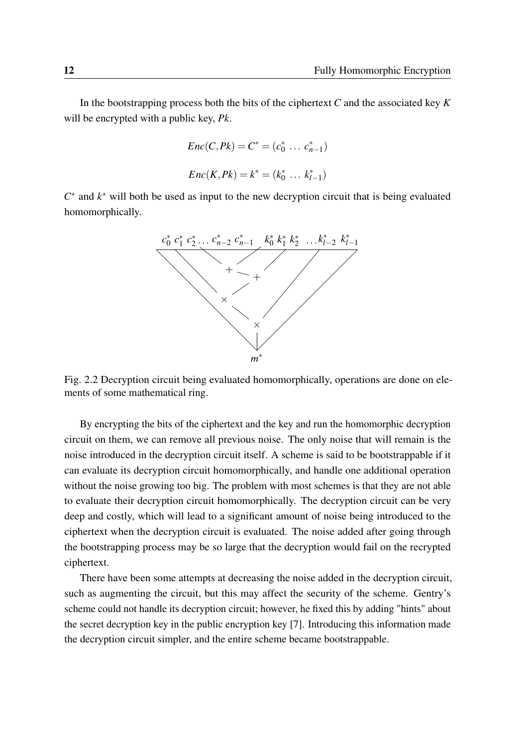In the bootstrapping process both the bits of the ciphertext $C$ and the associated key $K$ will be encrypted with a public key, $Pk$.

$$Enc(C,Pk) = C^* = (c_0^* \dots c_{n-1}^*)$$

$$Enc(K,Pk) = k^* = (k_0^* \dots k_{l-1}^*)$$

$C^*$ and $k^*$ will both be used as input to the new decryption circuit that is being evaluated homomorphically.

Fig. 2.2 Decryption circuit being evaluated homomorphically, operations are done on elements of some mathematical ring.

By encrypting the bits of the ciphertext and the key and run the homomorphic decryption circuit on them, we can remove all previous noise. The only noise that will remain is the noise introduced in the decryption circuit itself. A scheme is said to be bootstrappable if it can evaluate its decryption circuit homomorphically, and handle one additional operation without the noise growing too big. The problem with most schemes is that they are not able to evaluate their decryption circuit homomorphically. The decryption circuit can be very deep and costly, which will lead to a significant amount of noise being introduced to the ciphertext when the decryption circuit is evaluated. The noise added after going through the bootstrapping process may be so large that the decryption would fail on the recrypted ciphertext.

There have been some attempts at decreasing the noise added in the decryption circuit, such as augmenting the circuit, but this may affect the security of the scheme. Gentry's scheme could not handle its decryption circuit; however, he fixed this by adding "hints" about the secret decryption key in the public encryption key [7]. Introducing this information made the decryption circuit simpler, and the entire scheme became bootstrappable.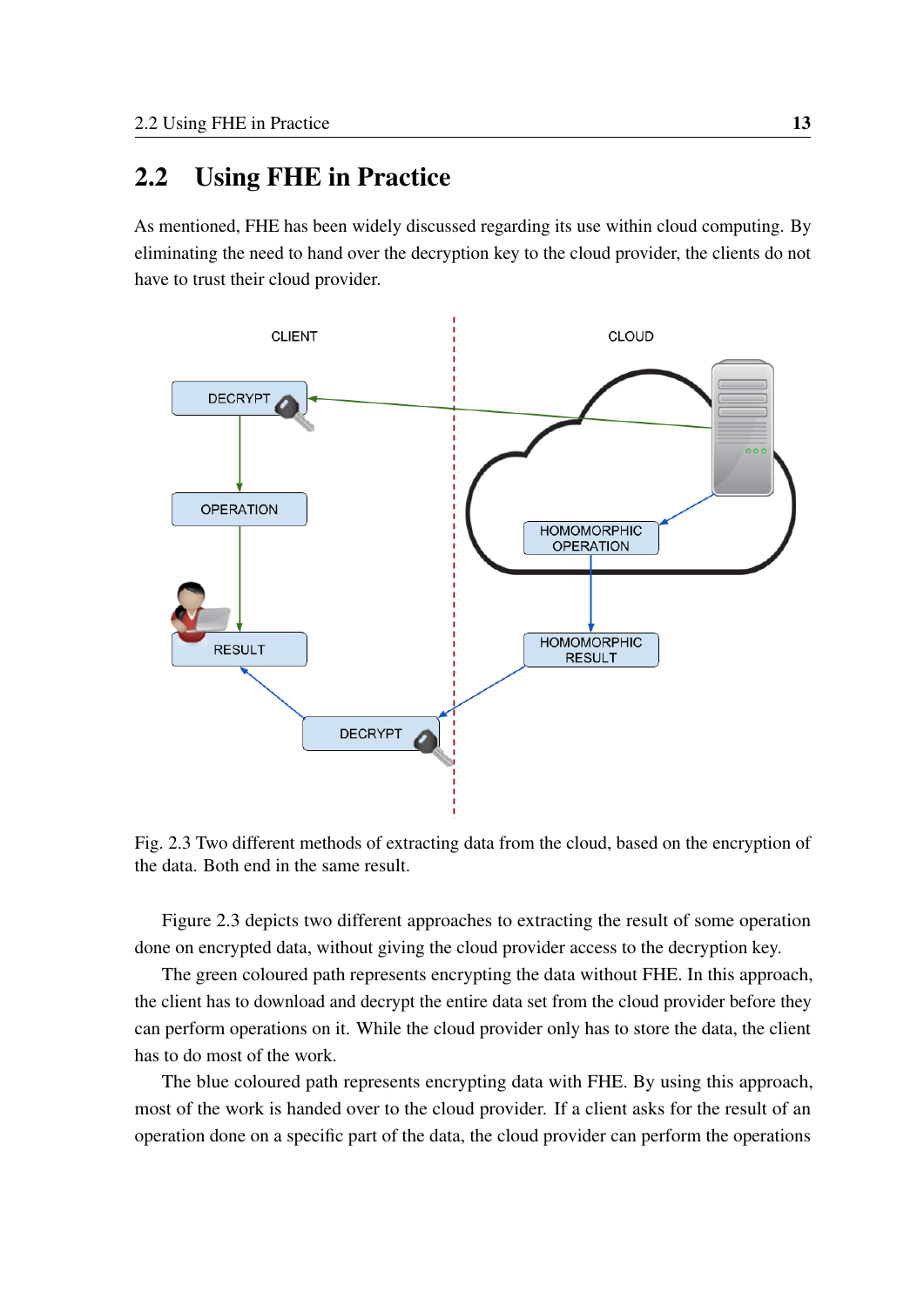## 2.2 Using FHE in Practice

As mentioned, FHE has been widely discussed regarding its use within cloud computing. By eliminating the need to hand over the decryption key to the cloud provider, the clients do not have to trust their cloud provider.

Fig. 2.3 Two different methods of extracting data from the cloud, based on the encryption of the data. Both end in the same result.

Figure 2.3 depicts two different approaches to extracting the result of some operation done on encrypted data, without giving the cloud provider access to the decryption key.

The green coloured path represents encrypting the data without FHE. In this approach, the client has to download and decrypt the entire data set from the cloud provider before they can perform operations on it. While the cloud provider only has to store the data, the client has to do most of the work.

The blue coloured path represents encrypting data with FHE. By using this approach, most of the work is handed over to the cloud provider. If a client asks for the result of an operation done on a specific part of the data, the cloud provider can perform the operations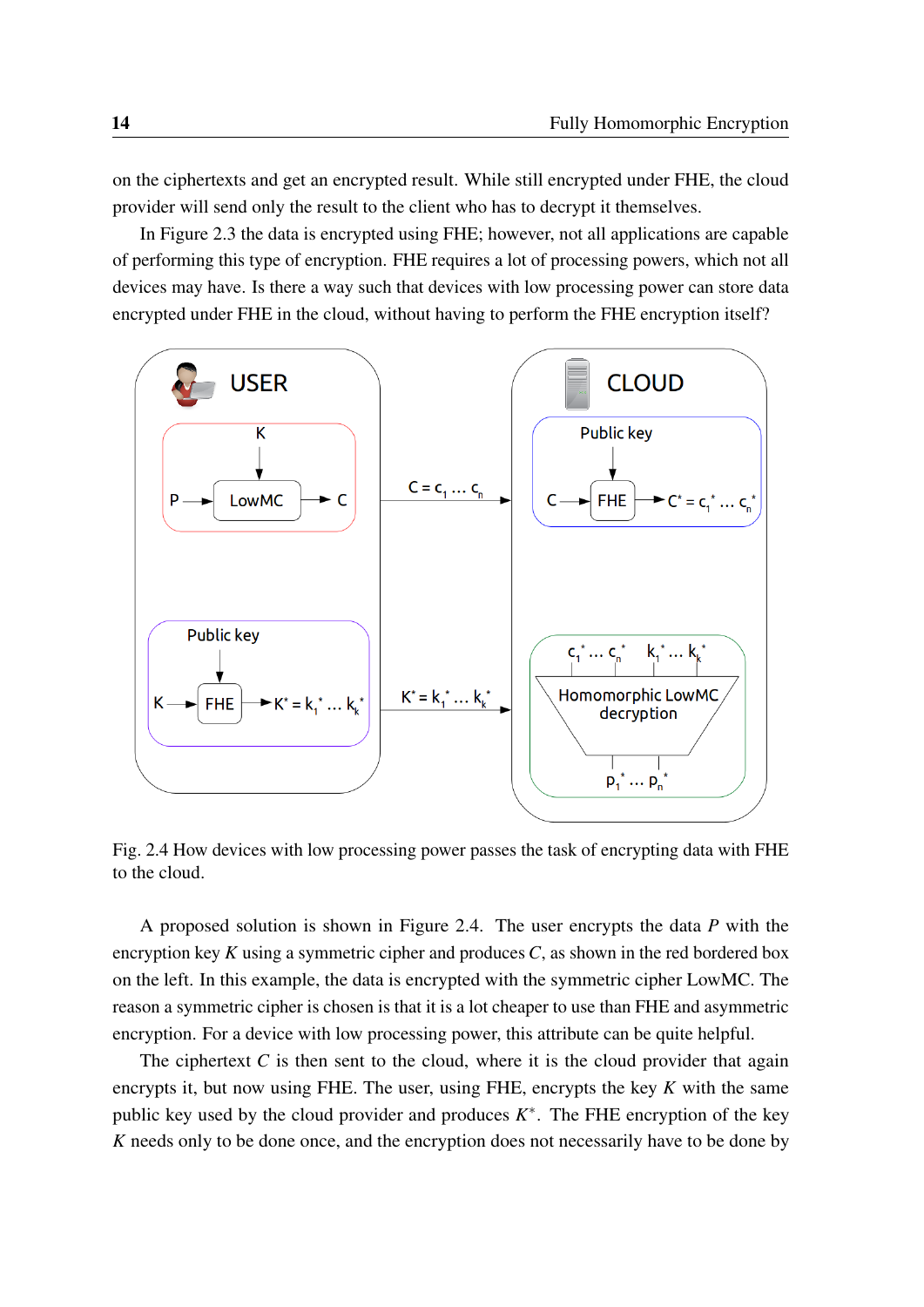on the ciphertexts and get an encrypted result. While still encrypted under FHE, the cloud provider will send only the result to the client who has to decrypt it themselves.

In Figure 2.3 the data is encrypted using FHE; however, not all applications are capable of performing this type of encryption. FHE requires a lot of processing powers, which not all devices may have. Is there a way such that devices with low processing power can store data encrypted under FHE in the cloud, without having to perform the FHE encryption itself?

Fig. 2.4 How devices with low processing power passes the task of encrypting data with FHE to the cloud.

A proposed solution is shown in Figure 2.4. The user encrypts the data $P$ with the encryption key $K$ using a symmetric cipher and produces $C$, as shown in the red bordered box on the left. In this example, the data is encrypted with the symmetric cipher LowMC. The reason a symmetric cipher is chosen is that it is a lot cheaper to use than FHE and asymmetric encryption. For a device with low processing power, this attribute can be quite helpful.

The ciphertext $C$ is then sent to the cloud, where it is the cloud provider that again encrypts it, but now using FHE. The user, using FHE, encrypts the key $K$ with the same public key used by the cloud provider and produces $K^*$. The FHE encryption of the key $K$ needs only to be done once, and the encryption does not necessarily have to be done by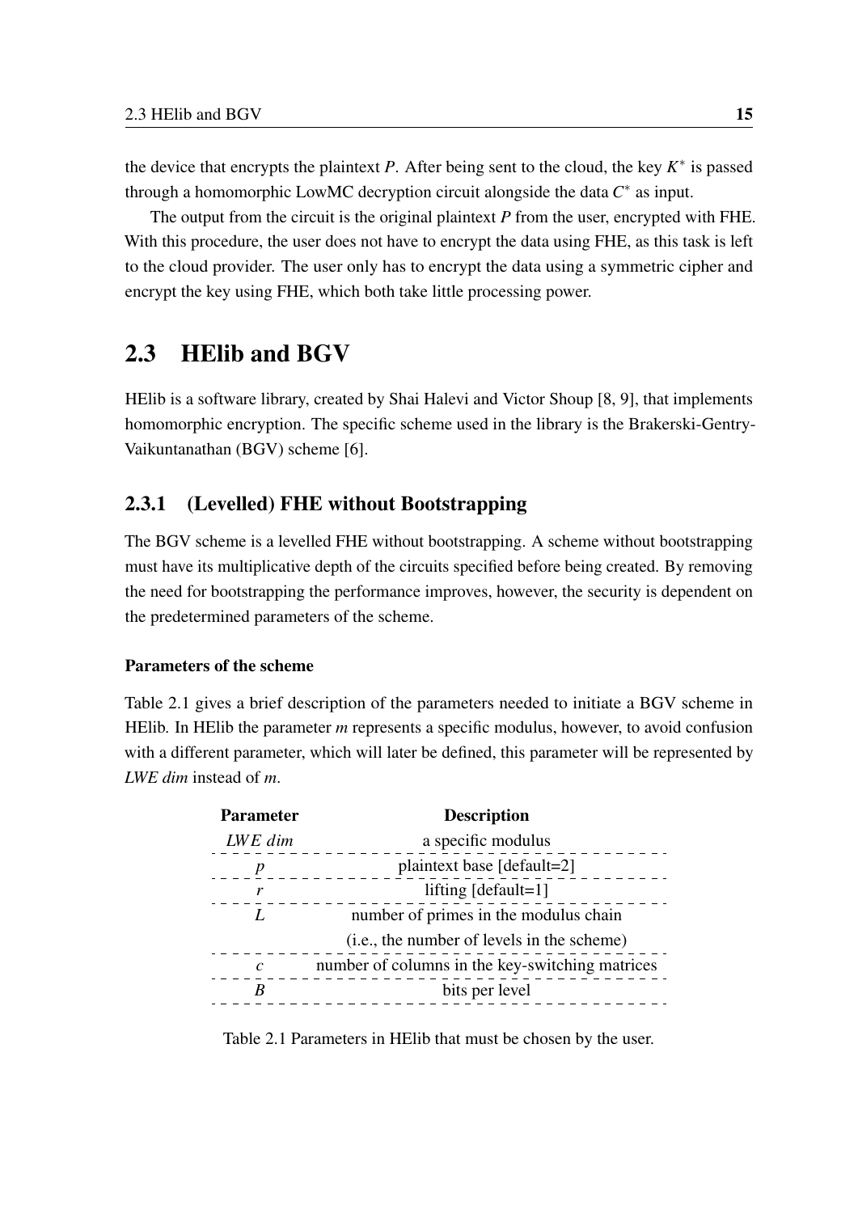the device that encrypts the plaintext $P$. After being sent to the cloud, the key $K^*$ is passed through a homomorphic LowMC decryption circuit alongside the data $C^*$ as input.

The output from the circuit is the original plaintext $P$ from the user, encrypted with FHE. With this procedure, the user does not have to encrypt the data using FHE, as this task is left to the cloud provider. The user only has to encrypt the data using a symmetric cipher and encrypt the key using FHE, which both take little processing power.

## 2.3 HElib and BGV

HElib is a software library, created by Shai Halevi and Victor Shoup [8, 9], that implements homomorphic encryption. The specific scheme used in the library is the Brakerski-Gentry-Vaikuntanathan (BGV) scheme [6].

### 2.3.1 (Levelled) FHE without Bootstrapping

The BGV scheme is a levelled FHE without bootstrapping. A scheme without bootstrapping must have its multiplicative depth of the circuits specified before being created. By removing the need for bootstrapping the performance improves, however, the security is dependent on the predetermined parameters of the scheme.

#### Parameters of the scheme

Table 2.1 gives a brief description of the parameters needed to initiate a BGV scheme in HElib. In HElib the parameter $m$ represents a specific modulus, however, to avoid confusion with a different parameter, which will later be defined, this parameter will be represented by *LWE dim* instead of $m$.

| Parameter | Description |
|---|---|
| $LWE\ dim$ | a specific modulus |
| $p$ | plaintext base [default=2] |
| $r$ | lifting [default=1] |
| $L$ | number of primes in the modulus chain (i.e., the number of levels in the scheme) |
| $c$ | number of columns in the key-switching matrices |
| $B$ | bits per level |

Table 2.1 Parameters in HElib that must be chosen by the user.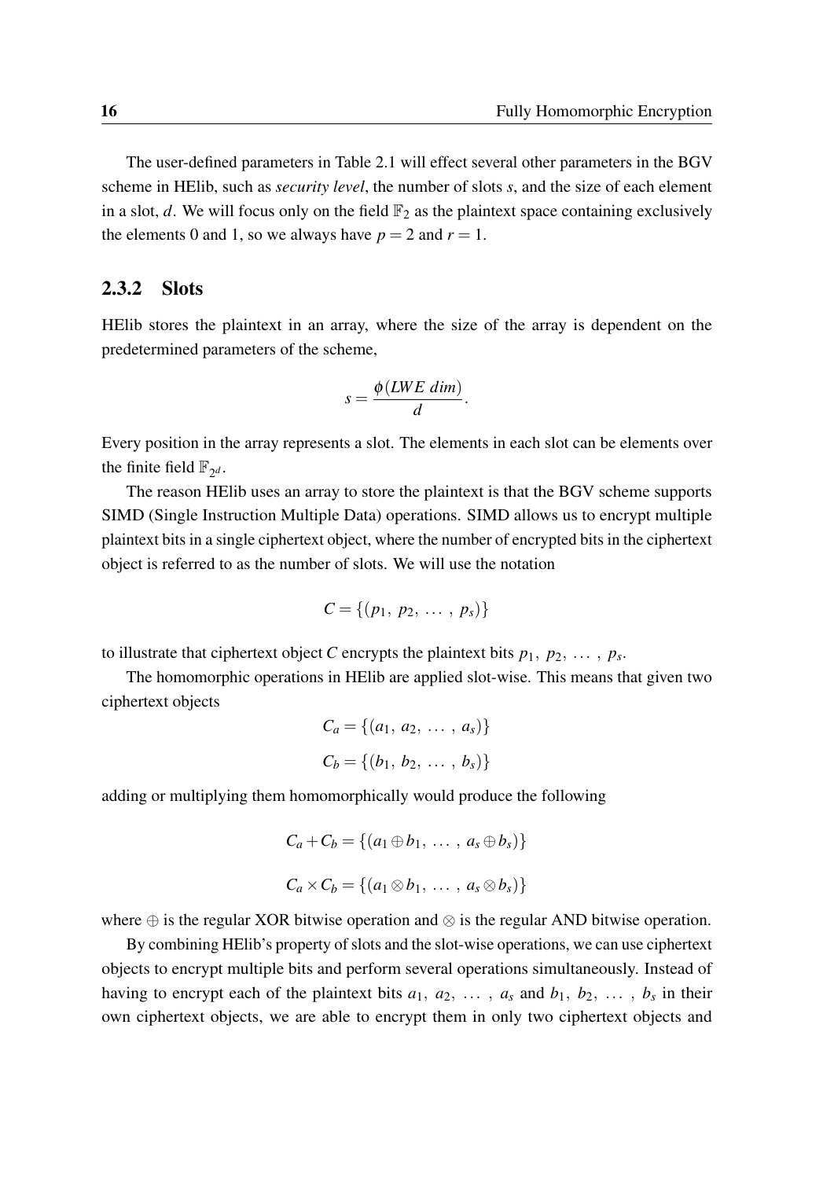The user-defined parameters in Table 2.1 will effect several other parameters in the BGV scheme in HElib, such as *security level*, the number of slots $s$, and the size of each element in a slot, $d$. We will focus only on the field $\mathbb{F}_2$ as the plaintext space containing exclusively the elements 0 and 1, so we always have $p = 2$ and $r = 1$.

### 2.3.2 Slots

HElib stores the plaintext in an array, where the size of the array is dependent on the predetermined parameters of the scheme,

$$s = \frac{\phi(LWE\ dim)}{d}.$$

Every position in the array represents a slot. The elements in each slot can be elements over the finite field $\mathbb{F}_{2^d}$.

The reason HElib uses an array to store the plaintext is that the BGV scheme supports SIMD (Single Instruction Multiple Data) operations. SIMD allows us to encrypt multiple plaintext bits in a single ciphertext object, where the number of encrypted bits in the ciphertext object is referred to as the number of slots. We will use the notation

$$C = \{(p_1,\ p_2,\ \dots\ ,\ p_s)\}$$

to illustrate that ciphertext object $C$ encrypts the plaintext bits $p_1,\ p_2,\ \dots\ ,\ p_s$.

The homomorphic operations in HElib are applied slot-wise. This means that given two ciphertext objects

$$C_a = \{(a_1,\ a_2,\ \dots\ ,\ a_s)\}$$

$$C_b = \{(b_1,\ b_2,\ \dots\ ,\ b_s)\}$$

adding or multiplying them homomorphically would produce the following

$$C_a + C_b = \{(a_1 \oplus b_1,\ \dots\ ,\ a_s \oplus b_s)\}$$

$$C_a \times C_b = \{(a_1 \otimes b_1,\ \dots\ ,\ a_s \otimes b_s)\}$$

where $\oplus$ is the regular XOR bitwise operation and $\otimes$ is the regular AND bitwise operation.

By combining HElib's property of slots and the slot-wise operations, we can use ciphertext objects to encrypt multiple bits and perform several operations simultaneously. Instead of having to encrypt each of the plaintext bits $a_1,\ a_2,\ \dots\ ,\ a_s$ and $b_1,\ b_2,\ \dots\ ,\ b_s$ in their own ciphertext objects, we are able to encrypt them in only two ciphertext objects and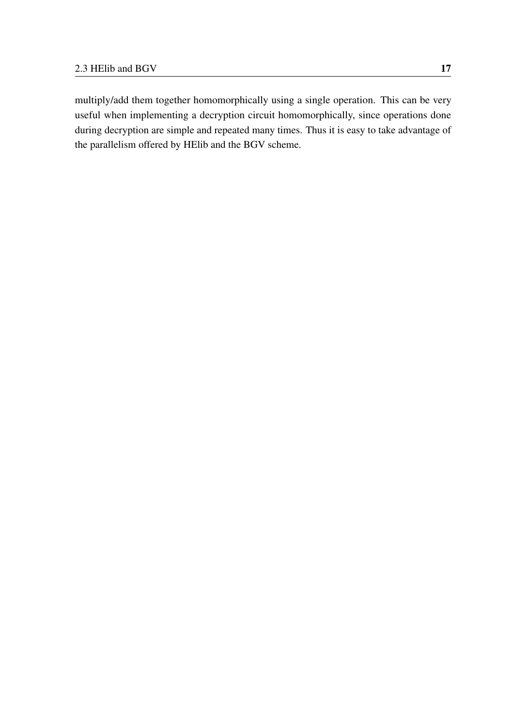multiply/add them together homomorphically using a single operation. This can be very useful when implementing a decryption circuit homomorphically, since operations done during decryption are simple and repeated many times. Thus it is easy to take advantage of the parallelism offered by HElib and the BGV scheme.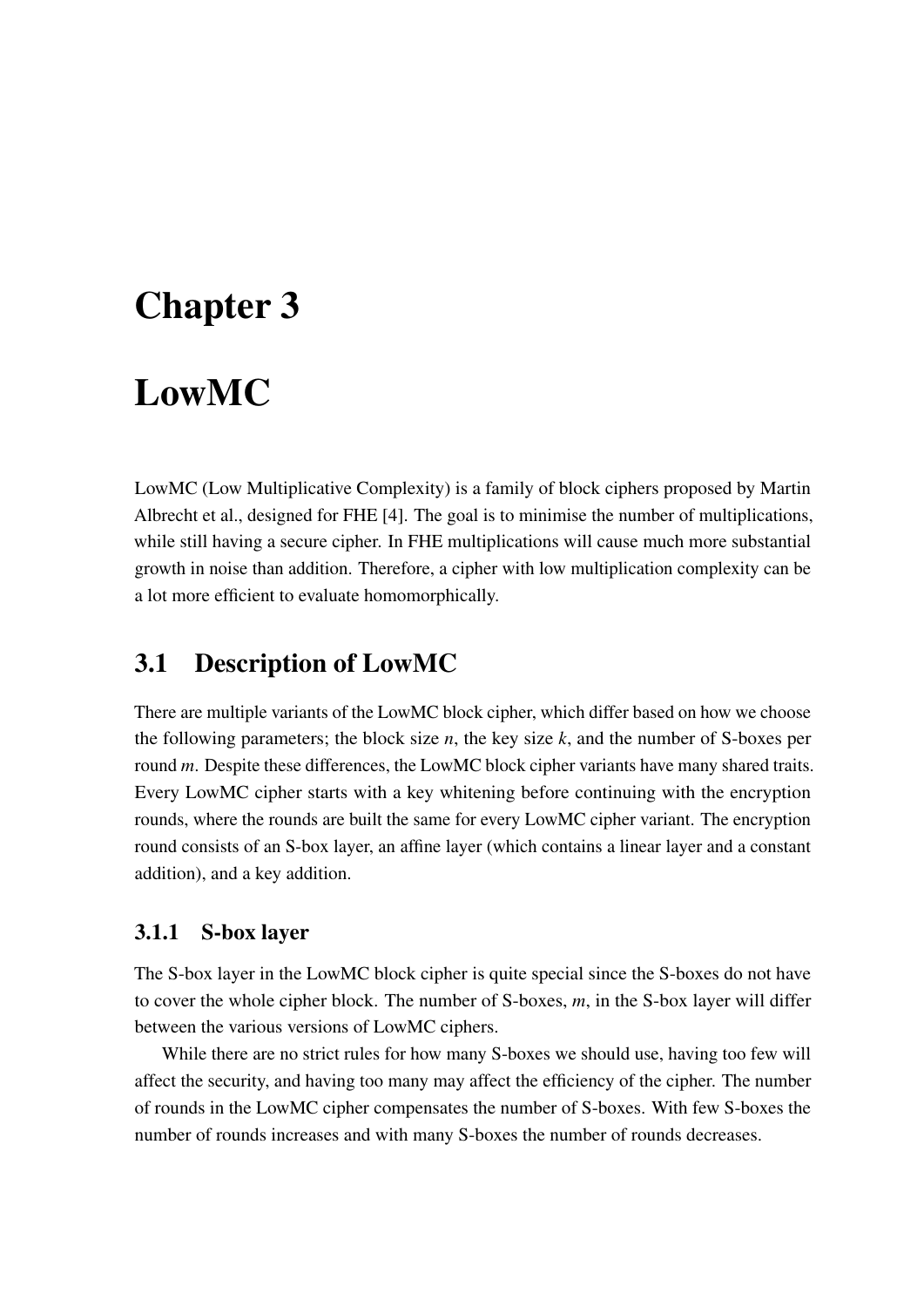# Chapter 3

# LowMC

LowMC (Low Multiplicative Complexity) is a family of block ciphers proposed by Martin Albrecht et al., designed for FHE [4]. The goal is to minimise the number of multiplications, while still having a secure cipher. In FHE multiplications will cause much more substantial growth in noise than addition. Therefore, a cipher with low multiplication complexity can be a lot more efficient to evaluate homomorphically.

## 3.1 Description of LowMC

There are multiple variants of the LowMC block cipher, which differ based on how we choose the following parameters; the block size $n$, the key size $k$, and the number of S-boxes per round $m$. Despite these differences, the LowMC block cipher variants have many shared traits. Every LowMC cipher starts with a key whitening before continuing with the encryption rounds, where the rounds are built the same for every LowMC cipher variant. The encryption round consists of an S-box layer, an affine layer (which contains a linear layer and a constant addition), and a key addition.

### 3.1.1 S-box layer

The S-box layer in the LowMC block cipher is quite special since the S-boxes do not have to cover the whole cipher block. The number of S-boxes, $m$, in the S-box layer will differ between the various versions of LowMC ciphers.

While there are no strict rules for how many S-boxes we should use, having too few will affect the security, and having too many may affect the efficiency of the cipher. The number of rounds in the LowMC cipher compensates the number of S-boxes. With few S-boxes the number of rounds increases and with many S-boxes the number of rounds decreases.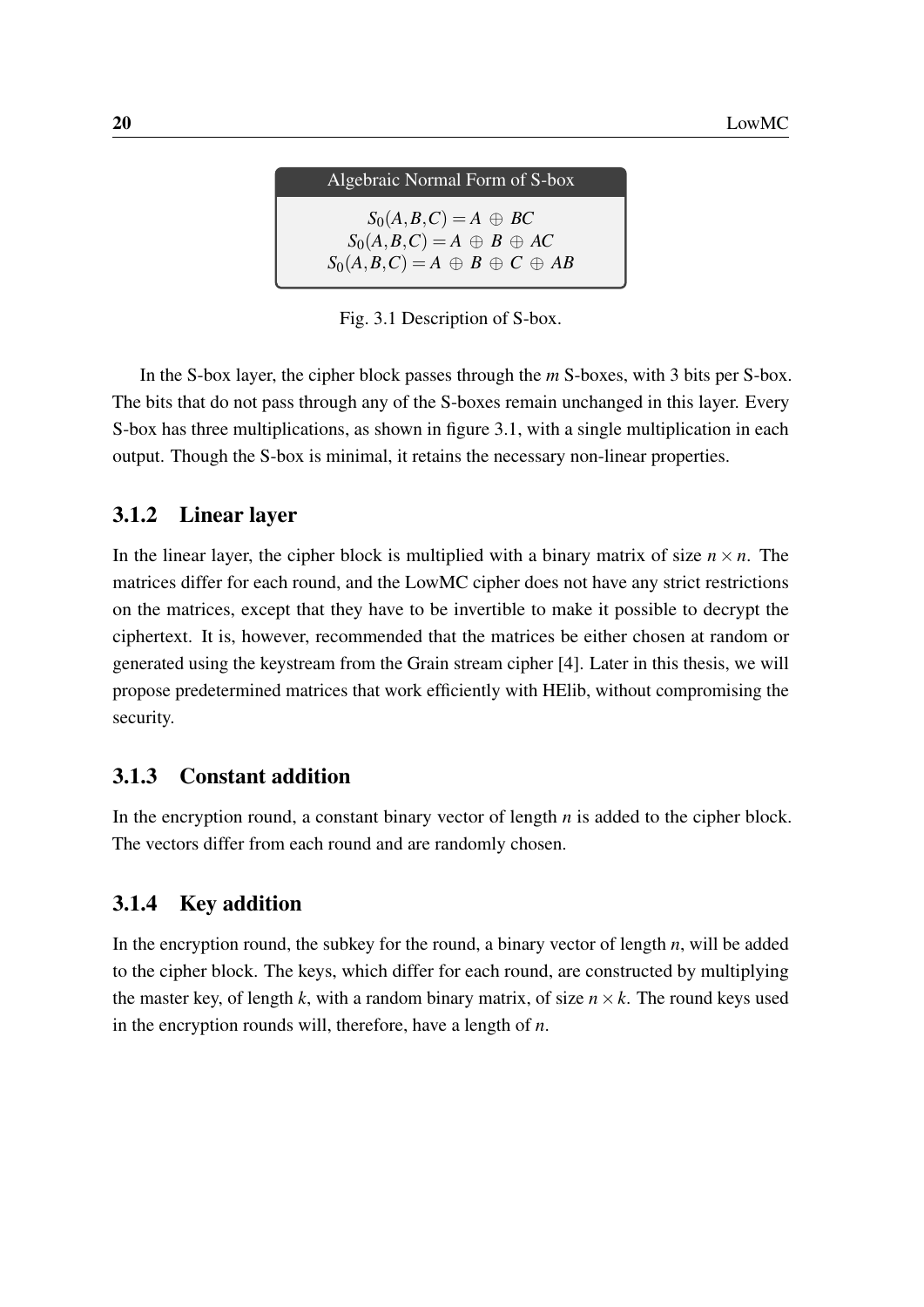**Algebraic Normal Form of S-box**

$$S_0(A,B,C) = A \oplus BC$$
$$S_0(A,B,C) = A \oplus B \oplus AC$$
$$S_0(A,B,C) = A \oplus B \oplus C \oplus AB$$

Fig. 3.1 Description of S-box.

In the S-box layer, the cipher block passes through the $m$ S-boxes, with 3 bits per S-box. The bits that do not pass through any of the S-boxes remain unchanged in this layer. Every S-box has three multiplications, as shown in figure 3.1, with a single multiplication in each output. Though the S-box is minimal, it retains the necessary non-linear properties.

### 3.1.2 Linear layer

In the linear layer, the cipher block is multiplied with a binary matrix of size $n \times n$. The matrices differ for each round, and the LowMC cipher does not have any strict restrictions on the matrices, except that they have to be invertible to make it possible to decrypt the ciphertext. It is, however, recommended that the matrices be either chosen at random or generated using the keystream from the Grain stream cipher [4]. Later in this thesis, we will propose predetermined matrices that work efficiently with HElib, without compromising the security.

### 3.1.3 Constant addition

In the encryption round, a constant binary vector of length $n$ is added to the cipher block. The vectors differ from each round and are randomly chosen.

### 3.1.4 Key addition

In the encryption round, the subkey for the round, a binary vector of length $n$, will be added to the cipher block. The keys, which differ for each round, are constructed by multiplying the master key, of length $k$, with a random binary matrix, of size $n \times k$. The round keys used in the encryption rounds will, therefore, have a length of $n$.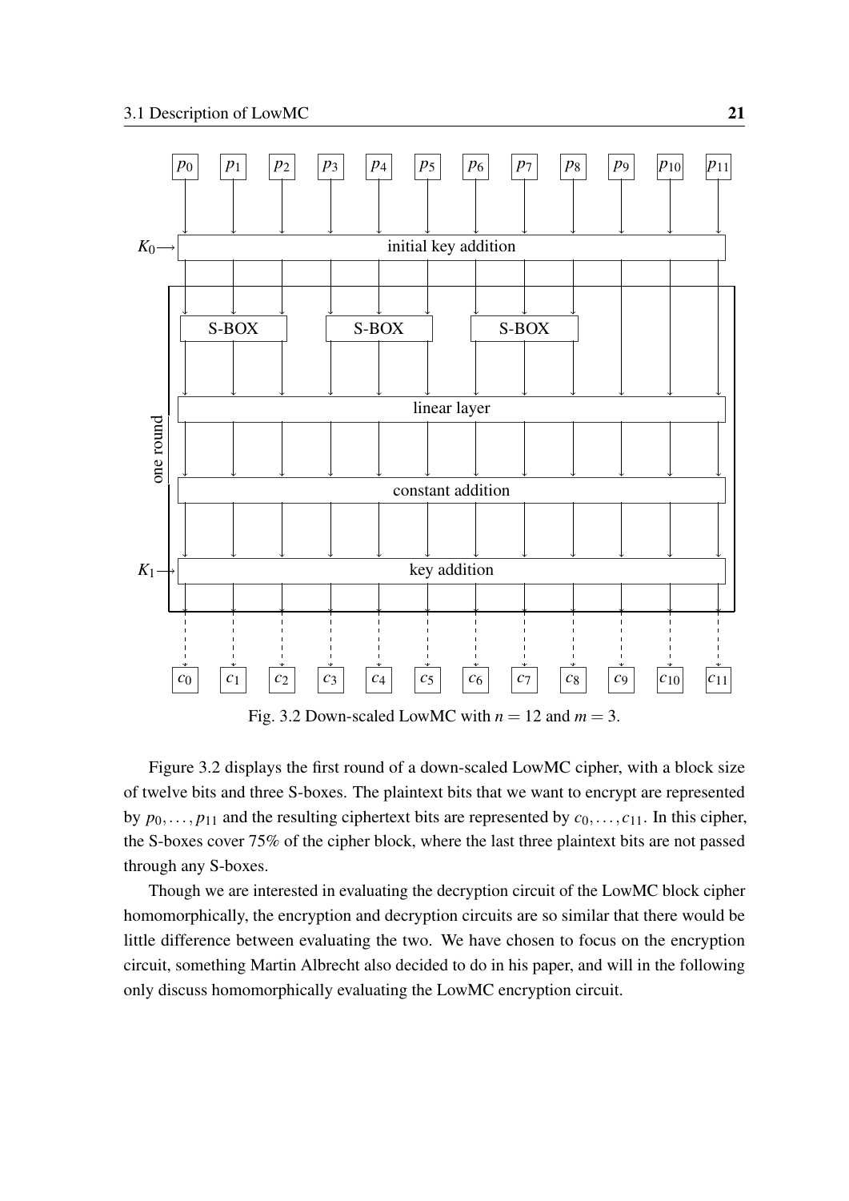Fig. 3.2 Down-scaled LowMC with $n = 12$ and $m = 3$.

Figure 3.2 displays the first round of a down-scaled LowMC cipher, with a block size of twelve bits and three S-boxes. The plaintext bits that we want to encrypt are represented by $p_0, \ldots, p_{11}$ and the resulting ciphertext bits are represented by $c_0, \ldots, c_{11}$. In this cipher, the S-boxes cover 75% of the cipher block, where the last three plaintext bits are not passed through any S-boxes.

Though we are interested in evaluating the decryption circuit of the LowMC block cipher homomorphically, the encryption and decryption circuits are so similar that there would be little difference between evaluating the two. We have chosen to focus on the encryption circuit, something Martin Albrecht also decided to do in his paper, and will in the following only discuss homomorphically evaluating the LowMC encryption circuit.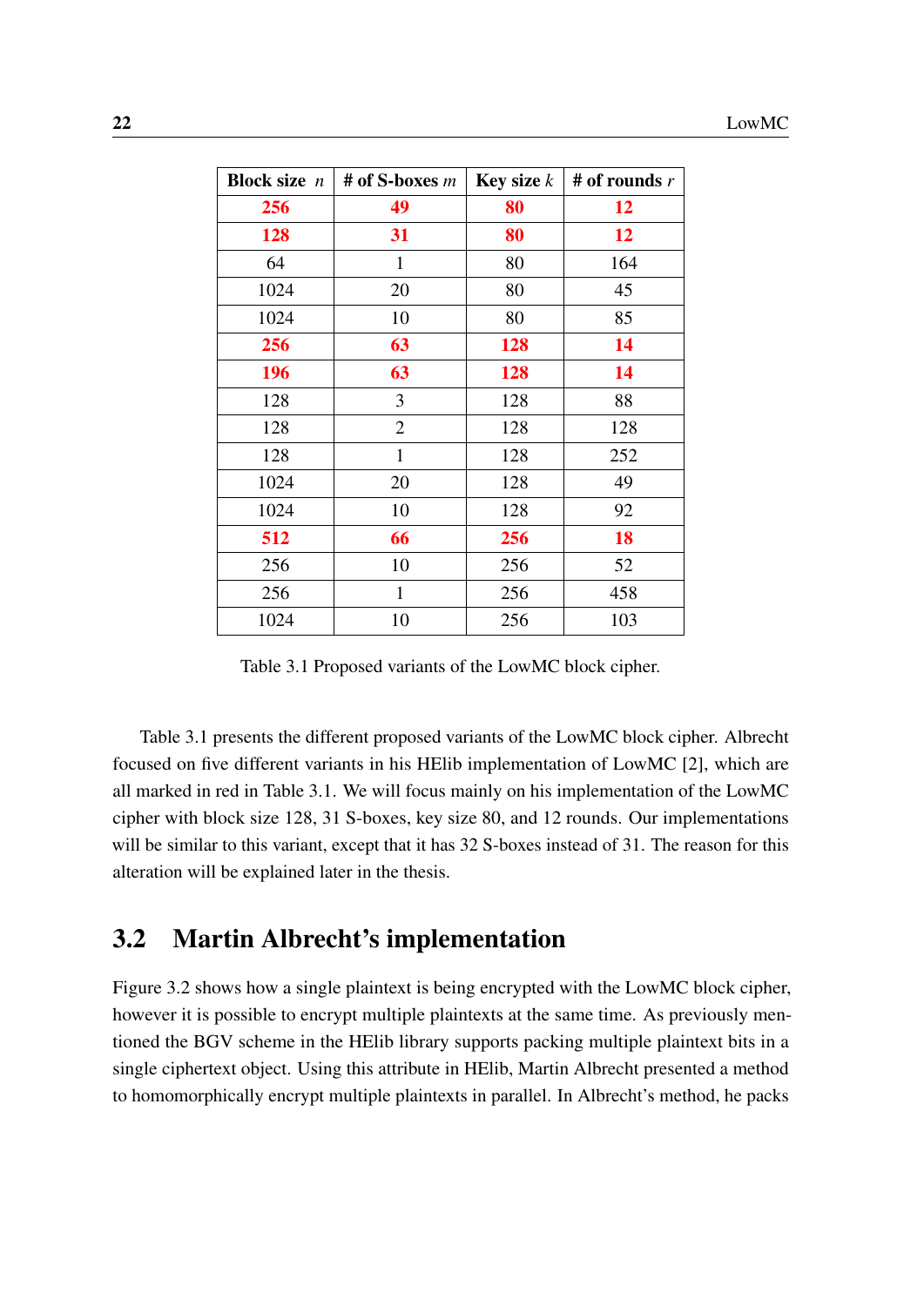| Block size $n$ | # of S-boxes $m$ | Key size $k$ | # of rounds $r$ |
|---|---|---|---|
| **256** | **49** | **80** | **12** |
| **128** | **31** | **80** | **12** |
| 64 | 1 | 80 | 164 |
| 1024 | 20 | 80 | 45 |
| 1024 | 10 | 80 | 85 |
| **256** | **63** | **128** | **14** |
| **196** | **63** | **128** | **14** |
| 128 | 3 | 128 | 88 |
| 128 | 2 | 128 | 128 |
| 128 | 1 | 128 | 252 |
| 1024 | 20 | 128 | 49 |
| 1024 | 10 | 128 | 92 |
| **512** | **66** | **256** | **18** |
| 256 | 10 | 256 | 52 |
| 256 | 1 | 256 | 458 |
| 1024 | 10 | 256 | 103 |

Table 3.1 Proposed variants of the LowMC block cipher.

Table 3.1 presents the different proposed variants of the LowMC block cipher. Albrecht focused on five different variants in his HElib implementation of LowMC [2], which are all marked in red in Table 3.1. We will focus mainly on his implementation of the LowMC cipher with block size 128, 31 S-boxes, key size 80, and 12 rounds. Our implementations will be similar to this variant, except that it has 32 S-boxes instead of 31. The reason for this alteration will be explained later in the thesis.

## 3.2 Martin Albrecht's implementation

Figure 3.2 shows how a single plaintext is being encrypted with the LowMC block cipher, however it is possible to encrypt multiple plaintexts at the same time. As previously mentioned the BGV scheme in the HElib library supports packing multiple plaintext bits in a single ciphertext object. Using this attribute in HElib, Martin Albrecht presented a method to homomorphically encrypt multiple plaintexts in parallel. In Albrecht's method, he packs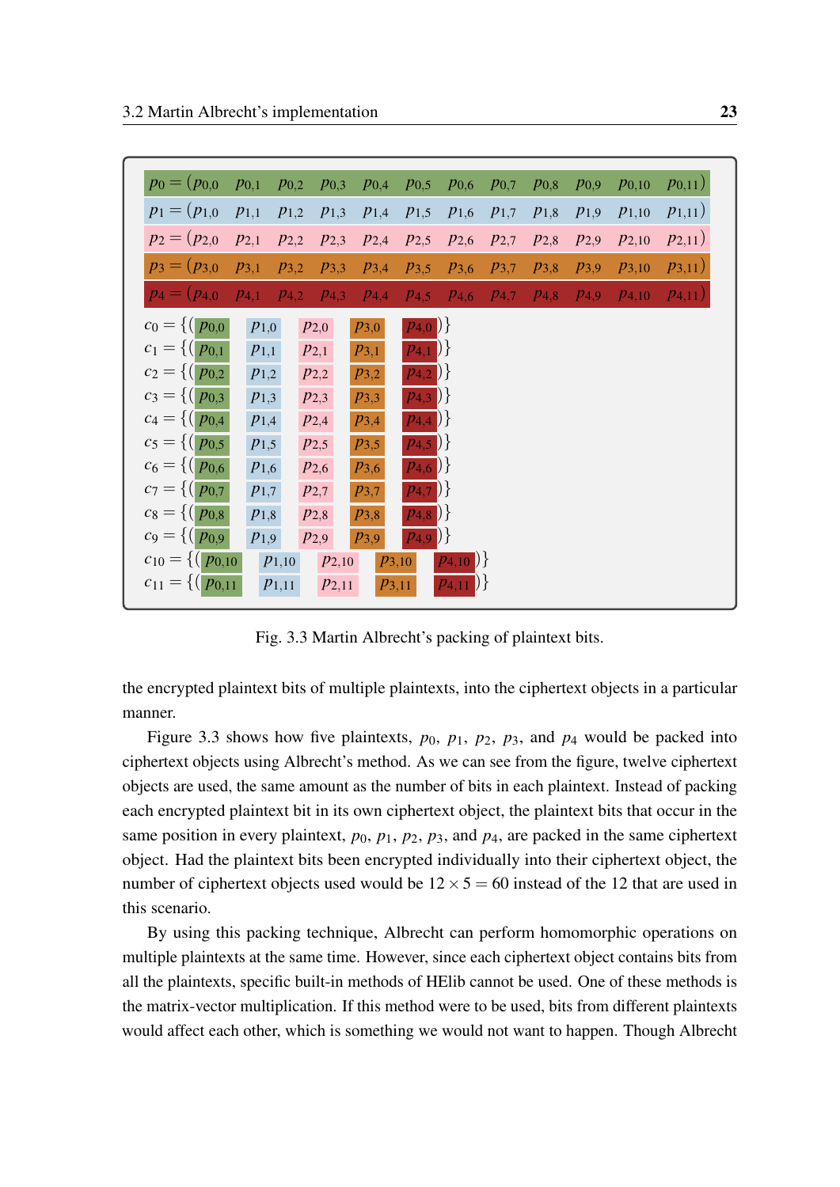$$
\begin{aligned}
p_0 &= (p_{0,0}\ \ p_{0,1}\ \ p_{0,2}\ \ p_{0,3}\ \ p_{0,4}\ \ p_{0,5}\ \ p_{0,6}\ \ p_{0,7}\ \ p_{0,8}\ \ p_{0,9}\ \ p_{0,10}\ \ p_{0,11})\\
p_1 &= (p_{1,0}\ \ p_{1,1}\ \ p_{1,2}\ \ p_{1,3}\ \ p_{1,4}\ \ p_{1,5}\ \ p_{1,6}\ \ p_{1,7}\ \ p_{1,8}\ \ p_{1,9}\ \ p_{1,10}\ \ p_{1,11})\\
p_2 &= (p_{2,0}\ \ p_{2,1}\ \ p_{2,2}\ \ p_{2,3}\ \ p_{2,4}\ \ p_{2,5}\ \ p_{2,6}\ \ p_{2,7}\ \ p_{2,8}\ \ p_{2,9}\ \ p_{2,10}\ \ p_{2,11})\\
p_3 &= (p_{3,0}\ \ p_{3,1}\ \ p_{3,2}\ \ p_{3,3}\ \ p_{3,4}\ \ p_{3,5}\ \ p_{3,6}\ \ p_{3,7}\ \ p_{3,8}\ \ p_{3,9}\ \ p_{3,10}\ \ p_{3,11})\\
p_4 &= (p_{4,0}\ \ p_{4,1}\ \ p_{4,2}\ \ p_{4,3}\ \ p_{4,4}\ \ p_{4,5}\ \ p_{4,6}\ \ p_{4,7}\ \ p_{4,8}\ \ p_{4,9}\ \ p_{4,10}\ \ p_{4,11})
\end{aligned}
$$

$$
\begin{aligned}
c_0 &= \{(p_{0,0}\ \ p_{1,0}\ \ p_{2,0}\ \ p_{3,0}\ \ p_{4,0})\}\\
c_1 &= \{(p_{0,1}\ \ p_{1,1}\ \ p_{2,1}\ \ p_{3,1}\ \ p_{4,1})\}\\
c_2 &= \{(p_{0,2}\ \ p_{1,2}\ \ p_{2,2}\ \ p_{3,2}\ \ p_{4,2})\}\\
c_3 &= \{(p_{0,3}\ \ p_{1,3}\ \ p_{2,3}\ \ p_{3,3}\ \ p_{4,3})\}\\
c_4 &= \{(p_{0,4}\ \ p_{1,4}\ \ p_{2,4}\ \ p_{3,4}\ \ p_{4,4})\}\\
c_5 &= \{(p_{0,5}\ \ p_{1,5}\ \ p_{2,5}\ \ p_{3,5}\ \ p_{4,5})\}\\
c_6 &= \{(p_{0,6}\ \ p_{1,6}\ \ p_{2,6}\ \ p_{3,6}\ \ p_{4,6})\}\\
c_7 &= \{(p_{0,7}\ \ p_{1,7}\ \ p_{2,7}\ \ p_{3,7}\ \ p_{4,7})\}\\
c_8 &= \{(p_{0,8}\ \ p_{1,8}\ \ p_{2,8}\ \ p_{3,8}\ \ p_{4,8})\}\\
c_9 &= \{(p_{0,9}\ \ p_{1,9}\ \ p_{2,9}\ \ p_{3,9}\ \ p_{4,9})\}\\
c_{10} &= \{(p_{0,10}\ \ p_{1,10}\ \ p_{2,10}\ \ p_{3,10}\ \ p_{4,10})\}\\
c_{11} &= \{(p_{0,11}\ \ p_{1,11}\ \ p_{2,11}\ \ p_{3,11}\ \ p_{4,11})\}
\end{aligned}
$$

Fig. 3.3 Martin Albrecht's packing of plaintext bits.

the encrypted plaintext bits of multiple plaintexts, into the ciphertext objects in a particular manner.

Figure 3.3 shows how five plaintexts, $p_0$, $p_1$, $p_2$, $p_3$, and $p_4$ would be packed into ciphertext objects using Albrecht's method. As we can see from the figure, twelve ciphertext objects are used, the same amount as the number of bits in each plaintext. Instead of packing each encrypted plaintext bit in its own ciphertext object, the plaintext bits that occur in the same position in every plaintext, $p_0$, $p_1$, $p_2$, $p_3$, and $p_4$, are packed in the same ciphertext object. Had the plaintext bits been encrypted individually into their ciphertext object, the number of ciphertext objects used would be $12 \times 5 = 60$ instead of the 12 that are used in this scenario.

By using this packing technique, Albrecht can perform homomorphic operations on multiple plaintexts at the same time. However, since each ciphertext object contains bits from all the plaintexts, specific built-in methods of HElib cannot be used. One of these methods is the matrix-vector multiplication. If this method were to be used, bits from different plaintexts would affect each other, which is something we would not want to happen. Though Albrecht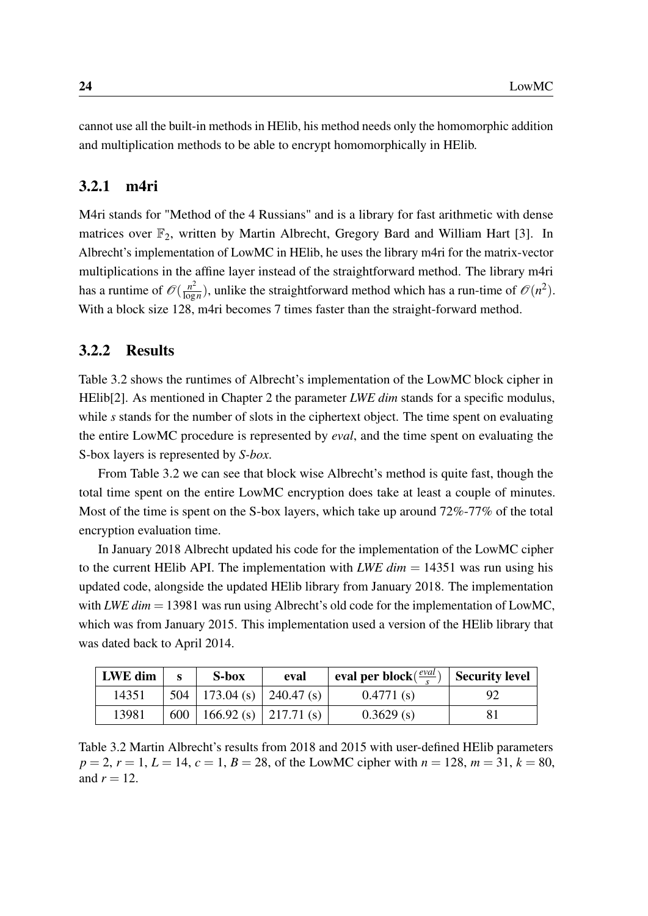cannot use all the built-in methods in HElib, his method needs only the homomorphic addition and multiplication methods to be able to encrypt homomorphically in HElib.

### 3.2.1 m4ri

M4ri stands for "Method of the 4 Russians" and is a library for fast arithmetic with dense matrices over $\mathbb{F}_2$, written by Martin Albrecht, Gregory Bard and William Hart [3]. In Albrecht's implementation of LowMC in HElib, he uses the library m4ri for the matrix-vector multiplications in the affine layer instead of the straightforward method. The library m4ri has a runtime of $\mathcal{O}(\frac{n^2}{\log n})$, unlike the straightforward method which has a run-time of $\mathcal{O}(n^2)$. With a block size 128, m4ri becomes 7 times faster than the straight-forward method.

### 3.2.2 Results

Table 3.2 shows the runtimes of Albrecht's implementation of the LowMC block cipher in HElib[2]. As mentioned in Chapter 2 the parameter *LWE dim* stands for a specific modulus, while *s* stands for the number of slots in the ciphertext object. The time spent on evaluating the entire LowMC procedure is represented by *eval*, and the time spent on evaluating the S-box layers is represented by *S-box*.

From Table 3.2 we can see that block wise Albrecht's method is quite fast, though the total time spent on the entire LowMC encryption does take at least a couple of minutes. Most of the time is spent on the S-box layers, which take up around 72%-77% of the total encryption evaluation time.

In January 2018 Albrecht updated his code for the implementation of the LowMC cipher to the current HElib API. The implementation with *LWE dim* $= 14351$ was run using his updated code, alongside the updated HElib library from January 2018. The implementation with *LWE dim* $= 13981$ was run using Albrecht's old code for the implementation of LowMC, which was from January 2015. This implementation used a version of the HElib library that was dated back to April 2014.

| **LWE dim** | **s** | **S-box** | **eval** | **eval per block**($\frac{eval}{s}$) | **Security level** |
|---|---|---|---|---|---|
| 14351 | 504 | 173.04 (s) | 240.47 (s) | 0.4771 (s) | 92 |
| 13981 | 600 | 166.92 (s) | 217.71 (s) | 0.3629 (s) | 81 |

Table 3.2 Martin Albrecht's results from 2018 and 2015 with user-defined HElib parameters $p = 2$, $r = 1$, $L = 14$, $c = 1$, $B = 28$, of the LowMC cipher with $n = 128$, $m = 31$, $k = 80$, and $r = 12$.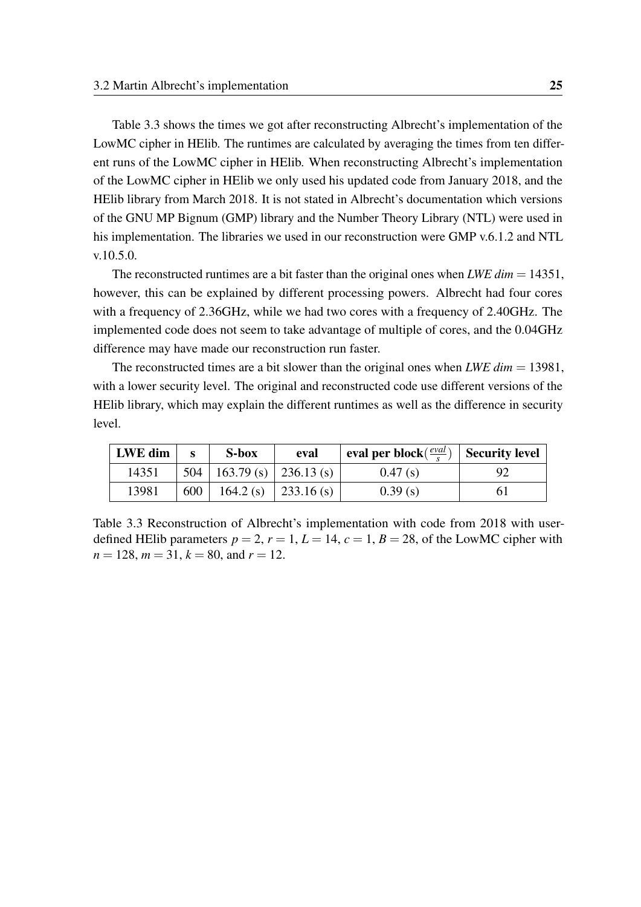Table 3.3 shows the times we got after reconstructing Albrecht's implementation of the LowMC cipher in HElib. The runtimes are calculated by averaging the times from ten different runs of the LowMC cipher in HElib. When reconstructing Albrecht's implementation of the LowMC cipher in HElib we only used his updated code from January 2018, and the HElib library from March 2018. It is not stated in Albrecht's documentation which versions of the GNU MP Bignum (GMP) library and the Number Theory Library (NTL) were used in his implementation. The libraries we used in our reconstruction were GMP v.6.1.2 and NTL v.10.5.0.

The reconstructed runtimes are a bit faster than the original ones when $LWE\ dim = 14351$, however, this can be explained by different processing powers. Albrecht had four cores with a frequency of 2.36GHz, while we had two cores with a frequency of 2.40GHz. The implemented code does not seem to take advantage of multiple of cores, and the 0.04GHz difference may have made our reconstruction run faster.

The reconstructed times are a bit slower than the original ones when $LWE\ dim = 13981$, with a lower security level. The original and reconstructed code use different versions of the HElib library, which may explain the different runtimes as well as the difference in security level.

| **LWE dim** | **s** | **S-box** | **eval** | **eval per block**($\frac{eval}{s}$) | **Security level** |
|---|---|---|---|---|---|
| 14351 | 504 | 163.79 (s) | 236.13 (s) | 0.47 (s) | 92 |
| 13981 | 600 | 164.2 (s) | 233.16 (s) | 0.39 (s) | 61 |

Table 3.3 Reconstruction of Albrecht's implementation with code from 2018 with user-defined HElib parameters $p = 2$, $r = 1$, $L = 14$, $c = 1$, $B = 28$, of the LowMC cipher with $n = 128$, $m = 31$, $k = 80$, and $r = 12$.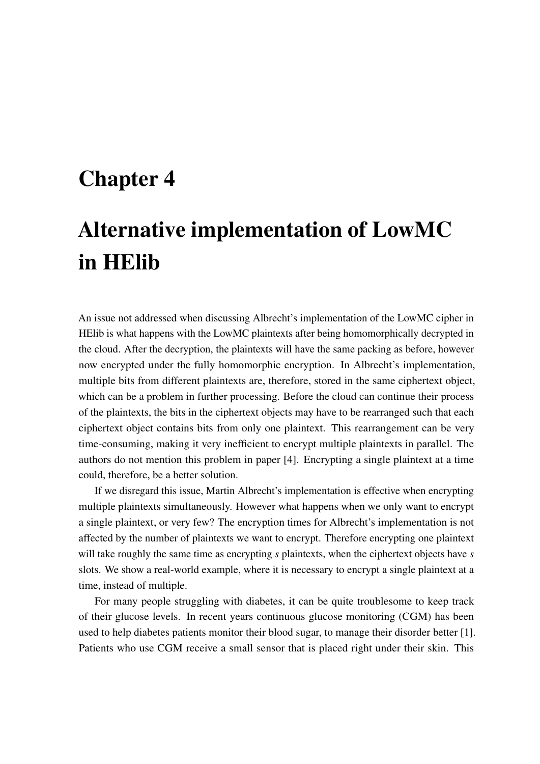# Chapter 4

# Alternative implementation of LowMC in HElib

An issue not addressed when discussing Albrecht's implementation of the LowMC cipher in HElib is what happens with the LowMC plaintexts after being homomorphically decrypted in the cloud. After the decryption, the plaintexts will have the same packing as before, however now encrypted under the fully homomorphic encryption. In Albrecht's implementation, multiple bits from different plaintexts are, therefore, stored in the same ciphertext object, which can be a problem in further processing. Before the cloud can continue their process of the plaintexts, the bits in the ciphertext objects may have to be rearranged such that each ciphertext object contains bits from only one plaintext. This rearrangement can be very time-consuming, making it very inefficient to encrypt multiple plaintexts in parallel. The authors do not mention this problem in paper [4]. Encrypting a single plaintext at a time could, therefore, be a better solution.

If we disregard this issue, Martin Albrecht's implementation is effective when encrypting multiple plaintexts simultaneously. However what happens when we only want to encrypt a single plaintext, or very few? The encryption times for Albrecht's implementation is not affected by the number of plaintexts we want to encrypt. Therefore encrypting one plaintext will take roughly the same time as encrypting $s$ plaintexts, when the ciphertext objects have $s$ slots. We show a real-world example, where it is necessary to encrypt a single plaintext at a time, instead of multiple.

For many people struggling with diabetes, it can be quite troublesome to keep track of their glucose levels. In recent years continuous glucose monitoring (CGM) has been used to help diabetes patients monitor their blood sugar, to manage their disorder better [1]. Patients who use CGM receive a small sensor that is placed right under their skin. This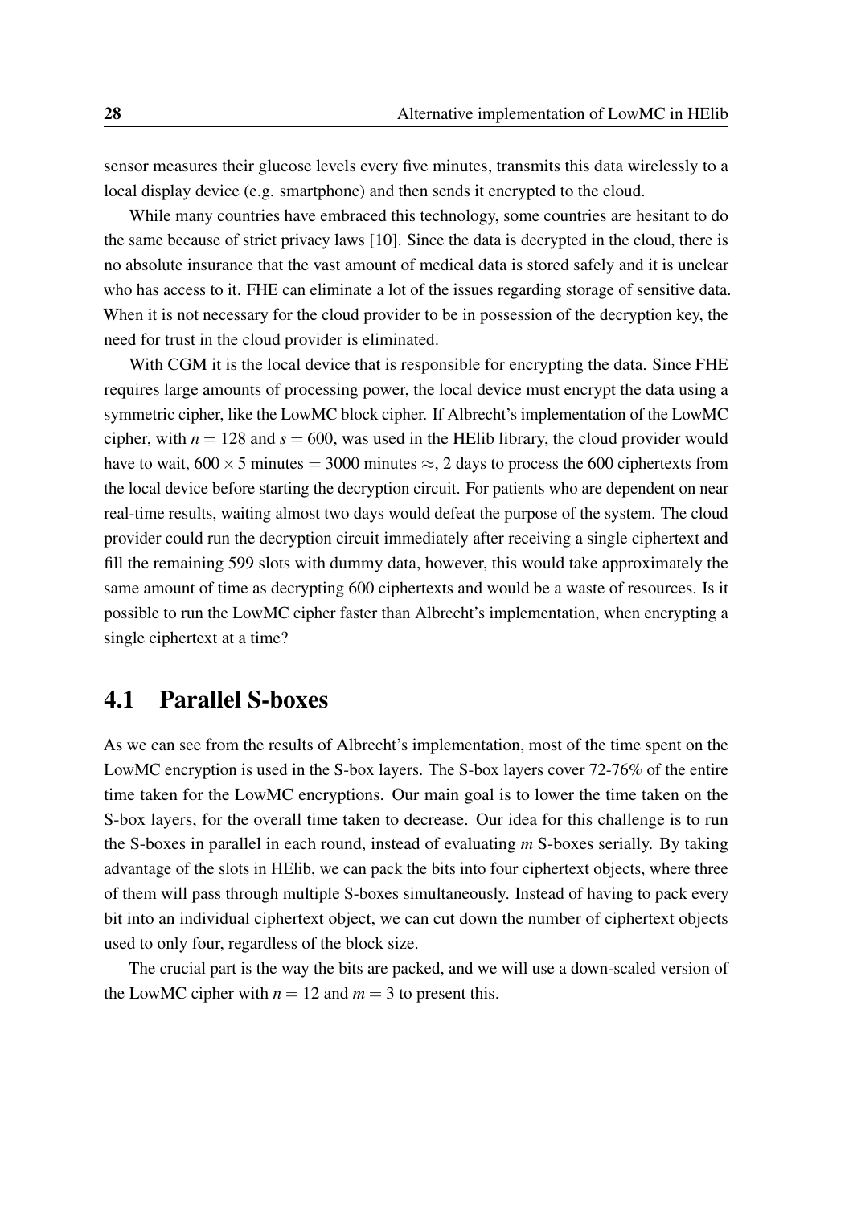sensor measures their glucose levels every five minutes, transmits this data wirelessly to a local display device (e.g. smartphone) and then sends it encrypted to the cloud.

While many countries have embraced this technology, some countries are hesitant to do the same because of strict privacy laws [10]. Since the data is decrypted in the cloud, there is no absolute insurance that the vast amount of medical data is stored safely and it is unclear who has access to it. FHE can eliminate a lot of the issues regarding storage of sensitive data. When it is not necessary for the cloud provider to be in possession of the decryption key, the need for trust in the cloud provider is eliminated.

With CGM it is the local device that is responsible for encrypting the data. Since FHE requires large amounts of processing power, the local device must encrypt the data using a symmetric cipher, like the LowMC block cipher. If Albrecht's implementation of the LowMC cipher, with $n = 128$ and $s = 600$, was used in the HElib library, the cloud provider would have to wait, $600 \times 5$ minutes $= 3000$ minutes $\approx$, 2 days to process the 600 ciphertexts from the local device before starting the decryption circuit. For patients who are dependent on near real-time results, waiting almost two days would defeat the purpose of the system. The cloud provider could run the decryption circuit immediately after receiving a single ciphertext and fill the remaining 599 slots with dummy data, however, this would take approximately the same amount of time as decrypting 600 ciphertexts and would be a waste of resources. Is it possible to run the LowMC cipher faster than Albrecht's implementation, when encrypting a single ciphertext at a time?

## 4.1 Parallel S-boxes

As we can see from the results of Albrecht's implementation, most of the time spent on the LowMC encryption is used in the S-box layers. The S-box layers cover 72-76% of the entire time taken for the LowMC encryptions. Our main goal is to lower the time taken on the S-box layers, for the overall time taken to decrease. Our idea for this challenge is to run the S-boxes in parallel in each round, instead of evaluating $m$ S-boxes serially. By taking advantage of the slots in HElib, we can pack the bits into four ciphertext objects, where three of them will pass through multiple S-boxes simultaneously. Instead of having to pack every bit into an individual ciphertext object, we can cut down the number of ciphertext objects used to only four, regardless of the block size.

The crucial part is the way the bits are packed, and we will use a down-scaled version of the LowMC cipher with $n = 12$ and $m = 3$ to present this.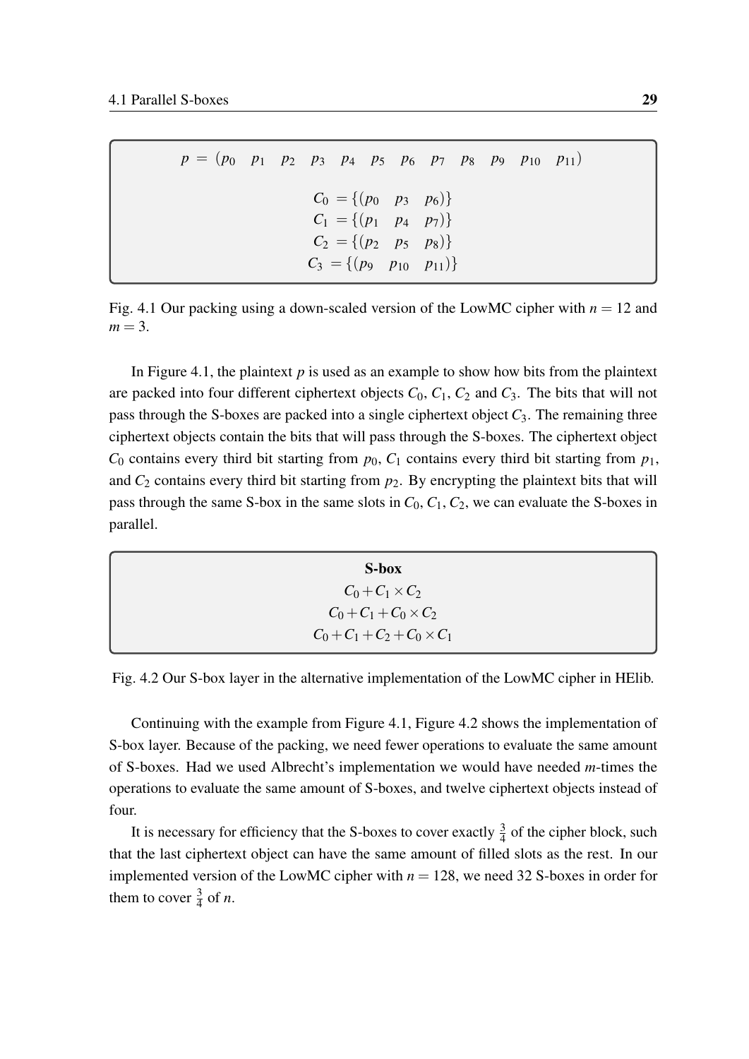$$p = (p_0 \quad p_1 \quad p_2 \quad p_3 \quad p_4 \quad p_5 \quad p_6 \quad p_7 \quad p_8 \quad p_9 \quad p_{10} \quad p_{11})$$

$$C_0 = \{(p_0 \quad p_3 \quad p_6)\}$$
$$C_1 = \{(p_1 \quad p_4 \quad p_7)\}$$
$$C_2 = \{(p_2 \quad p_5 \quad p_8)\}$$
$$C_3 = \{(p_9 \quad p_{10} \quad p_{11})\}$$

Fig. 4.1 Our packing using a down-scaled version of the LowMC cipher with $n = 12$ and $m = 3$.

In Figure 4.1, the plaintext $p$ is used as an example to show how bits from the plaintext are packed into four different ciphertext objects $C_0$, $C_1$, $C_2$ and $C_3$. The bits that will not pass through the S-boxes are packed into a single ciphertext object $C_3$. The remaining three ciphertext objects contain the bits that will pass through the S-boxes. The ciphertext object $C_0$ contains every third bit starting from $p_0$, $C_1$ contains every third bit starting from $p_1$, and $C_2$ contains every third bit starting from $p_2$. By encrypting the plaintext bits that will pass through the same S-box in the same slots in $C_0, C_1, C_2$, we can evaluate the S-boxes in parallel.

**S-box**

$$C_0 + C_1 \times C_2$$
$$C_0 + C_1 + C_0 \times C_2$$
$$C_0 + C_1 + C_2 + C_0 \times C_1$$

Fig. 4.2 Our S-box layer in the alternative implementation of the LowMC cipher in HElib.

Continuing with the example from Figure 4.1, Figure 4.2 shows the implementation of S-box layer. Because of the packing, we need fewer operations to evaluate the same amount of S-boxes. Had we used Albrecht's implementation we would have needed $m$-times the operations to evaluate the same amount of S-boxes, and twelve ciphertext objects instead of four.

It is necessary for efficiency that the S-boxes to cover exactly $\frac{3}{4}$ of the cipher block, such that the last ciphertext object can have the same amount of filled slots as the rest. In our implemented version of the LowMC cipher with $n = 128$, we need 32 S-boxes in order for them to cover $\frac{3}{4}$ of $n$.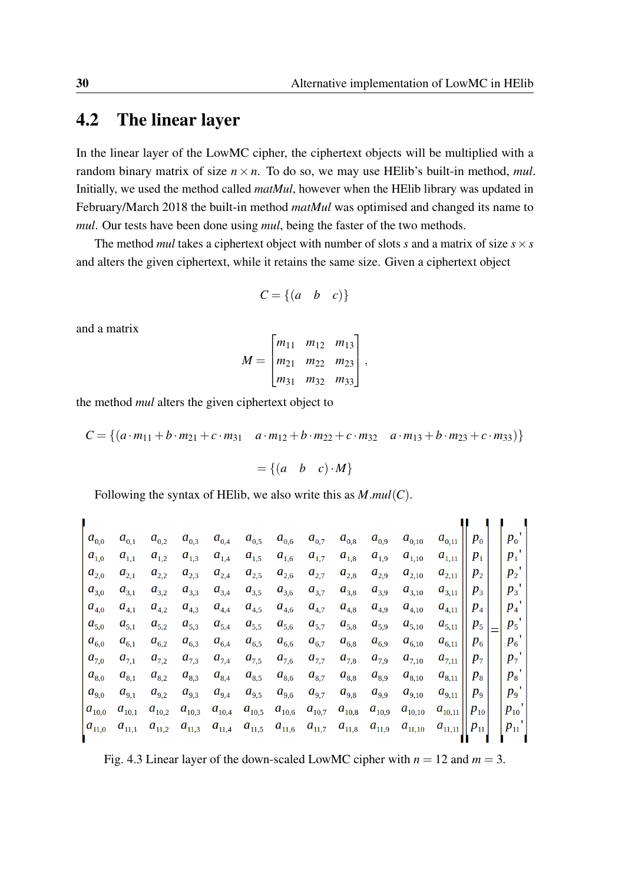## 4.2 The linear layer

In the linear layer of the LowMC cipher, the ciphertext objects will be multiplied with a random binary matrix of size $n \times n$. To do so, we may use HElib's built-in method, *mul*. Initially, we used the method called *matMul*, however when the HElib library was updated in February/March 2018 the built-in method *matMul* was optimised and changed its name to *mul*. Our tests have been done using *mul*, being the faster of the two methods.

The method *mul* takes a ciphertext object with number of slots $s$ and a matrix of size $s \times s$ and alters the given ciphertext, while it retains the same size. Given a ciphertext object

$$C = \{(a \quad b \quad c)\}$$

and a matrix

$$M = \begin{bmatrix} m_{11} & m_{12} & m_{13} \\ m_{21} & m_{22} & m_{23} \\ m_{31} & m_{32} & m_{33} \end{bmatrix},$$

the method *mul* alters the given ciphertext object to

$$C = \{(a \cdot m_{11} + b \cdot m_{21} + c \cdot m_{31} \quad a \cdot m_{12} + b \cdot m_{22} + c \cdot m_{32} \quad a \cdot m_{13} + b \cdot m_{23} + c \cdot m_{33})\}$$

$$= \{(a \quad b \quad c) \cdot M\}$$

Following the syntax of HElib, we also write this as $M.mul(C)$.

$$\begin{bmatrix}
a_{0,0} & a_{0,1} & a_{0,2} & a_{0,3} & a_{0,4} & a_{0,5} & a_{0,6} & a_{0,7} & a_{0,8} & a_{0,9} & a_{0,10} & a_{0,11} \\
a_{1,0} & a_{1,1} & a_{1,2} & a_{1,3} & a_{1,4} & a_{1,5} & a_{1,6} & a_{1,7} & a_{1,8} & a_{1,9} & a_{1,10} & a_{1,11} \\
a_{2,0} & a_{2,1} & a_{2,2} & a_{2,3} & a_{2,4} & a_{2,5} & a_{2,6} & a_{2,7} & a_{2,8} & a_{2,9} & a_{2,10} & a_{2,11} \\
a_{3,0} & a_{3,1} & a_{3,2} & a_{3,3} & a_{3,4} & a_{3,5} & a_{3,6} & a_{3,7} & a_{3,8} & a_{3,9} & a_{3,10} & a_{3,11} \\
a_{4,0} & a_{4,1} & a_{4,2} & a_{4,3} & a_{4,4} & a_{4,5} & a_{4,6} & a_{4,7} & a_{4,8} & a_{4,9} & a_{4,10} & a_{4,11} \\
a_{5,0} & a_{5,1} & a_{5,2} & a_{5,3} & a_{5,4} & a_{5,5} & a_{5,6} & a_{5,7} & a_{5,8} & a_{5,9} & a_{5,10} & a_{5,11} \\
a_{6,0} & a_{6,1} & a_{6,2} & a_{6,3} & a_{6,4} & a_{6,5} & a_{6,6} & a_{6,7} & a_{6,8} & a_{6,9} & a_{6,10} & a_{6,11} \\
a_{7,0} & a_{7,1} & a_{7,2} & a_{7,3} & a_{7,4} & a_{7,5} & a_{7,6} & a_{7,7} & a_{7,8} & a_{7,9} & a_{7,10} & a_{7,11} \\
a_{8,0} & a_{8,1} & a_{8,2} & a_{8,3} & a_{8,4} & a_{8,5} & a_{8,6} & a_{8,7} & a_{8,8} & a_{8,9} & a_{8,10} & a_{8,11} \\
a_{9,0} & a_{9,1} & a_{9,2} & a_{9,3} & a_{9,4} & a_{9,5} & a_{9,6} & a_{9,7} & a_{9,8} & a_{9,9} & a_{9,10} & a_{9,11} \\
a_{10,0} & a_{10,1} & a_{10,2} & a_{10,3} & a_{10,4} & a_{10,5} & a_{10,6} & a_{10,7} & a_{10,8} & a_{10,9} & a_{10,10} & a_{10,11} \\
a_{11,0} & a_{11,1} & a_{11,2} & a_{11,3} & a_{11,4} & a_{11,5} & a_{11,6} & a_{11,7} & a_{11,8} & a_{11,9} & a_{11,10} & a_{11,11}
\end{bmatrix}
\begin{bmatrix} p_0 \\ p_1 \\ p_2 \\ p_3 \\ p_4 \\ p_5 \\ p_6 \\ p_7 \\ p_8 \\ p_9 \\ p_{10} \\ p_{11} \end{bmatrix}
=
\begin{bmatrix} p_0' \\ p_1' \\ p_2' \\ p_3' \\ p_4' \\ p_5' \\ p_6' \\ p_7' \\ p_8' \\ p_9' \\ p_{10}' \\ p_{11}' \end{bmatrix}$$

Fig. 4.3 Linear layer of the down-scaled LowMC cipher with $n = 12$ and $m = 3$.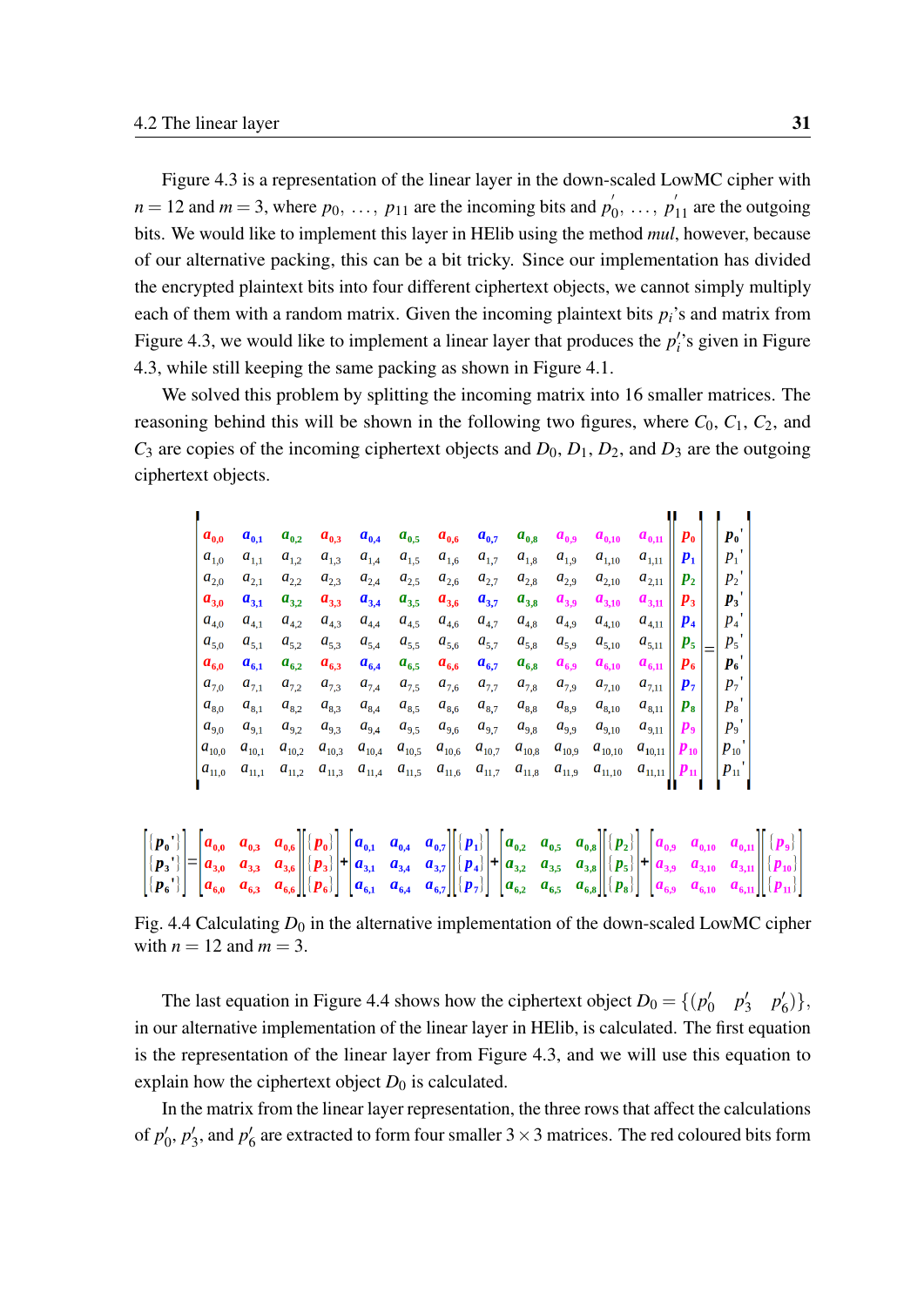Figure 4.3 is a representation of the linear layer in the down-scaled LowMC cipher with $n = 12$ and $m = 3$, where $p_0, \ldots, p_{11}$ are the incoming bits and $p'_0, \ldots, p'_{11}$ are the outgoing bits. We would like to implement this layer in HElib using the method *mul*, however, because of our alternative packing, this can be a bit tricky. Since our implementation has divided the encrypted plaintext bits into four different ciphertext objects, we cannot simply multiply each of them with a random matrix. Given the incoming plaintext bits $p_i$'s and matrix from Figure 4.3, we would like to implement a linear layer that produces the $p'_i$'s given in Figure 4.3, while still keeping the same packing as shown in Figure 4.1.

We solved this problem by splitting the incoming matrix into 16 smaller matrices. The reasoning behind this will be shown in the following two figures, where $C_0$, $C_1$, $C_2$, and $C_3$ are copies of the incoming ciphertext objects and $D_0$, $D_1$, $D_2$, and $D_3$ are the outgoing ciphertext objects.

$$\begin{bmatrix} a_{0,0} & a_{0,1} & a_{0,2} & a_{0,3} & a_{0,4} & a_{0,5} & a_{0,6} & a_{0,7} & a_{0,8} & a_{0,9} & a_{0,10} & a_{0,11} \\ a_{1,0} & a_{1,1} & a_{1,2} & a_{1,3} & a_{1,4} & a_{1,5} & a_{1,6} & a_{1,7} & a_{1,8} & a_{1,9} & a_{1,10} & a_{1,11} \\ a_{2,0} & a_{2,1} & a_{2,2} & a_{2,3} & a_{2,4} & a_{2,5} & a_{2,6} & a_{2,7} & a_{2,8} & a_{2,9} & a_{2,10} & a_{2,11} \\ a_{3,0} & a_{3,1} & a_{3,2} & a_{3,3} & a_{3,4} & a_{3,5} & a_{3,6} & a_{3,7} & a_{3,8} & a_{3,9} & a_{3,10} & a_{3,11} \\ a_{4,0} & a_{4,1} & a_{4,2} & a_{4,3} & a_{4,4} & a_{4,5} & a_{4,6} & a_{4,7} & a_{4,8} & a_{4,9} & a_{4,10} & a_{4,11} \\ a_{5,0} & a_{5,1} & a_{5,2} & a_{5,3} & a_{5,4} & a_{5,5} & a_{5,6} & a_{5,7} & a_{5,8} & a_{5,9} & a_{5,10} & a_{5,11} \\ a_{6,0} & a_{6,1} & a_{6,2} & a_{6,3} & a_{6,4} & a_{6,5} & a_{6,6} & a_{6,7} & a_{6,8} & a_{6,9} & a_{6,10} & a_{6,11} \\ a_{7,0} & a_{7,1} & a_{7,2} & a_{7,3} & a_{7,4} & a_{7,5} & a_{7,6} & a_{7,7} & a_{7,8} & a_{7,9} & a_{7,10} & a_{7,11} \\ a_{8,0} & a_{8,1} & a_{8,2} & a_{8,3} & a_{8,4} & a_{8,5} & a_{8,6} & a_{8,7} & a_{8,8} & a_{8,9} & a_{8,10} & a_{8,11} \\ a_{9,0} & a_{9,1} & a_{9,2} & a_{9,3} & a_{9,4} & a_{9,5} & a_{9,6} & a_{9,7} & a_{9,8} & a_{9,9} & a_{9,10} & a_{9,11} \\ a_{10,0} & a_{10,1} & a_{10,2} & a_{10,3} & a_{10,4} & a_{10,5} & a_{10,6} & a_{10,7} & a_{10,8} & a_{10,9} & a_{10,10} & a_{10,11} \\ a_{11,0} & a_{11,1} & a_{11,2} & a_{11,3} & a_{11,4} & a_{11,5} & a_{11,6} & a_{11,7} & a_{11,8} & a_{11,9} & a_{11,10} & a_{11,11} \end{bmatrix} \begin{bmatrix} p_0 \\ p_1 \\ p_2 \\ p_3 \\ p_4 \\ p_5 \\ p_6 \\ p_7 \\ p_8 \\ p_9 \\ p_{10} \\ p_{11} \end{bmatrix} = \begin{bmatrix} p_0' \\ p_1' \\ p_2' \\ p_3' \\ p_4' \\ p_5' \\ p_6' \\ p_7' \\ p_8' \\ p_9' \\ p_{10}' \\ p_{11}' \end{bmatrix}$$

$$\begin{bmatrix} \{p_0'\} \\ \{p_3'\} \\ \{p_6'\} \end{bmatrix} = \begin{bmatrix} a_{0,0} & a_{0,3} & a_{0,6} \\ a_{3,0} & a_{3,3} & a_{3,6} \\ a_{6,0} & a_{6,3} & a_{6,6} \end{bmatrix} \begin{bmatrix} \{p_0\} \\ \{p_3\} \\ \{p_6\} \end{bmatrix} + \begin{bmatrix} a_{0,1} & a_{0,4} & a_{0,7} \\ a_{3,1} & a_{3,4} & a_{3,7} \\ a_{6,1} & a_{6,4} & a_{6,7} \end{bmatrix} \begin{bmatrix} \{p_1\} \\ \{p_4\} \\ \{p_7\} \end{bmatrix} + \begin{bmatrix} a_{0,2} & a_{0,5} & a_{0,8} \\ a_{3,2} & a_{3,5} & a_{3,8} \\ a_{6,2} & a_{6,5} & a_{6,8} \end{bmatrix} \begin{bmatrix} \{p_2\} \\ \{p_5\} \\ \{p_8\} \end{bmatrix} + \begin{bmatrix} a_{0,9} & a_{0,10} & a_{0,11} \\ a_{3,9} & a_{3,10} & a_{3,11} \\ a_{6,9} & a_{6,10} & a_{6,11} \end{bmatrix} \begin{bmatrix} \{p_9\} \\ \{p_{10}\} \\ \{p_{11}\} \end{bmatrix}$$

Fig. 4.4 Calculating $D_0$ in the alternative implementation of the down-scaled LowMC cipher with $n = 12$ and $m = 3$.

The last equation in Figure 4.4 shows how the ciphertext object $D_0 = \{(p'_0 \quad p'_3 \quad p'_6)\}$, in our alternative implementation of the linear layer in HElib, is calculated. The first equation is the representation of the linear layer from Figure 4.3, and we will use this equation to explain how the ciphertext object $D_0$ is calculated.

In the matrix from the linear layer representation, the three rows that affect the calculations of $p'_0$, $p'_3$, and $p'_6$ are extracted to form four smaller $3 \times 3$ matrices. The red coloured bits form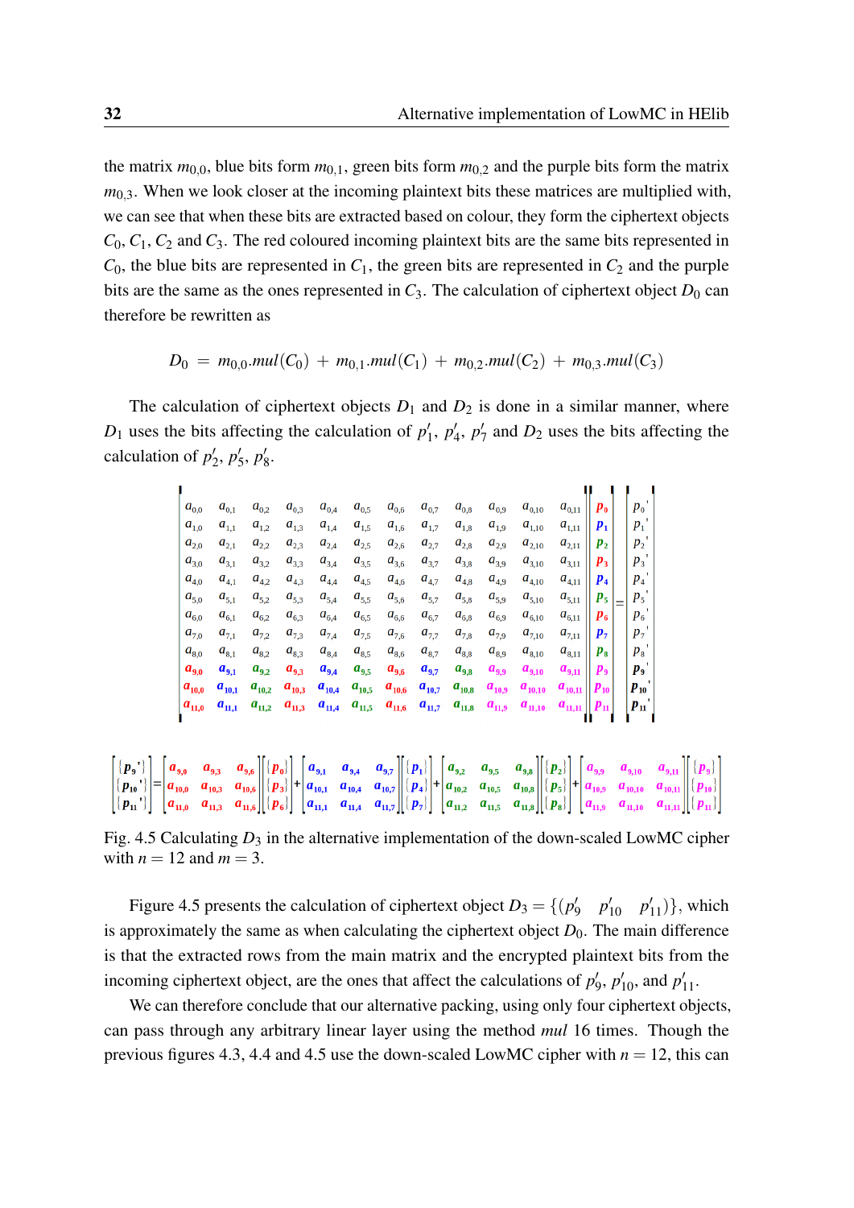the matrix $m_{0,0}$, blue bits form $m_{0,1}$, green bits form $m_{0,2}$ and the purple bits form the matrix $m_{0,3}$. When we look closer at the incoming plaintext bits these matrices are multiplied with, we can see that when these bits are extracted based on colour, they form the ciphertext objects $C_0$, $C_1$, $C_2$ and $C_3$. The red coloured incoming plaintext bits are the same bits represented in $C_0$, the blue bits are represented in $C_1$, the green bits are represented in $C_2$ and the purple bits are the same as the ones represented in $C_3$. The calculation of ciphertext object $D_0$ can therefore be rewritten as

$$D_0 \;=\; m_{0,0}.mul(C_0) \;+\; m_{0,1}.mul(C_1) \;+\; m_{0,2}.mul(C_2) \;+\; m_{0,3}.mul(C_3)$$

The calculation of ciphertext objects $D_1$ and $D_2$ is done in a similar manner, where $D_1$ uses the bits affecting the calculation of $p'_1$, $p'_4$, $p'_7$ and $D_2$ uses the bits affecting the calculation of $p'_2$, $p'_5$, $p'_8$.

$$\begin{bmatrix} a_{0,0} & a_{0,1} & a_{0,2} & a_{0,3} & a_{0,4} & a_{0,5} & a_{0,6} & a_{0,7} & a_{0,8} & a_{0,9} & a_{0,10} & a_{0,11} \\ a_{1,0} & a_{1,1} & a_{1,2} & a_{1,3} & a_{1,4} & a_{1,5} & a_{1,6} & a_{1,7} & a_{1,8} & a_{1,9} & a_{1,10} & a_{1,11} \\ a_{2,0} & a_{2,1} & a_{2,2} & a_{2,3} & a_{2,4} & a_{2,5} & a_{2,6} & a_{2,7} & a_{2,8} & a_{2,9} & a_{2,10} & a_{2,11} \\ a_{3,0} & a_{3,1} & a_{3,2} & a_{3,3} & a_{3,4} & a_{3,5} & a_{3,6} & a_{3,7} & a_{3,8} & a_{3,9} & a_{3,10} & a_{3,11} \\ a_{4,0} & a_{4,1} & a_{4,2} & a_{4,3} & a_{4,4} & a_{4,5} & a_{4,6} & a_{4,7} & a_{4,8} & a_{4,9} & a_{4,10} & a_{4,11} \\ a_{5,0} & a_{5,1} & a_{5,2} & a_{5,3} & a_{5,4} & a_{5,5} & a_{5,6} & a_{5,7} & a_{5,8} & a_{5,9} & a_{5,10} & a_{5,11} \\ a_{6,0} & a_{6,1} & a_{6,2} & a_{6,3} & a_{6,4} & a_{6,5} & a_{6,6} & a_{6,7} & a_{6,8} & a_{6,9} & a_{6,10} & a_{6,11} \\ a_{7,0} & a_{7,1} & a_{7,2} & a_{7,3} & a_{7,4} & a_{7,5} & a_{7,6} & a_{7,7} & a_{7,8} & a_{7,9} & a_{7,10} & a_{7,11} \\ a_{8,0} & a_{8,1} & a_{8,2} & a_{8,3} & a_{8,4} & a_{8,5} & a_{8,6} & a_{8,7} & a_{8,8} & a_{8,9} & a_{8,10} & a_{8,11} \\ a_{9,0} & a_{9,1} & a_{9,2} & a_{9,3} & a_{9,4} & a_{9,5} & a_{9,6} & a_{9,7} & a_{9,8} & a_{9,9} & a_{9,10} & a_{9,11} \\ a_{10,0} & a_{10,1} & a_{10,2} & a_{10,3} & a_{10,4} & a_{10,5} & a_{10,6} & a_{10,7} & a_{10,8} & a_{10,9} & a_{10,10} & a_{10,11} \\ a_{11,0} & a_{11,1} & a_{11,2} & a_{11,3} & a_{11,4} & a_{11,5} & a_{11,6} & a_{11,7} & a_{11,8} & a_{11,9} & a_{11,10} & a_{11,11} \end{bmatrix} \begin{bmatrix} p_0 \\ p_1 \\ p_2 \\ p_3 \\ p_4 \\ p_5 \\ p_6 \\ p_7 \\ p_8 \\ p_9 \\ p_{10} \\ p_{11} \end{bmatrix} = \begin{bmatrix} p_0' \\ p_1' \\ p_2' \\ p_3' \\ p_4' \\ p_5' \\ p_6' \\ p_7' \\ p_8' \\ p_9' \\ p_{10}' \\ p_{11}' \end{bmatrix}$$

$$\begin{bmatrix} \{p_9'\} \\ \{p_{10}'\} \\ \{p_{11}'\} \end{bmatrix} = \begin{bmatrix} a_{9,0} & a_{9,3} & a_{9,6} \\ a_{10,0} & a_{10,3} & a_{10,6} \\ a_{11,0} & a_{11,3} & a_{11,6} \end{bmatrix} \begin{bmatrix} \{p_0\} \\ \{p_3\} \\ \{p_6\} \end{bmatrix} + \begin{bmatrix} a_{9,1} & a_{9,4} & a_{9,7} \\ a_{10,1} & a_{10,4} & a_{10,7} \\ a_{11,1} & a_{11,4} & a_{11,7} \end{bmatrix} \begin{bmatrix} \{p_1\} \\ \{p_4\} \\ \{p_7\} \end{bmatrix} + \begin{bmatrix} a_{9,2} & a_{9,5} & a_{9,8} \\ a_{10,2} & a_{10,5} & a_{10,8} \\ a_{11,2} & a_{11,5} & a_{11,8} \end{bmatrix} \begin{bmatrix} \{p_2\} \\ \{p_5\} \\ \{p_8\} \end{bmatrix} + \begin{bmatrix} a_{9,9} & a_{9,10} & a_{9,11} \\ a_{10,9} & a_{10,10} & a_{10,11} \\ a_{11,9} & a_{11,10} & a_{11,11} \end{bmatrix} \begin{bmatrix} \{p_9\} \\ \{p_{10}\} \\ \{p_{11}\} \end{bmatrix}$$

Fig. 4.5 Calculating $D_3$ in the alternative implementation of the down-scaled LowMC cipher with $n = 12$ and $m = 3$.

Figure 4.5 presents the calculation of ciphertext object $D_3 = \{(p'_9 \quad p'_{10} \quad p'_{11})\}$, which is approximately the same as when calculating the ciphertext object $D_0$. The main difference is that the extracted rows from the main matrix and the encrypted plaintext bits from the incoming ciphertext object, are the ones that affect the calculations of $p'_9$, $p'_{10}$, and $p'_{11}$.

We can therefore conclude that our alternative packing, using only four ciphertext objects, can pass through any arbitrary linear layer using the method *mul* 16 times. Though the previous figures 4.3, 4.4 and 4.5 use the down-scaled LowMC cipher with $n = 12$, this can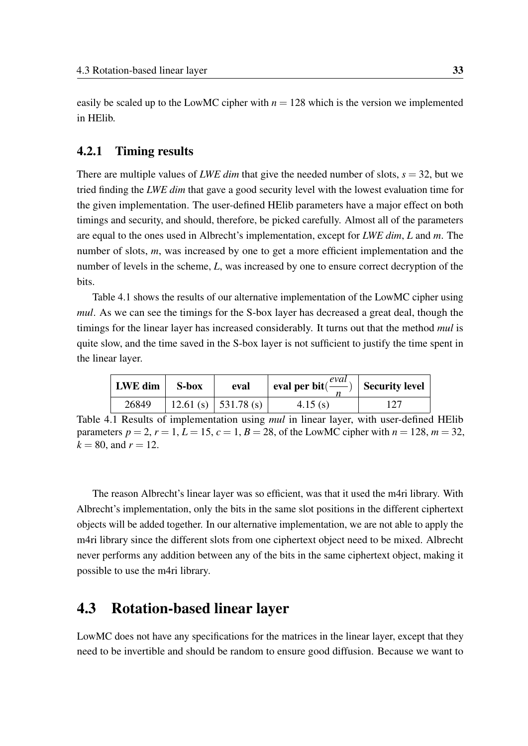easily be scaled up to the LowMC cipher with $n = 128$ which is the version we implemented in HElib.

### 4.2.1 Timing results

There are multiple values of *LWE dim* that give the needed number of slots, $s = 32$, but we tried finding the *LWE dim* that gave a good security level with the lowest evaluation time for the given implementation. The user-defined HElib parameters have a major effect on both timings and security, and should, therefore, be picked carefully. Almost all of the parameters are equal to the ones used in Albrecht's implementation, except for *LWE dim*, $L$ and $m$. The number of slots, $m$, was increased by one to get a more efficient implementation and the number of levels in the scheme, $L$, was increased by one to ensure correct decryption of the bits.

Table 4.1 shows the results of our alternative implementation of the LowMC cipher using *mul*. As we can see the timings for the S-box layer has decreased a great deal, though the timings for the linear layer has increased considerably. It turns out that the method *mul* is quite slow, and the time saved in the S-box layer is not sufficient to justify the time spent in the linear layer.

| **LWE dim** | **S-box** | **eval** | **eval per bit**($\frac{eval}{n}$) | **Security level** |
|---|---|---|---|---|
| 26849 | 12.61 (s) | 531.78 (s) | 4.15 (s) | 127 |

Table 4.1 Results of implementation using *mul* in linear layer, with user-defined HElib parameters $p = 2$, $r = 1$, $L = 15$, $c = 1$, $B = 28$, of the LowMC cipher with $n = 128$, $m = 32$, $k = 80$, and $r = 12$.

The reason Albrecht's linear layer was so efficient, was that it used the m4ri library. With Albrecht's implementation, only the bits in the same slot positions in the different ciphertext objects will be added together. In our alternative implementation, we are not able to apply the m4ri library since the different slots from one ciphertext object need to be mixed. Albrecht never performs any addition between any of the bits in the same ciphertext object, making it possible to use the m4ri library.

## 4.3 Rotation-based linear layer

LowMC does not have any specifications for the matrices in the linear layer, except that they need to be invertible and should be random to ensure good diffusion. Because we want to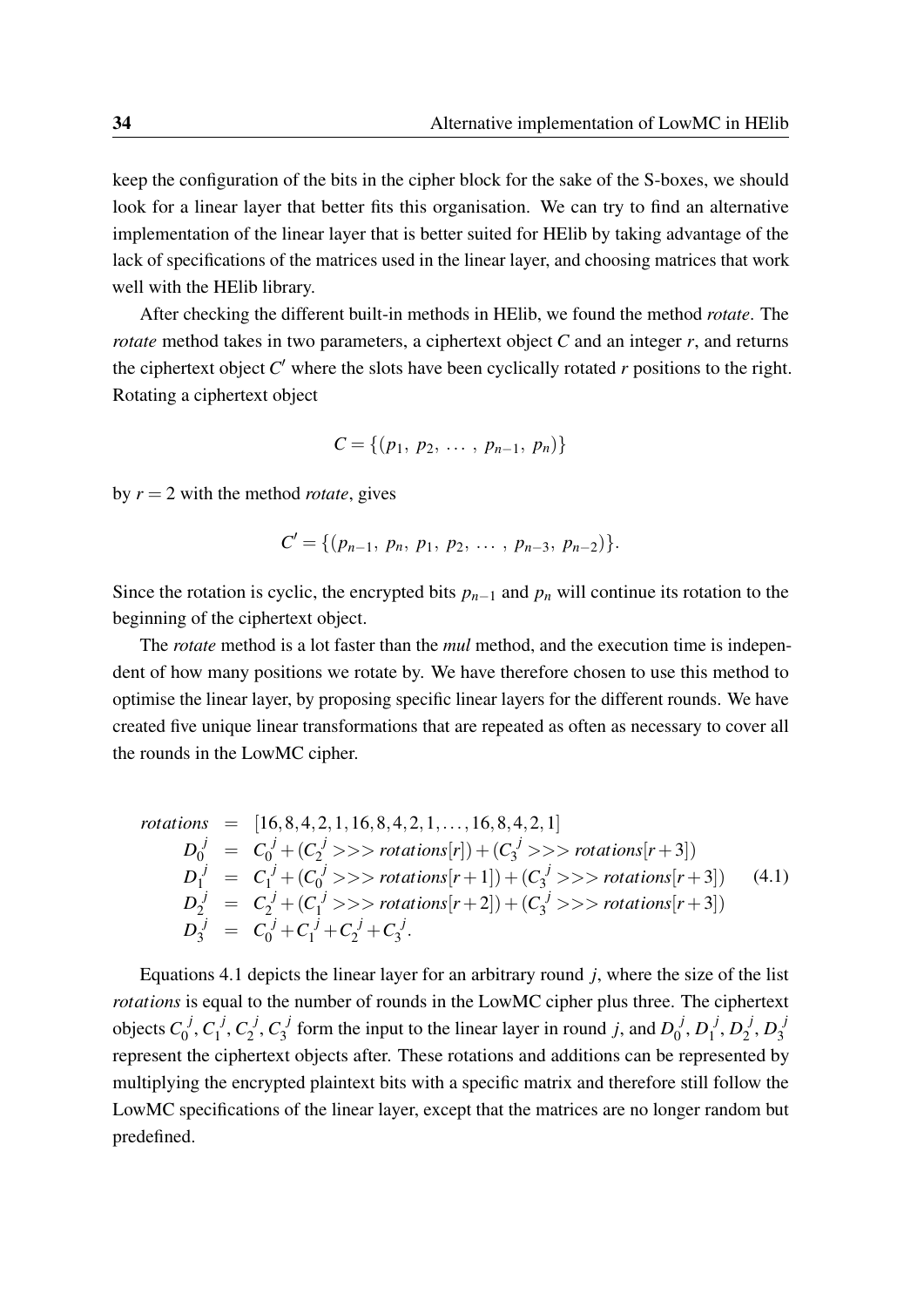keep the configuration of the bits in the cipher block for the sake of the S-boxes, we should look for a linear layer that better fits this organisation. We can try to find an alternative implementation of the linear layer that is better suited for HElib by taking advantage of the lack of specifications of the matrices used in the linear layer, and choosing matrices that work well with the HElib library.

After checking the different built-in methods in HElib, we found the method *rotate*. The *rotate* method takes in two parameters, a ciphertext object $C$ and an integer $r$, and returns the ciphertext object $C'$ where the slots have been cyclically rotated $r$ positions to the right. Rotating a ciphertext object

$$C = \{(p_1,\ p_2,\ \dots,\ p_{n-1},\ p_n)\}$$

by $r = 2$ with the method *rotate*, gives

$$C' = \{(p_{n-1},\ p_n,\ p_1,\ p_2,\ \dots,\ p_{n-3},\ p_{n-2})\}.$$

Since the rotation is cyclic, the encrypted bits $p_{n-1}$ and $p_n$ will continue its rotation to the beginning of the ciphertext object.

The *rotate* method is a lot faster than the *mul* method, and the execution time is independent of how many positions we rotate by. We have therefore chosen to use this method to optimise the linear layer, by proposing specific linear layers for the different rounds. We have created five unique linear transformations that are repeated as often as necessary to cover all the rounds in the LowMC cipher.

$$\begin{aligned}
rotations &= [16, 8, 4, 2, 1, 16, 8, 4, 2, 1, \dots, 16, 8, 4, 2, 1] \\
D_0^j &= C_0^j + (C_2^j >>> rotations[r]) + (C_3^j >>> rotations[r+3]) \\
D_1^j &= C_1^j + (C_0^j >>> rotations[r+1]) + (C_3^j >>> rotations[r+3]) \\
D_2^j &= C_2^j + (C_1^j >>> rotations[r+2]) + (C_3^j >>> rotations[r+3]) \\
D_3^j &= C_0^j + C_1^j + C_2^j + C_3^j.
\end{aligned} \tag{4.1}$$

Equations 4.1 depicts the linear layer for an arbitrary round $j$, where the size of the list *rotations* is equal to the number of rounds in the LowMC cipher plus three. The ciphertext objects $C_0^j, C_1^j, C_2^j, C_3^j$ form the input to the linear layer in round $j$, and $D_0^j, D_1^j, D_2^j, D_3^j$ represent the ciphertext objects after. These rotations and additions can be represented by multiplying the encrypted plaintext bits with a specific matrix and therefore still follow the LowMC specifications of the linear layer, except that the matrices are no longer random but predefined.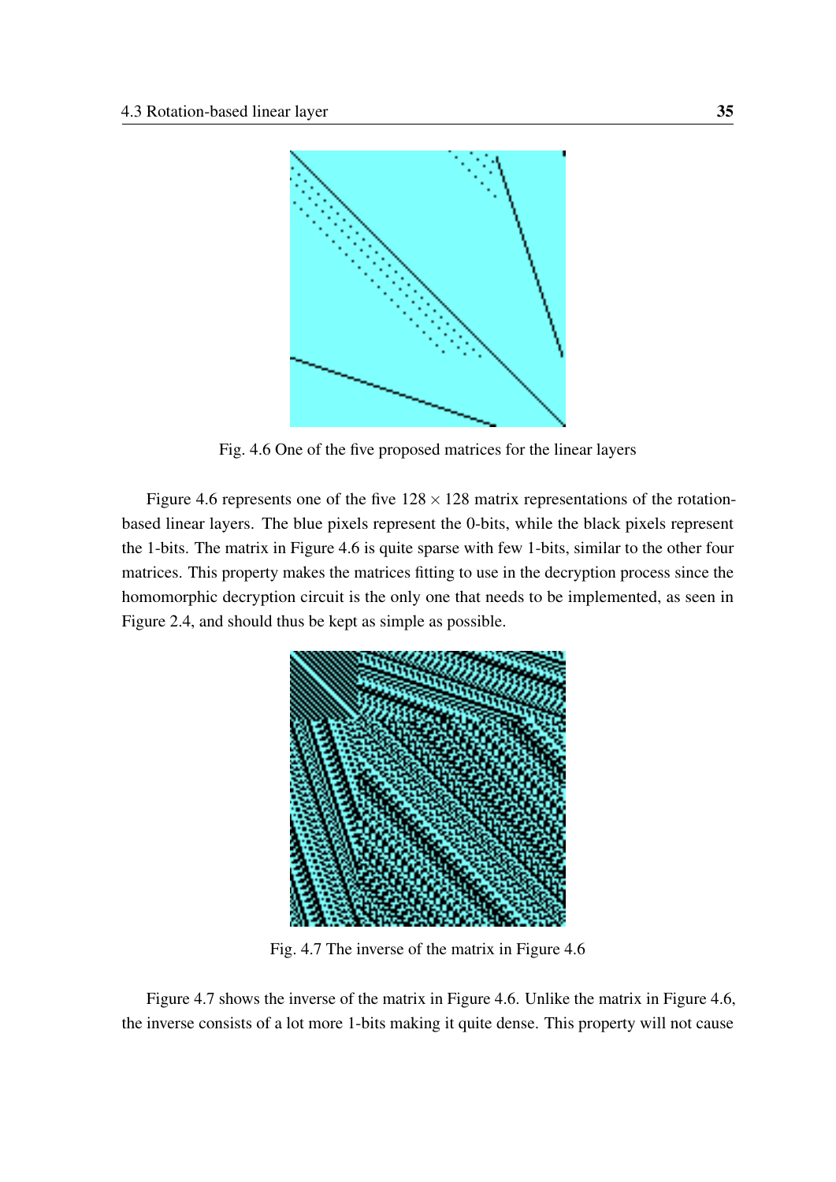Fig. 4.6 One of the five proposed matrices for the linear layers

Figure 4.6 represents one of the five $128 \times 128$ matrix representations of the rotation-based linear layers. The blue pixels represent the 0-bits, while the black pixels represent the 1-bits. The matrix in Figure 4.6 is quite sparse with few 1-bits, similar to the other four matrices. This property makes the matrices fitting to use in the decryption process since the homomorphic decryption circuit is the only one that needs to be implemented, as seen in Figure 2.4, and should thus be kept as simple as possible.

Fig. 4.7 The inverse of the matrix in Figure 4.6

Figure 4.7 shows the inverse of the matrix in Figure 4.6. Unlike the matrix in Figure 4.6, the inverse consists of a lot more 1-bits making it quite dense. This property will not cause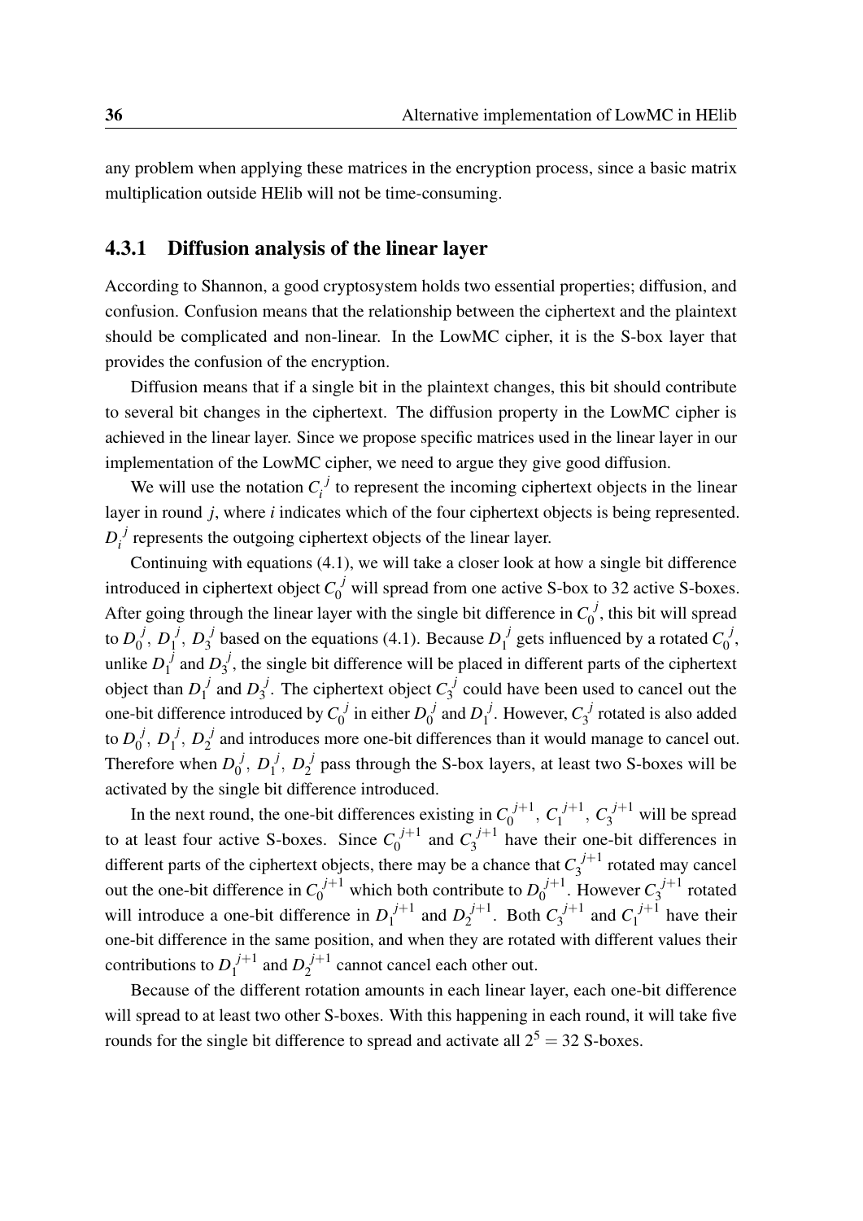any problem when applying these matrices in the encryption process, since a basic matrix multiplication outside HElib will not be time-consuming.

### 4.3.1 Diffusion analysis of the linear layer

According to Shannon, a good cryptosystem holds two essential properties; diffusion, and confusion. Confusion means that the relationship between the ciphertext and the plaintext should be complicated and non-linear. In the LowMC cipher, it is the S-box layer that provides the confusion of the encryption.

Diffusion means that if a single bit in the plaintext changes, this bit should contribute to several bit changes in the ciphertext. The diffusion property in the LowMC cipher is achieved in the linear layer. Since we propose specific matrices used in the linear layer in our implementation of the LowMC cipher, we need to argue they give good diffusion.

We will use the notation $C_i^j$ to represent the incoming ciphertext objects in the linear layer in round $j$, where $i$ indicates which of the four ciphertext objects is being represented. $D_i^j$ represents the outgoing ciphertext objects of the linear layer.

Continuing with equations (4.1), we will take a closer look at how a single bit difference introduced in ciphertext object $C_0^j$ will spread from one active S-box to 32 active S-boxes. After going through the linear layer with the single bit difference in $C_0^j$, this bit will spread to $D_0^j$, $D_1^j$, $D_3^j$ based on the equations (4.1). Because $D_1^j$ gets influenced by a rotated $C_0^j$, unlike $D_1^j$ and $D_3^j$, the single bit difference will be placed in different parts of the ciphertext object than $D_1^j$ and $D_3^j$. The ciphertext object $C_3^j$ could have been used to cancel out the one-bit difference introduced by $C_0^j$ in either $D_0^j$ and $D_1^j$. However, $C_3^j$ rotated is also added to $D_0^j$, $D_1^j$, $D_2^j$ and introduces more one-bit differences than it would manage to cancel out. Therefore when $D_0^j$, $D_1^j$, $D_2^j$ pass through the S-box layers, at least two S-boxes will be activated by the single bit difference introduced.

In the next round, the one-bit differences existing in $C_0^{j+1}$, $C_1^{j+1}$, $C_3^{j+1}$ will be spread to at least four active S-boxes. Since $C_0^{j+1}$ and $C_3^{j+1}$ have their one-bit differences in different parts of the ciphertext objects, there may be a chance that $C_3^{j+1}$ rotated may cancel out the one-bit difference in $C_0^{j+1}$ which both contribute to $D_0^{j+1}$. However $C_3^{j+1}$ rotated will introduce a one-bit difference in $D_1^{j+1}$ and $D_2^{j+1}$. Both $C_3^{j+1}$ and $C_1^{j+1}$ have their one-bit difference in the same position, and when they are rotated with different values their contributions to $D_1^{j+1}$ and $D_2^{j+1}$ cannot cancel each other out.

Because of the different rotation amounts in each linear layer, each one-bit difference will spread to at least two other S-boxes. With this happening in each round, it will take five rounds for the single bit difference to spread and activate all $2^5 = 32$ S-boxes.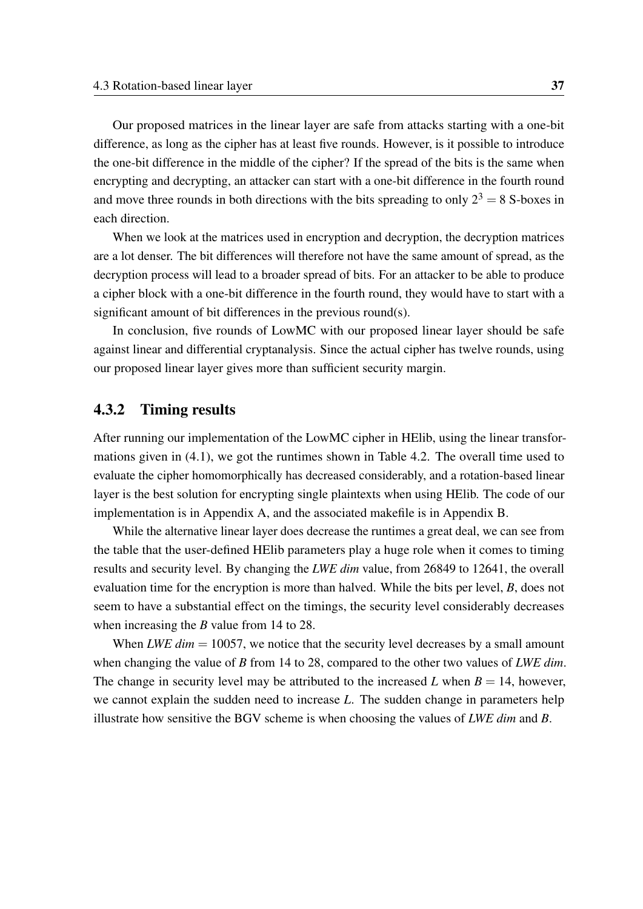Our proposed matrices in the linear layer are safe from attacks starting with a one-bit difference, as long as the cipher has at least five rounds. However, is it possible to introduce the one-bit difference in the middle of the cipher? If the spread of the bits is the same when encrypting and decrypting, an attacker can start with a one-bit difference in the fourth round and move three rounds in both directions with the bits spreading to only $2^3 = 8$ S-boxes in each direction.

When we look at the matrices used in encryption and decryption, the decryption matrices are a lot denser. The bit differences will therefore not have the same amount of spread, as the decryption process will lead to a broader spread of bits. For an attacker to be able to produce a cipher block with a one-bit difference in the fourth round, they would have to start with a significant amount of bit differences in the previous round(s).

In conclusion, five rounds of LowMC with our proposed linear layer should be safe against linear and differential cryptanalysis. Since the actual cipher has twelve rounds, using our proposed linear layer gives more than sufficient security margin.

### 4.3.2 Timing results

After running our implementation of the LowMC cipher in HElib, using the linear transformations given in (4.1), we got the runtimes shown in Table 4.2. The overall time used to evaluate the cipher homomorphically has decreased considerably, and a rotation-based linear layer is the best solution for encrypting single plaintexts when using HElib. The code of our implementation is in Appendix A, and the associated makefile is in Appendix B.

While the alternative linear layer does decrease the runtimes a great deal, we can see from the table that the user-defined HElib parameters play a huge role when it comes to timing results and security level. By changing the *LWE dim* value, from 26849 to 12641, the overall evaluation time for the encryption is more than halved. While the bits per level, $B$, does not seem to have a substantial effect on the timings, the security level considerably decreases when increasing the $B$ value from 14 to 28.

When *LWE dim* $= 10057$, we notice that the security level decreases by a small amount when changing the value of $B$ from 14 to 28, compared to the other two values of *LWE dim*. The change in security level may be attributed to the increased $L$ when $B = 14$, however, we cannot explain the sudden need to increase $L$. The sudden change in parameters help illustrate how sensitive the BGV scheme is when choosing the values of *LWE dim* and $B$.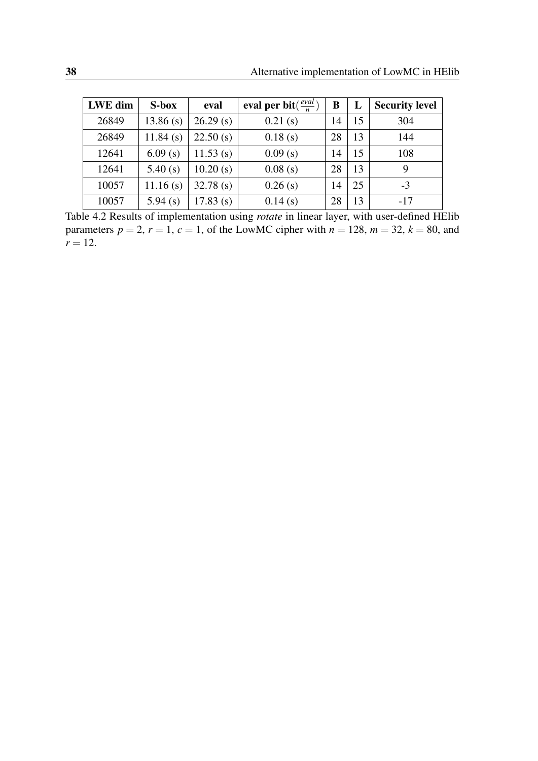| **LWE dim** | **S-box** | **eval** | **eval per bit**($\frac{eval}{n}$) | **B** | **L** | **Security level** |
|---|---|---|---|---|---|---|
| 26849 | 13.86 (s) | 26.29 (s) | 0.21 (s) | 14 | 15 | 304 |
| 26849 | 11.84 (s) | 22.50 (s) | 0.18 (s) | 28 | 13 | 144 |
| 12641 | 6.09 (s) | 11.53 (s) | 0.09 (s) | 14 | 15 | 108 |
| 12641 | 5.40 (s) | 10.20 (s) | 0.08 (s) | 28 | 13 | 9 |
| 10057 | 11.16 (s) | 32.78 (s) | 0.26 (s) | 14 | 25 | -3 |
| 10057 | 5.94 (s) | 17.83 (s) | 0.14 (s) | 28 | 13 | -17 |

Table 4.2 Results of implementation using *rotate* in linear layer, with user-defined HElib parameters $p = 2$, $r = 1$, $c = 1$, of the LowMC cipher with $n = 128$, $m = 32$, $k = 80$, and $r = 12$.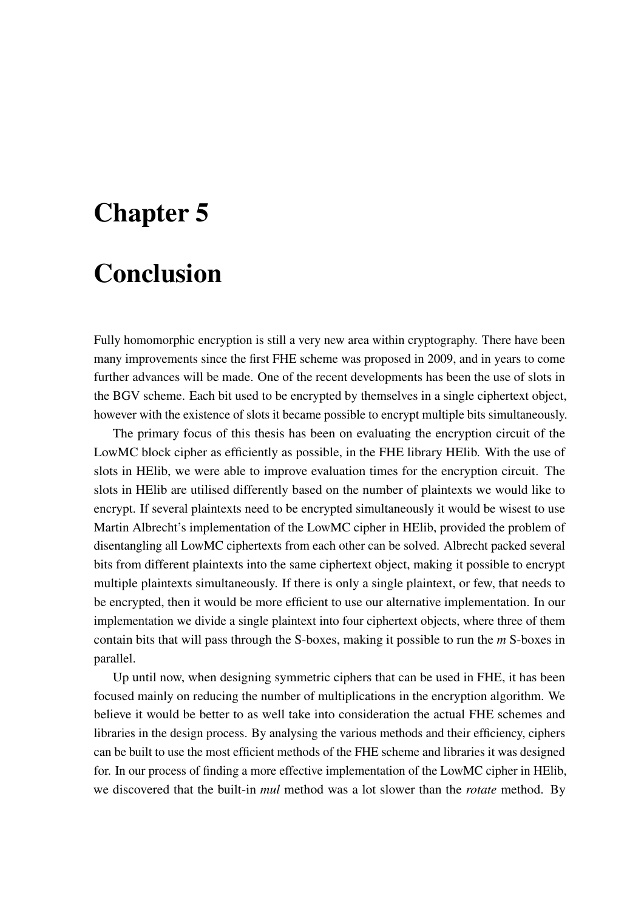# Chapter 5

# Conclusion

Fully homomorphic encryption is still a very new area within cryptography. There have been many improvements since the first FHE scheme was proposed in 2009, and in years to come further advances will be made. One of the recent developments has been the use of slots in the BGV scheme. Each bit used to be encrypted by themselves in a single ciphertext object, however with the existence of slots it became possible to encrypt multiple bits simultaneously.

The primary focus of this thesis has been on evaluating the encryption circuit of the LowMC block cipher as efficiently as possible, in the FHE library HElib. With the use of slots in HElib, we were able to improve evaluation times for the encryption circuit. The slots in HElib are utilised differently based on the number of plaintexts we would like to encrypt. If several plaintexts need to be encrypted simultaneously it would be wisest to use Martin Albrecht's implementation of the LowMC cipher in HElib, provided the problem of disentangling all LowMC ciphertexts from each other can be solved. Albrecht packed several bits from different plaintexts into the same ciphertext object, making it possible to encrypt multiple plaintexts simultaneously. If there is only a single plaintext, or few, that needs to be encrypted, then it would be more efficient to use our alternative implementation. In our implementation we divide a single plaintext into four ciphertext objects, where three of them contain bits that will pass through the S-boxes, making it possible to run the $m$ S-boxes in parallel.

Up until now, when designing symmetric ciphers that can be used in FHE, it has been focused mainly on reducing the number of multiplications in the encryption algorithm. We believe it would be better to as well take into consideration the actual FHE schemes and libraries in the design process. By analysing the various methods and their efficiency, ciphers can be built to use the most efficient methods of the FHE scheme and libraries it was designed for. In our process of finding a more effective implementation of the LowMC cipher in HElib, we discovered that the built-in *mul* method was a lot slower than the *rotate* method. By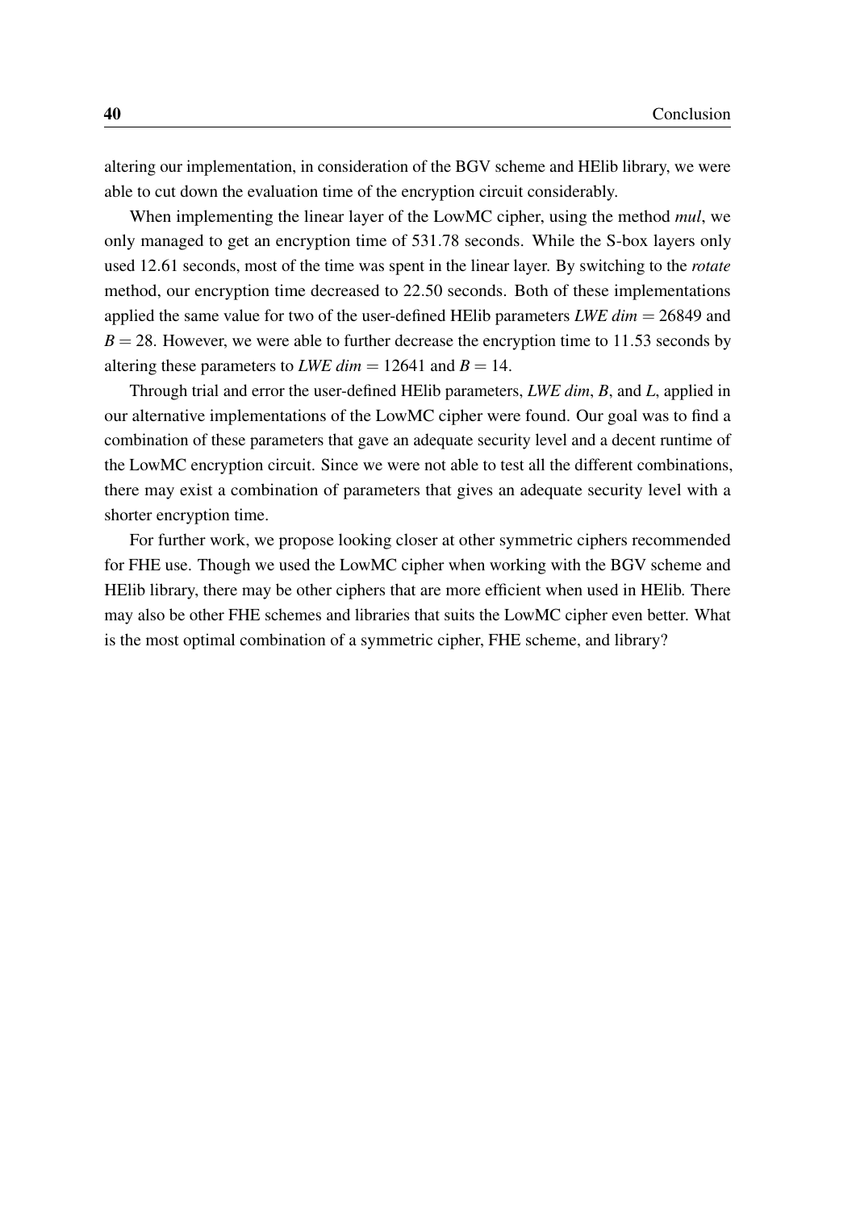altering our implementation, in consideration of the BGV scheme and HElib library, we were able to cut down the evaluation time of the encryption circuit considerably.

When implementing the linear layer of the LowMC cipher, using the method *mul*, we only managed to get an encryption time of 531.78 seconds. While the S-box layers only used 12.61 seconds, most of the time was spent in the linear layer. By switching to the *rotate* method, our encryption time decreased to 22.50 seconds. Both of these implementations applied the same value for two of the user-defined HElib parameters $\textit{LWE dim} = 26849$ and $B = 28$. However, we were able to further decrease the encryption time to 11.53 seconds by altering these parameters to $\textit{LWE dim} = 12641$ and $B = 14$.

Through trial and error the user-defined HElib parameters, *LWE dim*, $B$, and $L$, applied in our alternative implementations of the LowMC cipher were found. Our goal was to find a combination of these parameters that gave an adequate security level and a decent runtime of the LowMC encryption circuit. Since we were not able to test all the different combinations, there may exist a combination of parameters that gives an adequate security level with a shorter encryption time.

For further work, we propose looking closer at other symmetric ciphers recommended for FHE use. Though we used the LowMC cipher when working with the BGV scheme and HElib library, there may be other ciphers that are more efficient when used in HElib. There may also be other FHE schemes and libraries that suits the LowMC cipher even better. What is the most optimal combination of a symmetric cipher, FHE scheme, and library?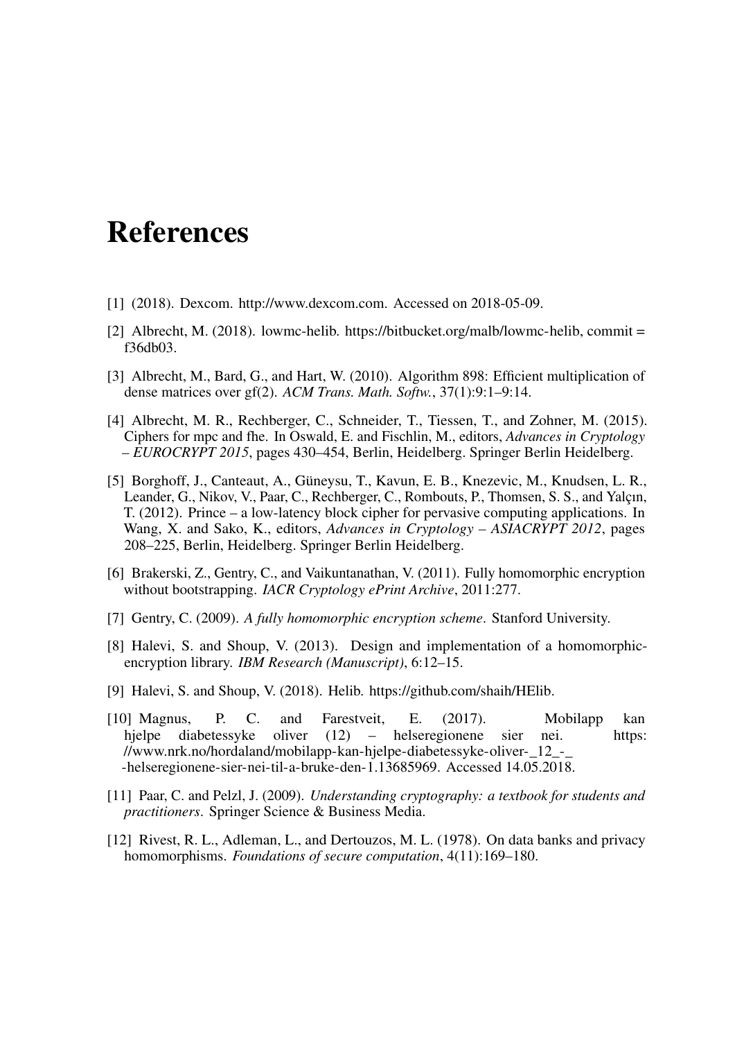# References

[1] (2018). Dexcom. http://www.dexcom.com. Accessed on 2018-05-09.

[2] Albrecht, M. (2018). lowmc-helib. https://bitbucket.org/malb/lowmc-helib, commit = f36db03.

[3] Albrecht, M., Bard, G., and Hart, W. (2010). Algorithm 898: Efficient multiplication of dense matrices over gf(2). *ACM Trans. Math. Softw.*, 37(1):9:1–9:14.

[4] Albrecht, M. R., Rechberger, C., Schneider, T., Tiessen, T., and Zohner, M. (2015). Ciphers for mpc and fhe. In Oswald, E. and Fischlin, M., editors, *Advances in Cryptology – EUROCRYPT 2015*, pages 430–454, Berlin, Heidelberg. Springer Berlin Heidelberg.

[5] Borghoff, J., Canteaut, A., Güneysu, T., Kavun, E. B., Knezevic, M., Knudsen, L. R., Leander, G., Nikov, V., Paar, C., Rechberger, C., Rombouts, P., Thomsen, S. S., and Yalçın, T. (2012). Prince – a low-latency block cipher for pervasive computing applications. In Wang, X. and Sako, K., editors, *Advances in Cryptology – ASIACRYPT 2012*, pages 208–225, Berlin, Heidelberg. Springer Berlin Heidelberg.

[6] Brakerski, Z., Gentry, C., and Vaikuntanathan, V. (2011). Fully homomorphic encryption without bootstrapping. *IACR Cryptology ePrint Archive*, 2011:277.

[7] Gentry, C. (2009). *A fully homomorphic encryption scheme*. Stanford University.

[8] Halevi, S. and Shoup, V. (2013). Design and implementation of a homomorphic-encryption library. *IBM Research (Manuscript)*, 6:12–15.

[9] Halevi, S. and Shoup, V. (2018). Helib. https://github.com/shaih/HElib.

[10] Magnus, P. C. and Farestveit, E. (2017). Mobilapp kan hjelpe diabetessyke oliver (12) – helseregionene sier nei. https://www.nrk.no/hordaland/mobilapp-kan-hjelpe-diabetessyke-oliver-_12_-_-helseregionene-sier-nei-til-a-bruke-den-1.13685969. Accessed 14.05.2018.

[11] Paar, C. and Pelzl, J. (2009). *Understanding cryptography: a textbook for students and practitioners*. Springer Science & Business Media.

[12] Rivest, R. L., Adleman, L., and Dertouzos, M. L. (1978). On data banks and privacy homomorphisms. *Foundations of secure computation*, 4(11):169–180.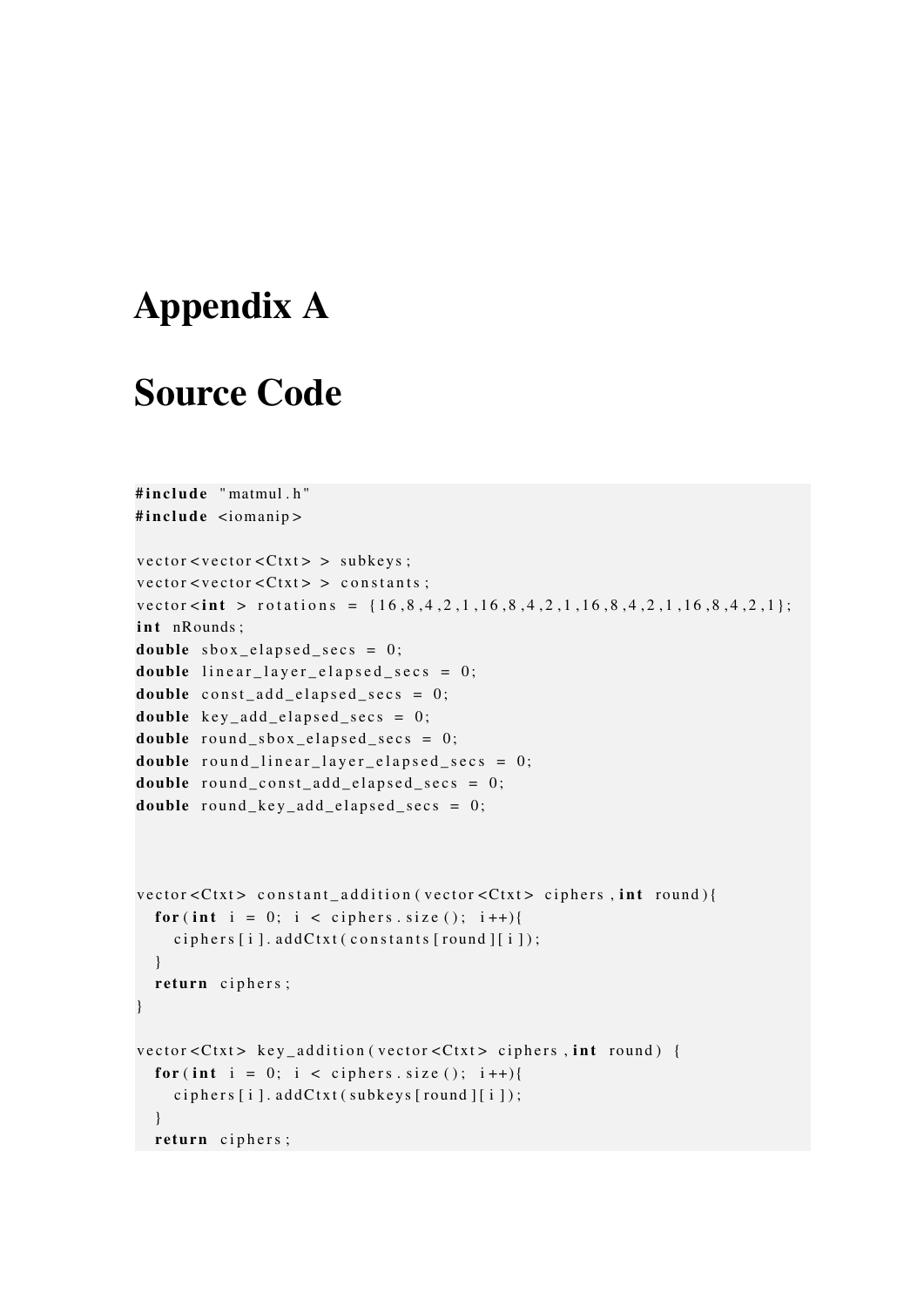# Appendix A

# Source Code

```
#include "matmul.h"
#include <iomanip>

vector<vector<Ctxt> > subkeys;
vector<vector<Ctxt> > constants;
vector<int > rotations = {16,8,4,2,1,16,8,4,2,1,16,8,4,2,1,16,8,4,2,1};
int nRounds;
double sbox_elapsed_secs = 0;
double linear_layer_elapsed_secs = 0;
double const_add_elapsed_secs = 0;
double key_add_elapsed_secs = 0;
double round_sbox_elapsed_secs = 0;
double round_linear_layer_elapsed_secs = 0;
double round_const_add_elapsed_secs = 0;
double round_key_add_elapsed_secs = 0;



vector<Ctxt> constant_addition(vector<Ctxt> ciphers,int round){
  for(int i = 0; i < ciphers.size(); i++){
    ciphers[i].addCtxt(constants[round][i]);
  }
  return ciphers;
}

vector<Ctxt> key_addition(vector<Ctxt> ciphers,int round) {
  for(int i = 0; i < ciphers.size(); i++){
    ciphers[i].addCtxt(subkeys[round][i]);
  }
  return ciphers;
```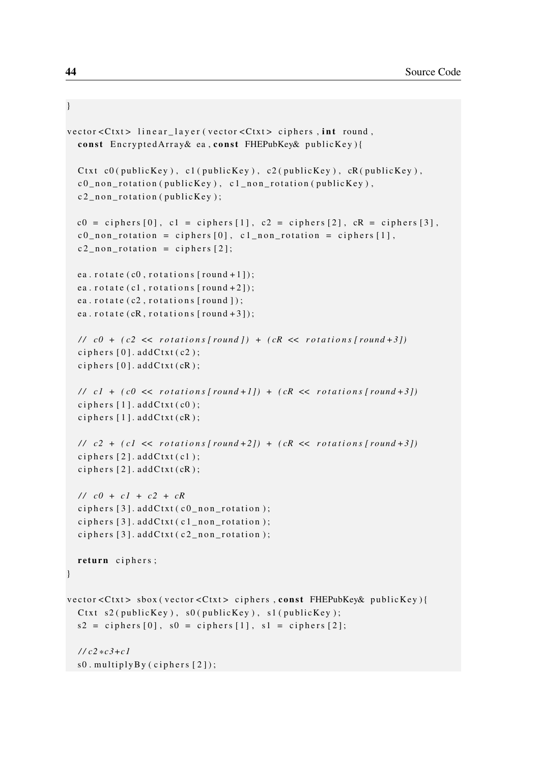```
}

vector<Ctxt> linear_layer(vector<Ctxt> ciphers, int round,
  const EncryptedArray& ea, const FHEPubKey& publicKey){

  Ctxt c0(publicKey), c1(publicKey), c2(publicKey), cR(publicKey),
  c0_non_rotation(publicKey), c1_non_rotation(publicKey),
  c2_non_rotation(publicKey);

  c0 = ciphers[0], c1 = ciphers[1], c2 = ciphers[2], cR = ciphers[3],
  c0_non_rotation = ciphers[0], c1_non_rotation = ciphers[1],
  c2_non_rotation = ciphers[2];

  ea.rotate(c0, rotations[round+1]);
  ea.rotate(c1, rotations[round+2]);
  ea.rotate(c2, rotations[round]);
  ea.rotate(cR, rotations[round+3]);

  // c0 + (c2 << rotations[round]) + (cR << rotations[round+3])
  ciphers[0].addCtxt(c2);
  ciphers[0].addCtxt(cR);

  // c1 + (c0 << rotations[round+1]) + (cR << rotations[round+3])
  ciphers[1].addCtxt(c0);
  ciphers[1].addCtxt(cR);

  // c2 + (c1 << rotations[round+2]) + (cR << rotations[round+3])
  ciphers[2].addCtxt(c1);
  ciphers[2].addCtxt(cR);

  // c0 + c1 + c2 + cR
  ciphers[3].addCtxt(c0_non_rotation);
  ciphers[3].addCtxt(c1_non_rotation);
  ciphers[3].addCtxt(c2_non_rotation);

  return ciphers;
}

vector<Ctxt> sbox(vector<Ctxt> ciphers, const FHEPubKey& publicKey){
  Ctxt s2(publicKey), s0(publicKey), s1(publicKey);
  s2 = ciphers[0], s0 = ciphers[1], s1 = ciphers[2];

  //c2*c3+c1
  s0.multiplyBy(ciphers[2]);
```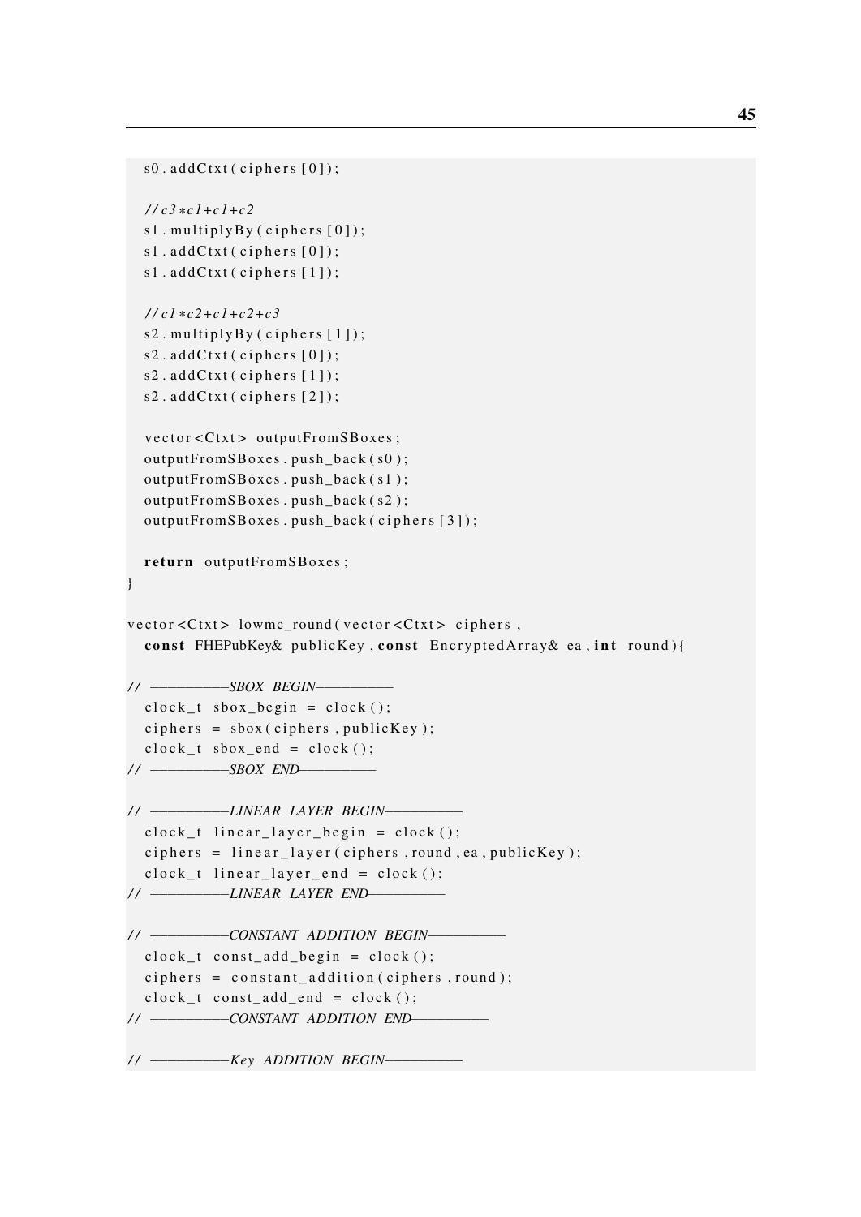```
  s0.addCtxt(ciphers[0]);

  //c3*c1+c1+c2
  s1.multiplyBy(ciphers[0]);
  s1.addCtxt(ciphers[0]);
  s1.addCtxt(ciphers[1]);

  //c1*c2+c1+c2+c3
  s2.multiplyBy(ciphers[1]);
  s2.addCtxt(ciphers[0]);
  s2.addCtxt(ciphers[1]);
  s2.addCtxt(ciphers[2]);

  vector<Ctxt> outputFromSBoxes;
  outputFromSBoxes.push_back(s0);
  outputFromSBoxes.push_back(s1);
  outputFromSBoxes.push_back(s2);
  outputFromSBoxes.push_back(ciphers[3]);

  return outputFromSBoxes;
}

vector<Ctxt> lowmc_round(vector<Ctxt> ciphers,
  const FHEPubKey& publicKey, const EncryptedArray& ea, int round){

// ----------SBOX BEGIN----------
  clock_t sbox_begin = clock();
  ciphers = sbox(ciphers, publicKey);
  clock_t sbox_end = clock();
// ----------SBOX END----------

// ----------LINEAR LAYER BEGIN----------
  clock_t linear_layer_begin = clock();
  ciphers = linear_layer(ciphers, round, ea, publicKey);
  clock_t linear_layer_end = clock();
// ----------LINEAR LAYER END----------

// ----------CONSTANT ADDITION BEGIN----------
  clock_t const_add_begin = clock();
  ciphers = constant_addition(ciphers, round);
  clock_t const_add_end = clock();
// ----------CONSTANT ADDITION END----------

// ----------Key ADDITION BEGIN----------
```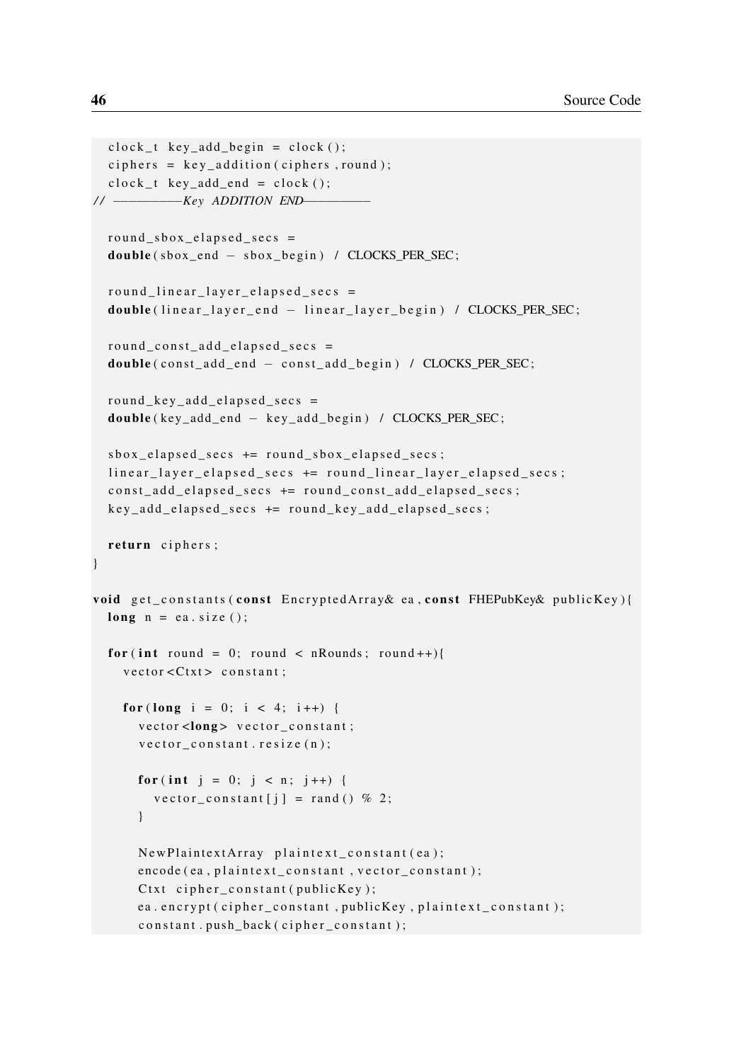```
  clock_t key_add_begin = clock();
  ciphers = key_addition(ciphers,round);
  clock_t key_add_end = clock();
// ------------Key ADDITION END------------

  round_sbox_elapsed_secs =
  double(sbox_end - sbox_begin) / CLOCKS_PER_SEC;

  round_linear_layer_elapsed_secs =
  double(linear_layer_end - linear_layer_begin) / CLOCKS_PER_SEC;

  round_const_add_elapsed_secs =
  double(const_add_end - const_add_begin) / CLOCKS_PER_SEC;

  round_key_add_elapsed_secs =
  double(key_add_end - key_add_begin) / CLOCKS_PER_SEC;

  sbox_elapsed_secs += round_sbox_elapsed_secs;
  linear_layer_elapsed_secs += round_linear_layer_elapsed_secs;
  const_add_elapsed_secs += round_const_add_elapsed_secs;
  key_add_elapsed_secs += round_key_add_elapsed_secs;

  return ciphers;
}

void get_constants(const EncryptedArray& ea, const FHEPubKey& publicKey){
  long n = ea.size();

  for(int round = 0; round < nRounds; round++){
    vector<Ctxt> constant;

    for(long i = 0; i < 4; i++) {
      vector<long> vector_constant;
      vector_constant.resize(n);

      for(int j = 0; j < n; j++) {
        vector_constant[j] = rand() % 2;
      }

      NewPlaintextArray plaintext_constant(ea);
      encode(ea,plaintext_constant, vector_constant);
      Ctxt cipher_constant(publicKey);
      ea.encrypt(cipher_constant, publicKey, plaintext_constant);
      constant.push_back(cipher_constant);
```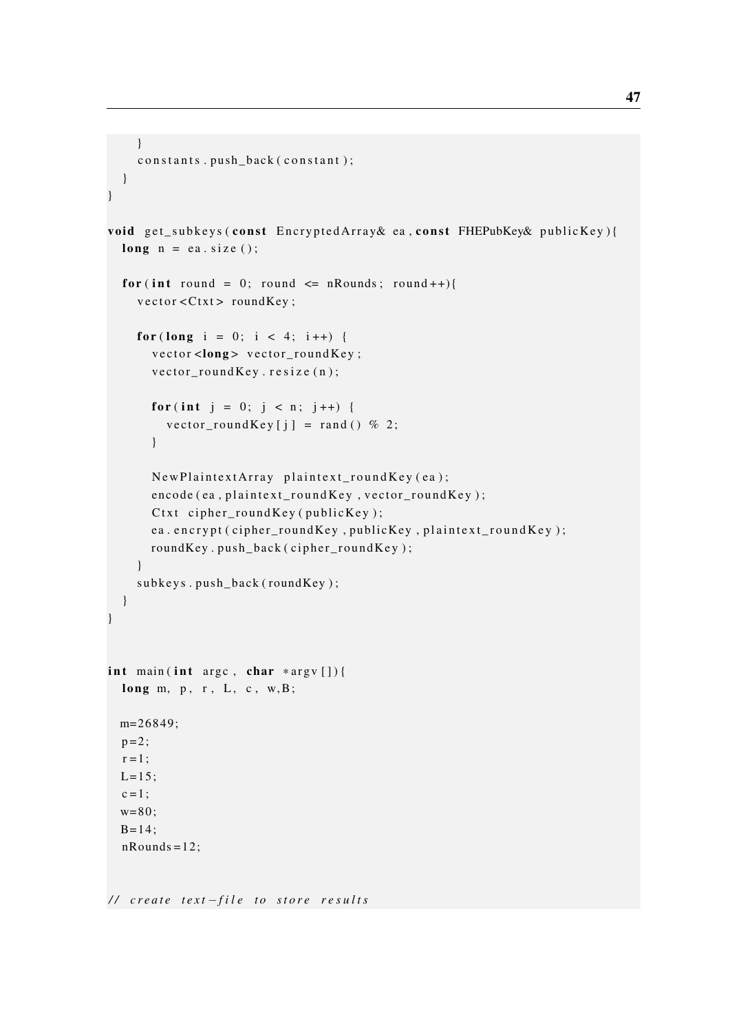```
    }
    constants.push_back(constant);
  }
}

void get_subkeys(const EncryptedArray& ea, const FHEPubKey& publicKey){
  long n = ea.size();

  for(int round = 0; round <= nRounds; round++){
    vector<Ctxt> roundKey;

    for(long i = 0; i < 4; i++) {
      vector<long> vector_roundKey;
      vector_roundKey.resize(n);

      for(int j = 0; j < n; j++) {
        vector_roundKey[j] = rand() % 2;
      }

      NewPlaintextArray plaintext_roundKey(ea);
      encode(ea, plaintext_roundKey, vector_roundKey);
      Ctxt cipher_roundKey(publicKey);
      ea.encrypt(cipher_roundKey, publicKey, plaintext_roundKey);
      roundKey.push_back(cipher_roundKey);
    }
    subkeys.push_back(roundKey);
  }
}


int main(int argc, char *argv[]){
  long m, p, r, L, c, w,B;

  m=26849;
  p=2;
  r=1;
  L=15;
  c=1;
  w=80;
  B=14;
  nRounds=12;


// create text-file to store results
```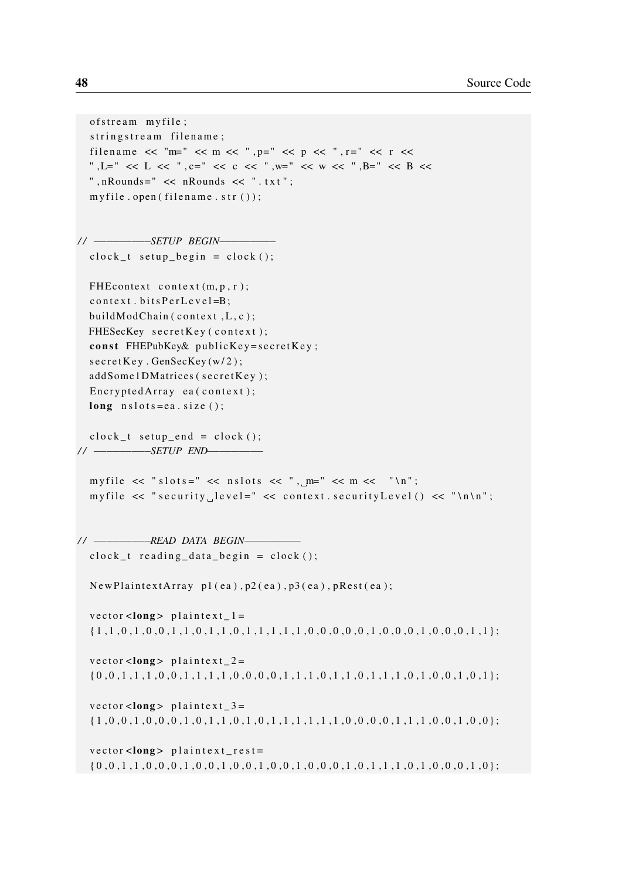```
ofstream myfile;
stringstream filename;
filename << "m=" << m << ",p=" << p << ",r=" << r <<
",L=" << L << ",c=" << c << ",w=" << w << ",B=" << B <<
",nRounds=" << nRounds << ".txt";
myfile.open(filename.str());


// ------------SETUP BEGIN------------
clock_t setup_begin = clock();

FHEcontext context(m,p,r);
context.bitsPerLevel=B;
buildModChain(context,L,c);
FHESecKey secretKey(context);
const FHEPubKey& publicKey=secretKey;
secretKey.GenSecKey(w/2);
addSome1DMatrices(secretKey);
EncryptedArray ea(context);
long nslots=ea.size();

clock_t setup_end = clock();
// ------------SETUP END------------

myfile << "slots=" << nslots << ", m=" << m << "\n";
myfile << "security level=" << context.securityLevel() << "\n\n";


// ------------READ DATA BEGIN------------
clock_t reading_data_begin = clock();

NewPlaintextArray p1(ea),p2(ea),p3(ea),pRest(ea);

vector<long> plaintext_1=
{1,1,0,1,0,0,1,1,0,1,1,0,1,1,1,1,1,0,0,0,0,0,1,0,0,0,1,0,0,0,1,1};

vector<long> plaintext_2=
{0,0,1,1,1,0,0,1,1,1,1,0,0,0,0,1,1,1,0,1,1,0,1,1,1,0,1,0,0,1,0,1};

vector<long> plaintext_3=
{1,0,0,1,0,0,0,1,0,1,1,0,1,0,1,1,1,1,1,1,0,0,0,0,1,1,1,0,0,1,0,0};

vector<long> plaintext_rest=
{0,0,1,1,0,0,0,1,0,0,1,0,0,1,0,0,1,0,0,0,1,0,1,1,1,0,1,0,0,0,1,0};
```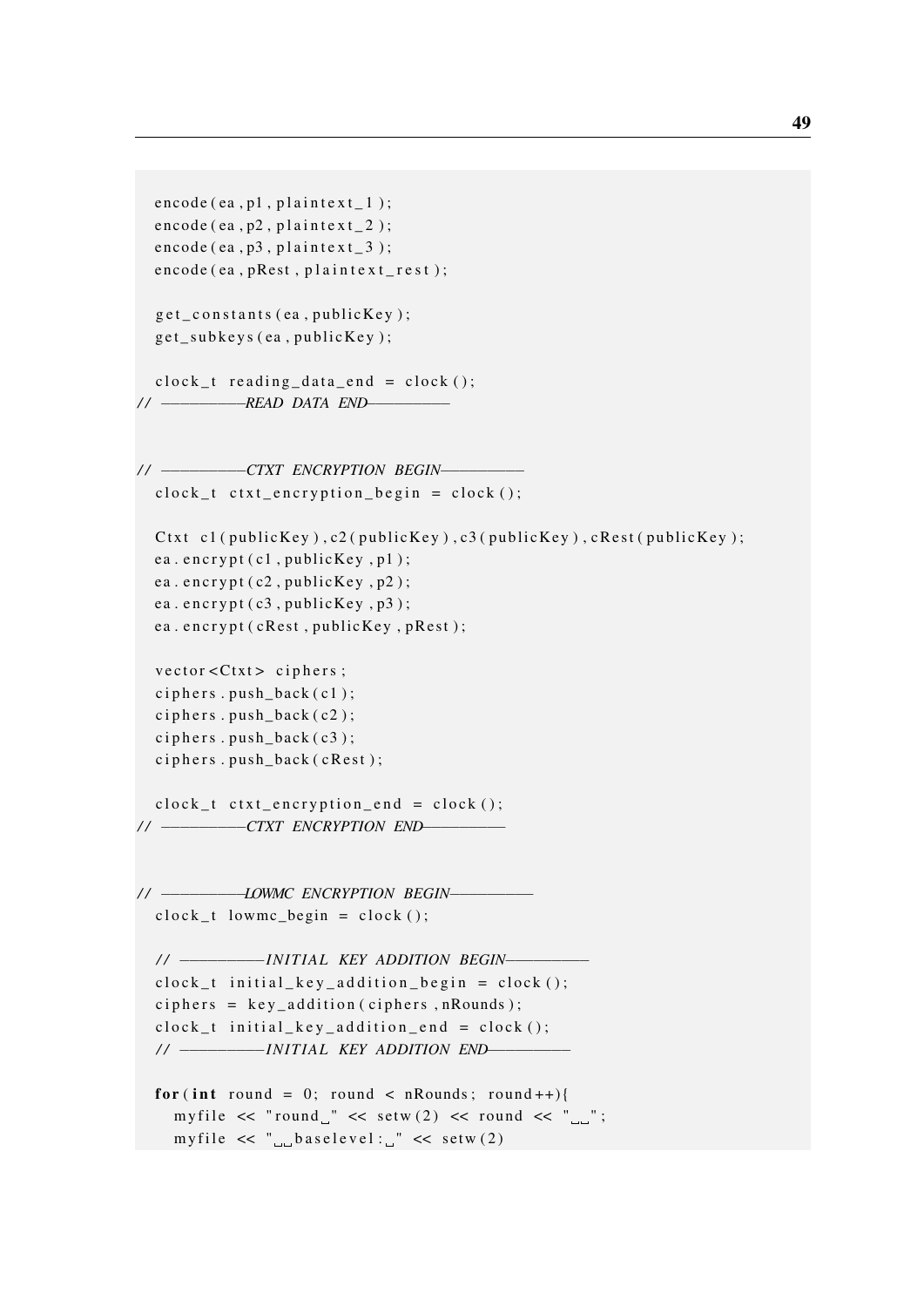```
  encode(ea,p1,plaintext_1);
  encode(ea,p2,plaintext_2);
  encode(ea,p3,plaintext_3);
  encode(ea,pRest,plaintext_rest);

  get_constants(ea,publicKey);
  get_subkeys(ea,publicKey);

  clock_t reading_data_end = clock();
// ------------READ DATA END------------


// ------------CTXT ENCRYPTION BEGIN------------
  clock_t ctxt_encryption_begin = clock();

  Ctxt c1(publicKey),c2(publicKey),c3(publicKey),cRest(publicKey);
  ea.encrypt(c1,publicKey,p1);
  ea.encrypt(c2,publicKey,p2);
  ea.encrypt(c3,publicKey,p3);
  ea.encrypt(cRest,publicKey,pRest);

  vector<Ctxt> ciphers;
  ciphers.push_back(c1);
  ciphers.push_back(c2);
  ciphers.push_back(c3);
  ciphers.push_back(cRest);

  clock_t ctxt_encryption_end = clock();
// ------------CTXT ENCRYPTION END------------


// ------------LOWMC ENCRYPTION BEGIN------------
  clock_t lowmc_begin = clock();

  // ------------INITIAL KEY ADDITION BEGIN------------
  clock_t initial_key_addition_begin = clock();
  ciphers = key_addition(ciphers,nRounds);
  clock_t initial_key_addition_end = clock();
  // ------------INITIAL KEY ADDITION END------------

  for(int round = 0; round < nRounds; round++){
    myfile << "round " << setw(2) << round << "  ";
    myfile << "  baselevel: " << setw(2)
```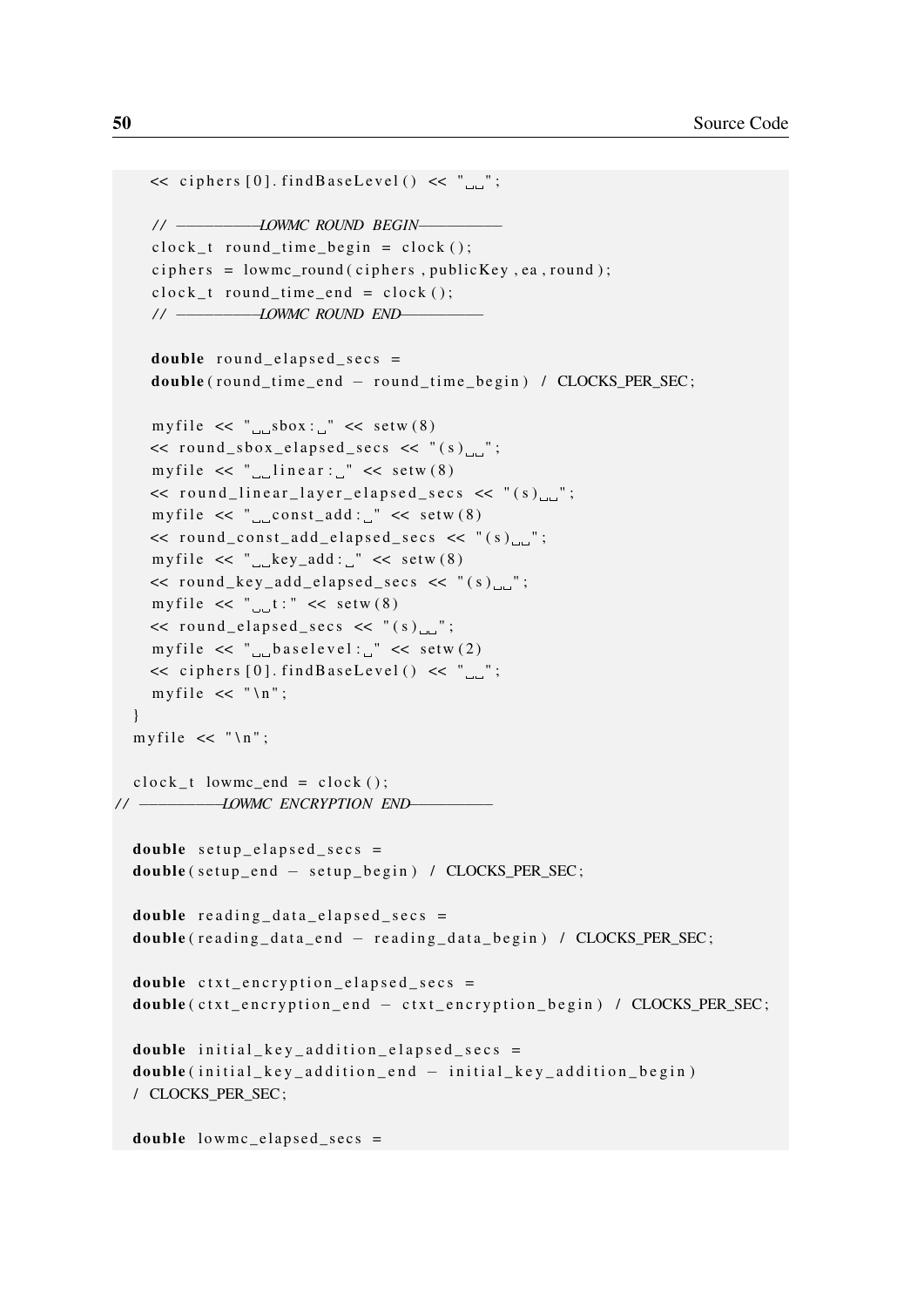```
    << ciphers[0].findBaseLevel() << "  ";

    // ------------LOWMC ROUND BEGIN------------
    clock_t round_time_begin = clock();
    ciphers = lowmc_round(ciphers, publicKey, ea, round);
    clock_t round_time_end = clock();
    // ------------LOWMC ROUND END------------

    double round_elapsed_secs =
    double(round_time_end - round_time_begin) / CLOCKS_PER_SEC;

    myfile << "  sbox: " << setw(8)
    << round_sbox_elapsed_secs << "(s)  ";
    myfile << "  linear: " << setw(8)
    << round_linear_layer_elapsed_secs << "(s)  ";
    myfile << "  const_add: " << setw(8)
    << round_const_add_elapsed_secs << "(s)  ";
    myfile << "  key_add: " << setw(8)
    << round_key_add_elapsed_secs << "(s)  ";
    myfile << "  t:" << setw(8)
    << round_elapsed_secs << "(s)  ";
    myfile << "  baselevel: " << setw(2)
    << ciphers[0].findBaseLevel() << "  ";
    myfile << "\n";
  }
  myfile << "\n";

  clock_t lowmc_end = clock();
// ------------LOWMC ENCRYPTION END------------

  double setup_elapsed_secs =
  double(setup_end - setup_begin) / CLOCKS_PER_SEC;

  double reading_data_elapsed_secs =
  double(reading_data_end - reading_data_begin) / CLOCKS_PER_SEC;

  double ctxt_encryption_elapsed_secs =
  double(ctxt_encryption_end - ctxt_encryption_begin) / CLOCKS_PER_SEC;

  double initial_key_addition_elapsed_secs =
  double(initial_key_addition_end - initial_key_addition_begin)
  / CLOCKS_PER_SEC;

  double lowmc_elapsed_secs =
```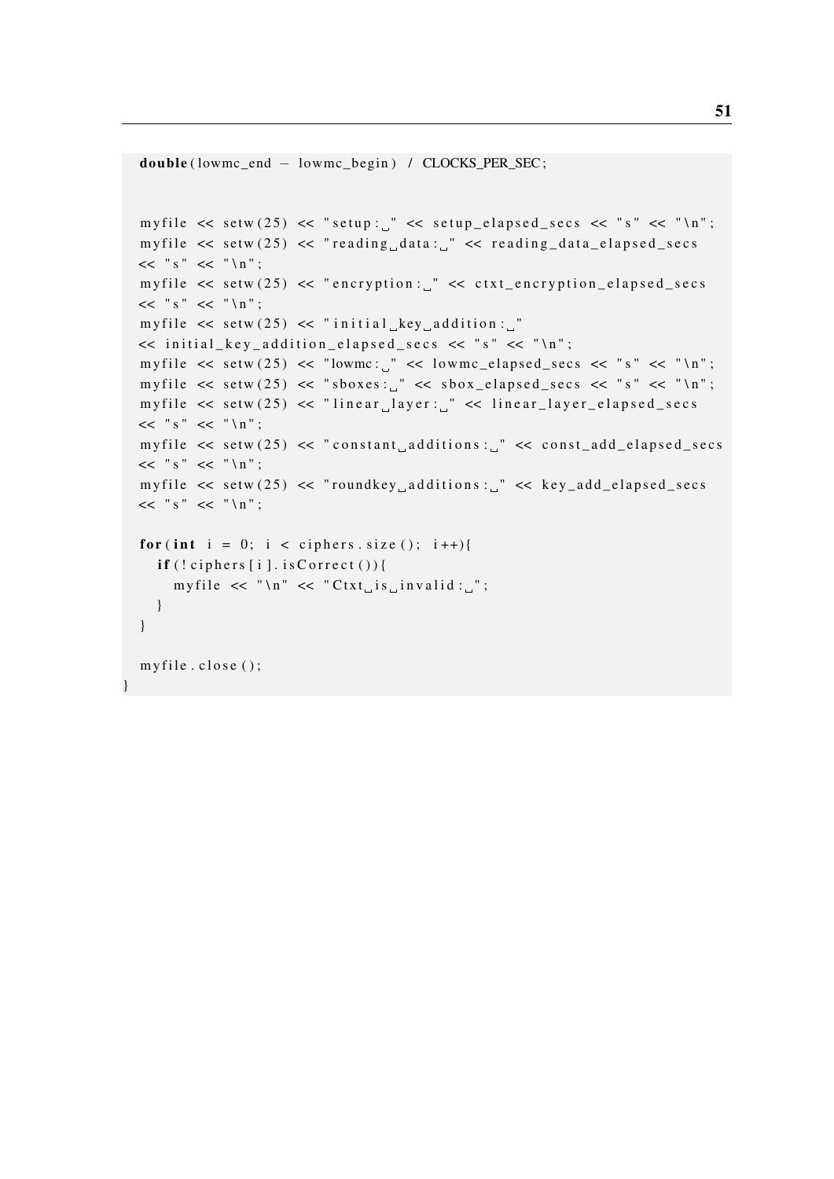```
  double(lowmc_end - lowmc_begin) / CLOCKS_PER_SEC;


  myfile << setw(25) << "setup: " << setup_elapsed_secs << "s" << "\n";
  myfile << setw(25) << "reading data: " << reading_data_elapsed_secs
  << "s" << "\n";
  myfile << setw(25) << "encryption: " << ctxt_encryption_elapsed_secs
  << "s" << "\n";
  myfile << setw(25) << "initial key addition: "
  << initial_key_addition_elapsed_secs << "s" << "\n";
  myfile << setw(25) << "lowmc: " << lowmc_elapsed_secs << "s" << "\n";
  myfile << setw(25) << "sboxes: " << sbox_elapsed_secs << "s" << "\n";
  myfile << setw(25) << "linear layer: " << linear_layer_elapsed_secs
  << "s" << "\n";
  myfile << setw(25) << "constant additions: " << const_add_elapsed_secs
  << "s" << "\n";
  myfile << setw(25) << "roundkey additions: " << key_add_elapsed_secs
  << "s" << "\n";

  for(int i = 0; i < ciphers.size(); i++){
    if(!ciphers[i].isCorrect()){
      myfile << "\n" << "Ctxt is invalid: ";
    }
  }

  myfile.close();
}
```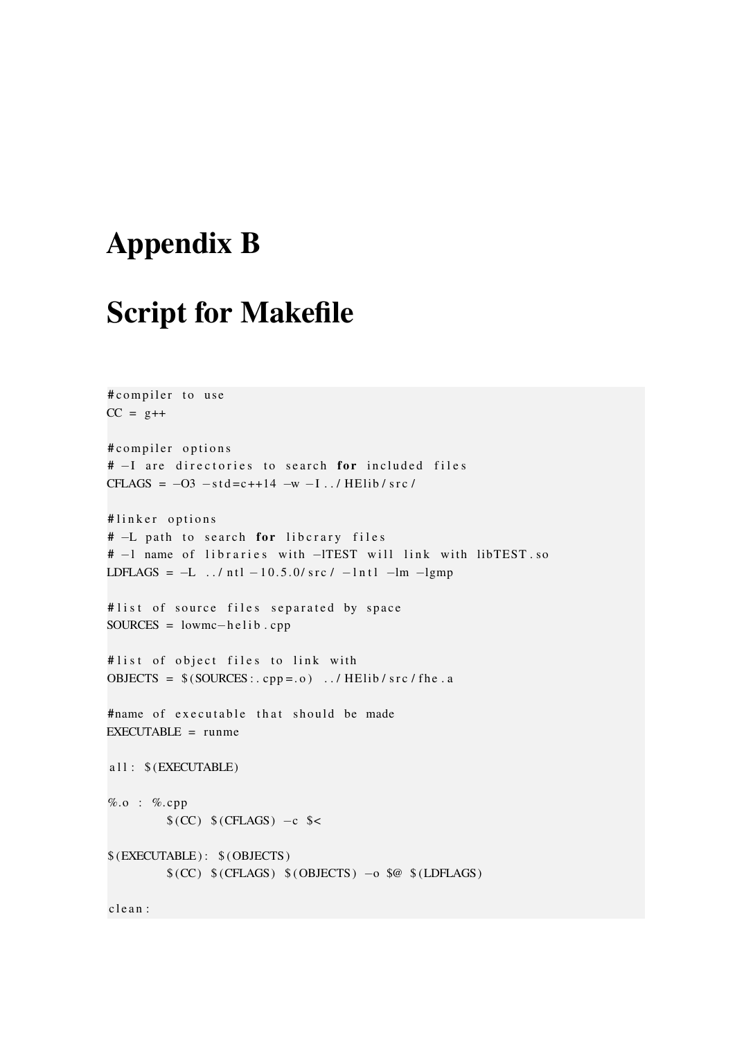# Appendix B

# Script for Makefile

```
#compiler to use
CC = g++

#compiler options
# -I are directories to search for included files
CFLAGS = -O3 -std=c++14 -w -I../HElib/src/

#linker options
# -L path to search for libcrary files
# -l name of libraries with -lTEST will link with libTEST.so
LDFLAGS = -L ../ntl-10.5.0/src/ -lntl -lm -lgmp

#list of source files separated by space
SOURCES = lowmc-helib.cpp

#list of object files to link with
OBJECTS = $(SOURCES:.cpp=.o) ../HElib/src/fhe.a

#name of executable that should be made
EXECUTABLE = runme

all: $(EXECUTABLE)

%.o : %.cpp
	$(CC) $(CFLAGS) -c $<

$(EXECUTABLE): $(OBJECTS)
	$(CC) $(CFLAGS) $(OBJECTS) -o $@ $(LDFLAGS)

clean:
```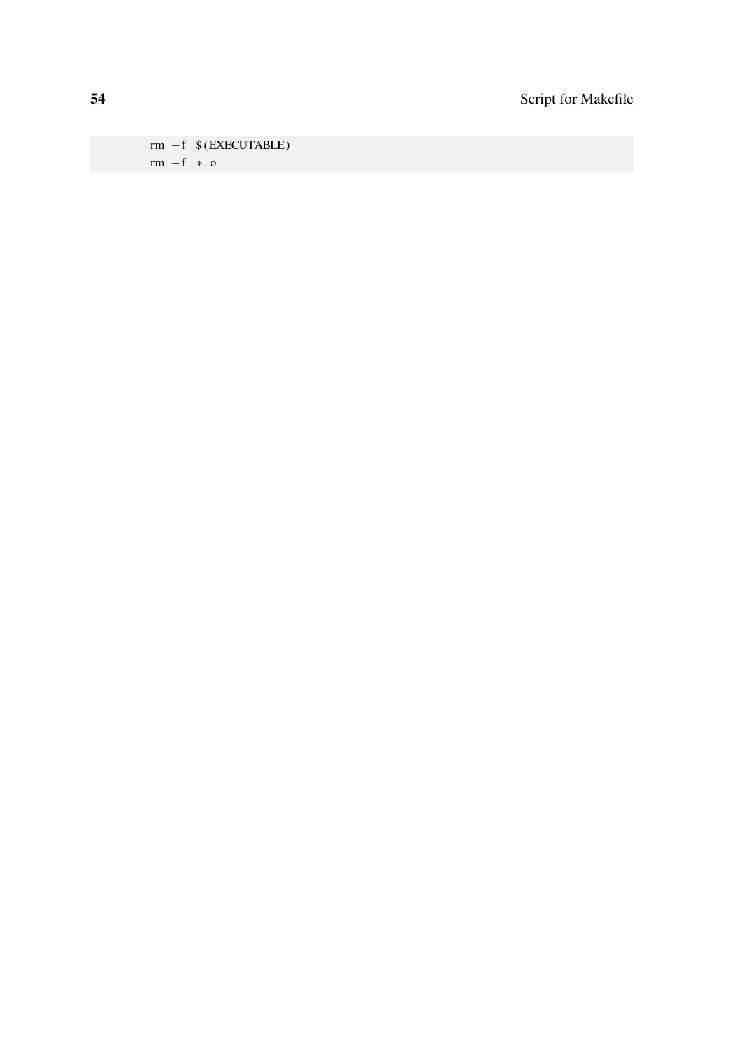```
	rm -f $(EXECUTABLE)
	rm -f *.o
```